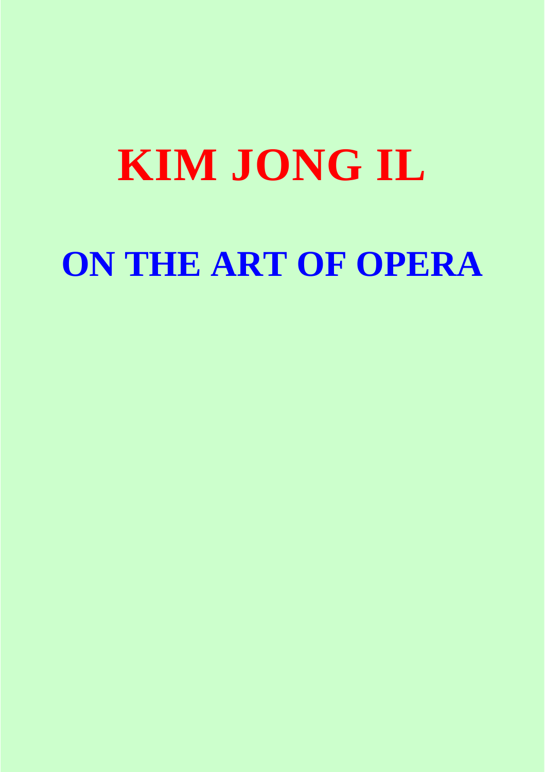# KIM JONG IL

## ON THE ART OF OPERA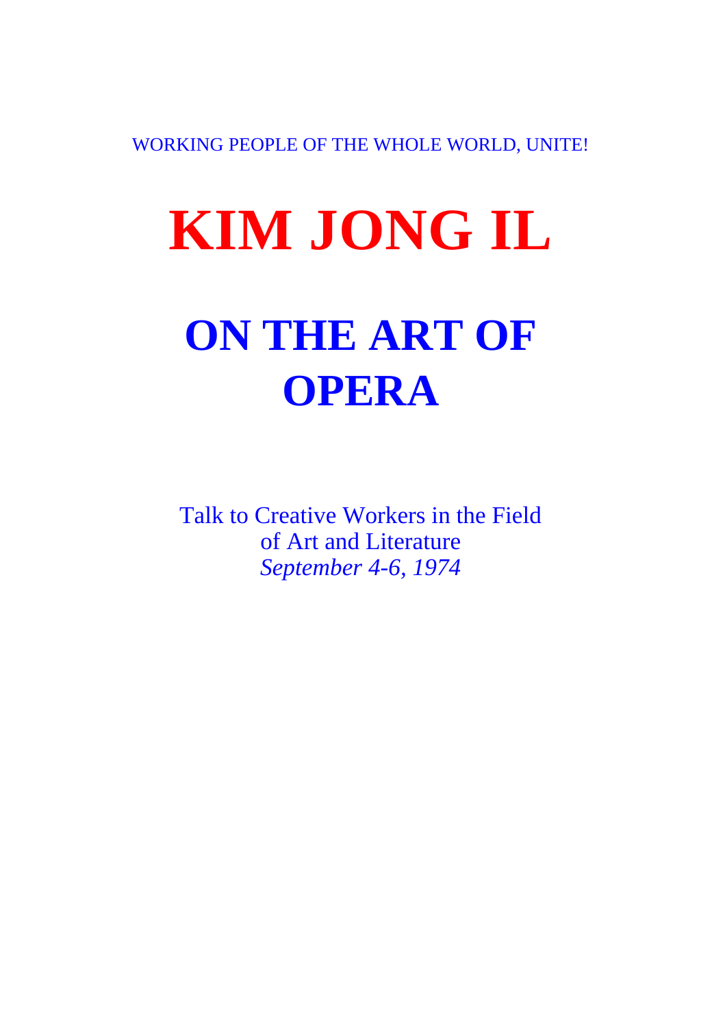WORKING PEOPLE OF THE WHOLE WORLD, UNITE!

# KIM JONG IL

# ON THE ART OF OPERA

Talk to Creative Workers in the Field of Art and Literature
*September 4-6, 1974*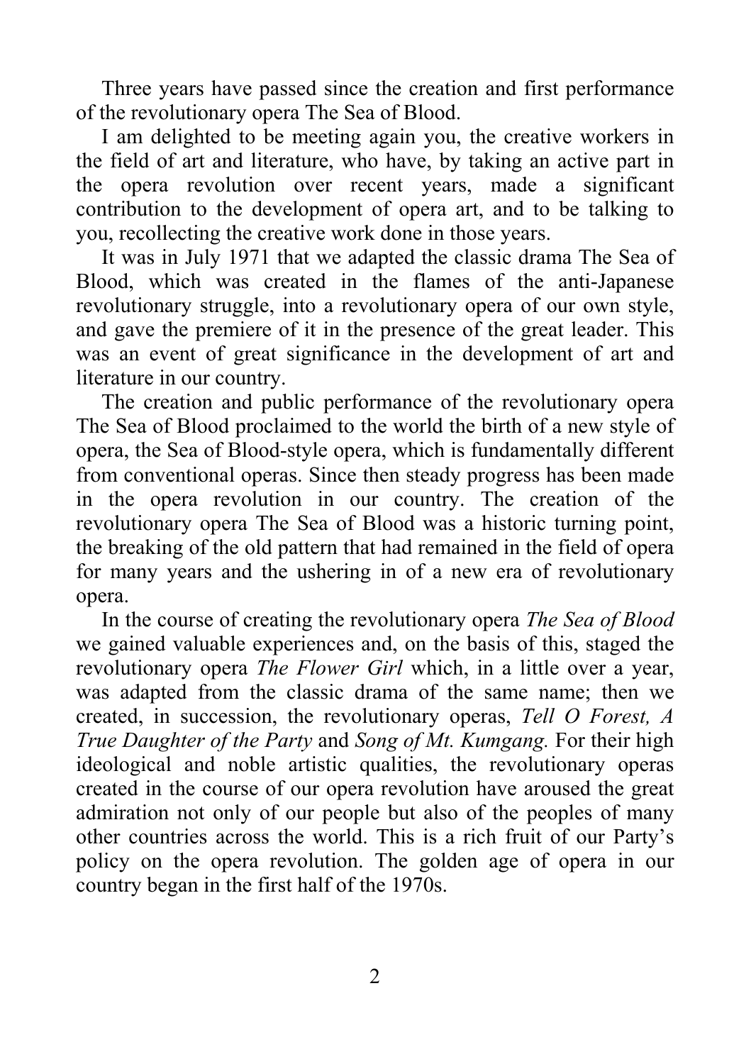Three years have passed since the creation and first performance of the revolutionary opera The Sea of Blood.

I am delighted to be meeting again you, the creative workers in the field of art and literature, who have, by taking an active part in the opera revolution over recent years, made a significant contribution to the development of opera art, and to be talking to you, recollecting the creative work done in those years.

It was in July 1971 that we adapted the classic drama The Sea of Blood, which was created in the flames of the anti-Japanese revolutionary struggle, into a revolutionary opera of our own style, and gave the premiere of it in the presence of the great leader. This was an event of great significance in the development of art and literature in our country.

The creation and public performance of the revolutionary opera The Sea of Blood proclaimed to the world the birth of a new style of opera, the Sea of Blood-style opera, which is fundamentally different from conventional operas. Since then steady progress has been made in the opera revolution in our country. The creation of the revolutionary opera The Sea of Blood was a historic turning point, the breaking of the old pattern that had remained in the field of opera for many years and the ushering in of a new era of revolutionary opera.

In the course of creating the revolutionary opera *The Sea of Blood* we gained valuable experiences and, on the basis of this, staged the revolutionary opera *The Flower Girl* which, in a little over a year, was adapted from the classic drama of the same name; then we created, in succession, the revolutionary operas, *Tell O Forest, A True Daughter of the Party* and *Song of Mt. Kumgang.* For their high ideological and noble artistic qualities, the revolutionary operas created in the course of our opera revolution have aroused the great admiration not only of our people but also of the peoples of many other countries across the world. This is a rich fruit of our Party's policy on the opera revolution. The golden age of opera in our country began in the first half of the 1970s.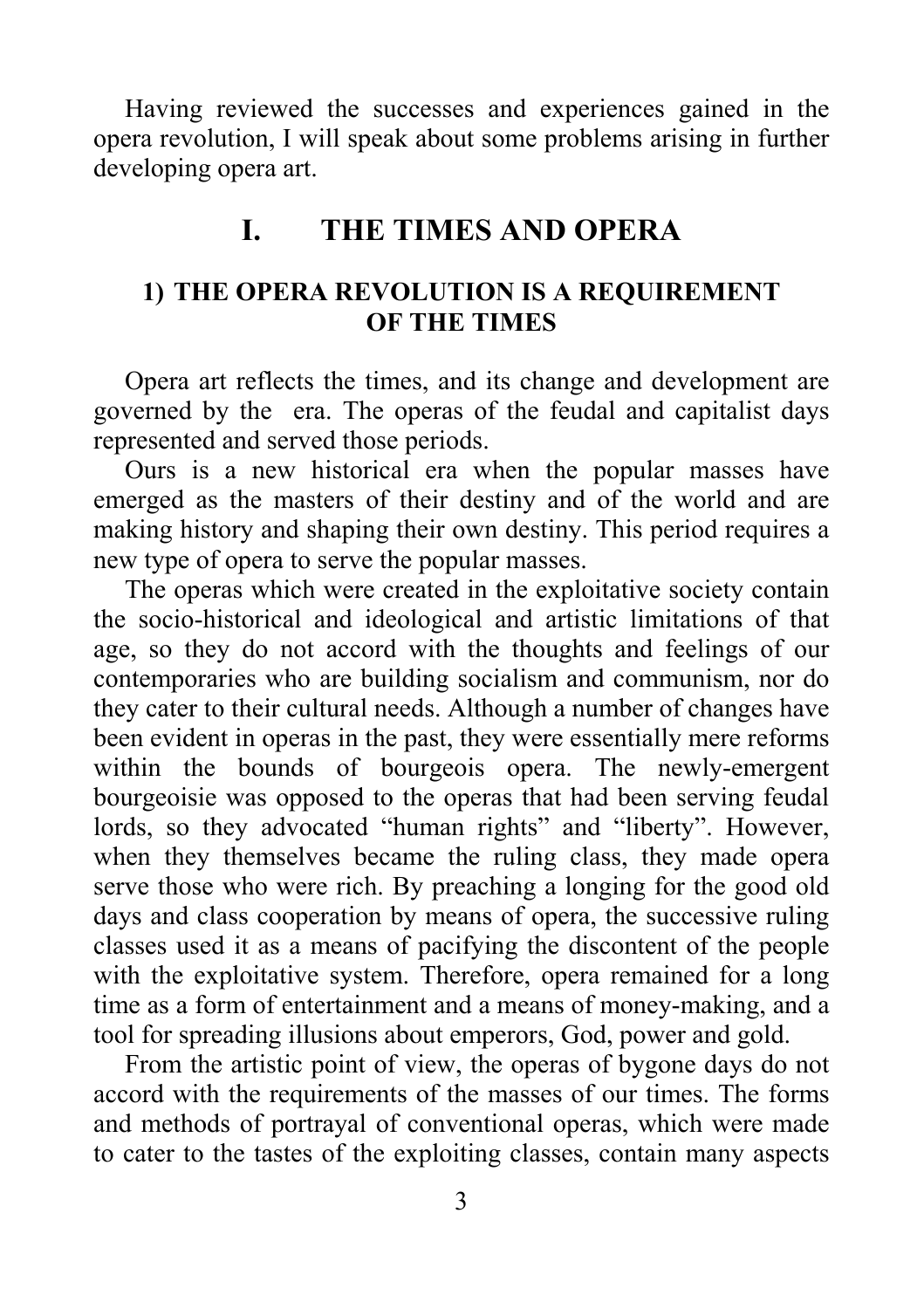Having reviewed the successes and experiences gained in the opera revolution, I will speak about some problems arising in further developing opera art.

# I. THE TIMES AND OPERA

## 1) THE OPERA REVOLUTION IS A REQUIREMENT OF THE TIMES

Opera art reflects the times, and its change and development are governed by the era. The operas of the feudal and capitalist days represented and served those periods.

Ours is a new historical era when the popular masses have emerged as the masters of their destiny and of the world and are making history and shaping their own destiny. This period requires a new type of opera to serve the popular masses.

The operas which were created in the exploitative society contain the socio-historical and ideological and artistic limitations of that age, so they do not accord with the thoughts and feelings of our contemporaries who are building socialism and communism, nor do they cater to their cultural needs. Although a number of changes have been evident in operas in the past, they were essentially mere reforms within the bounds of bourgeois opera. The newly-emergent bourgeoisie was opposed to the operas that had been serving feudal lords, so they advocated "human rights" and "liberty". However, when they themselves became the ruling class, they made opera serve those who were rich. By preaching a longing for the good old days and class cooperation by means of opera, the successive ruling classes used it as a means of pacifying the discontent of the people with the exploitative system. Therefore, opera remained for a long time as a form of entertainment and a means of money-making, and a tool for spreading illusions about emperors, God, power and gold.

From the artistic point of view, the operas of bygone days do not accord with the requirements of the masses of our times. The forms and methods of portrayal of conventional operas, which were made to cater to the tastes of the exploiting classes, contain many aspects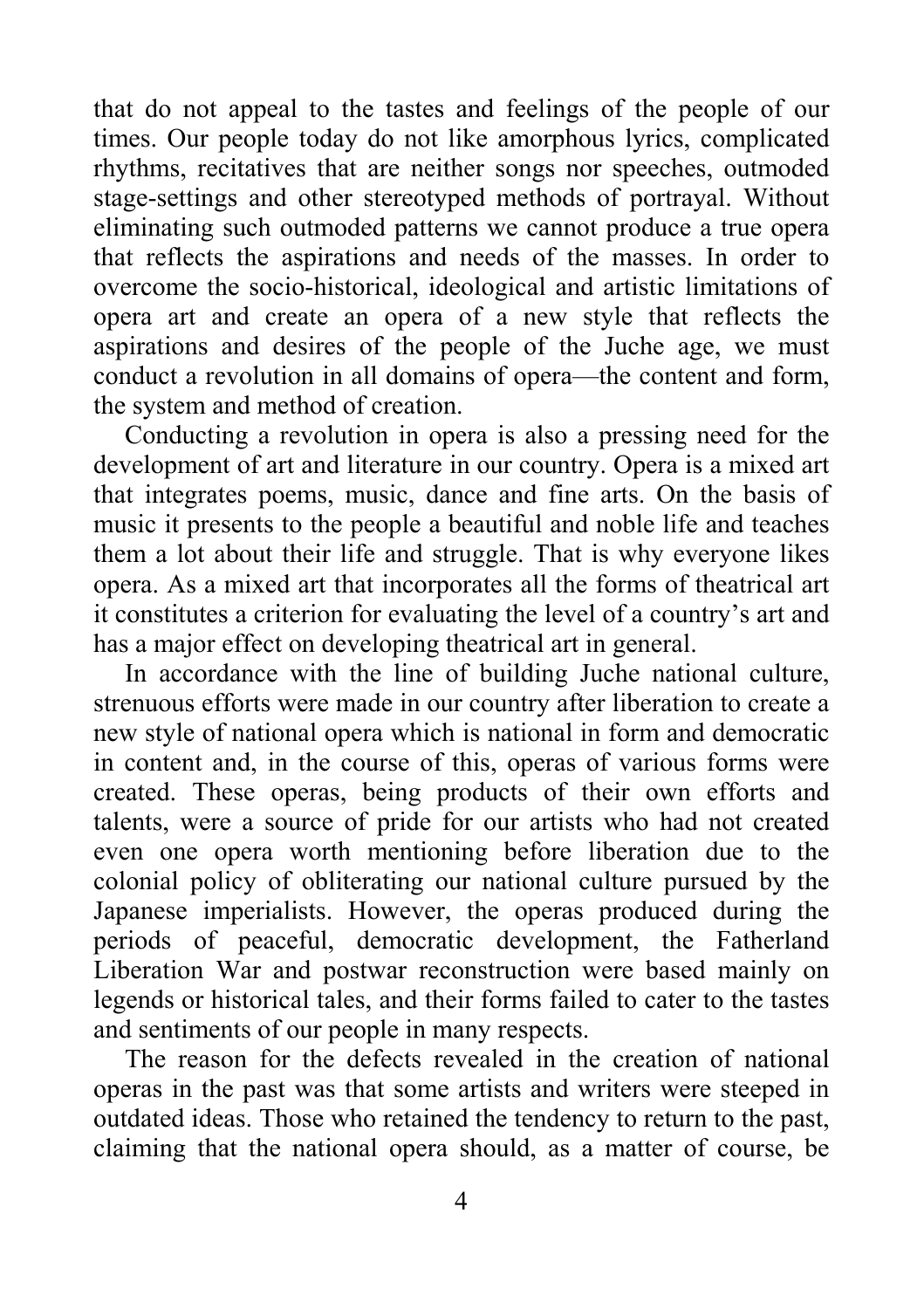that do not appeal to the tastes and feelings of the people of our times. Our people today do not like amorphous lyrics, complicated rhythms, recitatives that are neither songs nor speeches, outmoded stage-settings and other stereotyped methods of portrayal. Without eliminating such outmoded patterns we cannot produce a true opera that reflects the aspirations and needs of the masses. In order to overcome the socio-historical, ideological and artistic limitations of opera art and create an opera of a new style that reflects the aspirations and desires of the people of the Juche age, we must conduct a revolution in all domains of opera—the content and form, the system and method of creation.

Conducting a revolution in opera is also a pressing need for the development of art and literature in our country. Opera is a mixed art that integrates poems, music, dance and fine arts. On the basis of music it presents to the people a beautiful and noble life and teaches them a lot about their life and struggle. That is why everyone likes opera. As a mixed art that incorporates all the forms of theatrical art it constitutes a criterion for evaluating the level of a country's art and has a major effect on developing theatrical art in general.

In accordance with the line of building Juche national culture, strenuous efforts were made in our country after liberation to create a new style of national opera which is national in form and democratic in content and, in the course of this, operas of various forms were created. These operas, being products of their own efforts and talents, were a source of pride for our artists who had not created even one opera worth mentioning before liberation due to the colonial policy of obliterating our national culture pursued by the Japanese imperialists. However, the operas produced during the periods of peaceful, democratic development, the Fatherland Liberation War and postwar reconstruction were based mainly on legends or historical tales, and their forms failed to cater to the tastes and sentiments of our people in many respects.

The reason for the defects revealed in the creation of national operas in the past was that some artists and writers were steeped in outdated ideas. Those who retained the tendency to return to the past, claiming that the national opera should, as a matter of course, be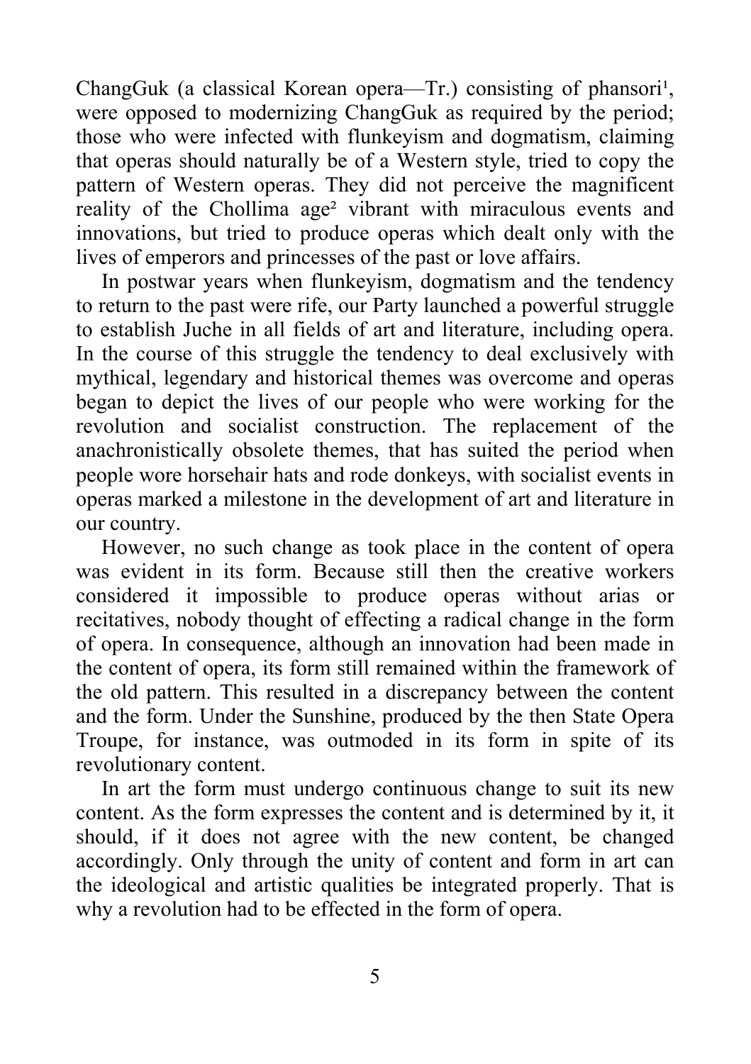ChangGuk (a classical Korean opera—Tr.) consisting of phansori[1], were opposed to modernizing ChangGuk as required by the period; those who were infected with flunkeyism and dogmatism, claiming that operas should naturally be of a Western style, tried to copy the pattern of Western operas. They did not perceive the magnificent reality of the Chollima age[2] vibrant with miraculous events and innovations, but tried to produce operas which dealt only with the lives of emperors and princesses of the past or love affairs.

In postwar years when flunkeyism, dogmatism and the tendency to return to the past were rife, our Party launched a powerful struggle to establish Juche in all fields of art and literature, including opera. In the course of this struggle the tendency to deal exclusively with mythical, legendary and historical themes was overcome and operas began to depict the lives of our people who were working for the revolution and socialist construction. The replacement of the anachronistically obsolete themes, that has suited the period when people wore horsehair hats and rode donkeys, with socialist events in operas marked a milestone in the development of art and literature in our country.

However, no such change as took place in the content of opera was evident in its form. Because still then the creative workers considered it impossible to produce operas without arias or recitatives, nobody thought of effecting a radical change in the form of opera. In consequence, although an innovation had been made in the content of opera, its form still remained within the framework of the old pattern. This resulted in a discrepancy between the content and the form. Under the Sunshine, produced by the then State Opera Troupe, for instance, was outmoded in its form in spite of its revolutionary content.

In art the form must undergo continuous change to suit its new content. As the form expresses the content and is determined by it, it should, if it does not agree with the new content, be changed accordingly. Only through the unity of content and form in art can the ideological and artistic qualities be integrated properly. That is why a revolution had to be effected in the form of opera.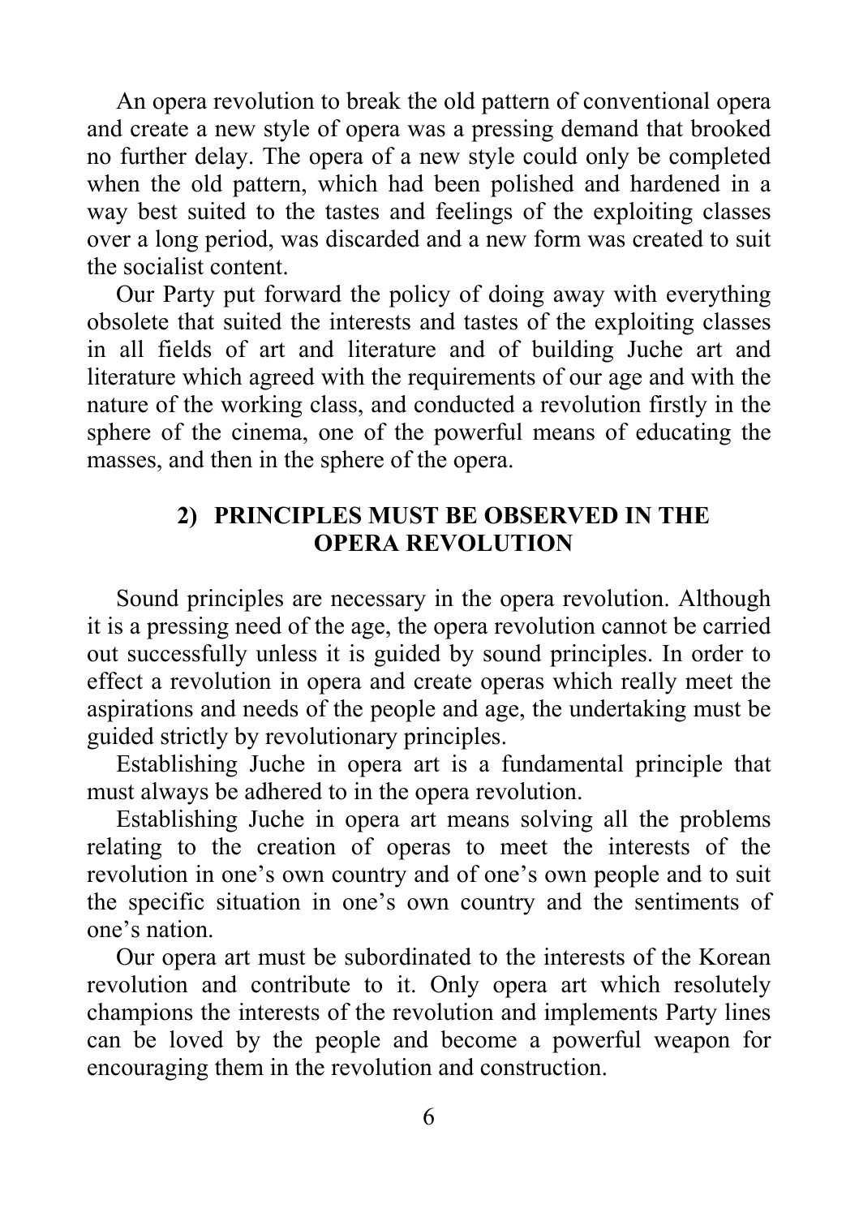An opera revolution to break the old pattern of conventional opera and create a new style of opera was a pressing demand that brooked no further delay. The opera of a new style could only be completed when the old pattern, which had been polished and hardened in a way best suited to the tastes and feelings of the exploiting classes over a long period, was discarded and a new form was created to suit the socialist content.

Our Party put forward the policy of doing away with everything obsolete that suited the interests and tastes of the exploiting classes in all fields of art and literature and of building Juche art and literature which agreed with the requirements of our age and with the nature of the working class, and conducted a revolution firstly in the sphere of the cinema, one of the powerful means of educating the masses, and then in the sphere of the opera.

### 2) PRINCIPLES MUST BE OBSERVED IN THE OPERA REVOLUTION

Sound principles are necessary in the opera revolution. Although it is a pressing need of the age, the opera revolution cannot be carried out successfully unless it is guided by sound principles. In order to effect a revolution in opera and create operas which really meet the aspirations and needs of the people and age, the undertaking must be guided strictly by revolutionary principles.

Establishing Juche in opera art is a fundamental principle that must always be adhered to in the opera revolution.

Establishing Juche in opera art means solving all the problems relating to the creation of operas to meet the interests of the revolution in one's own country and of one's own people and to suit the specific situation in one's own country and the sentiments of one's nation.

Our opera art must be subordinated to the interests of the Korean revolution and contribute to it. Only opera art which resolutely champions the interests of the revolution and implements Party lines can be loved by the people and become a powerful weapon for encouraging them in the revolution and construction.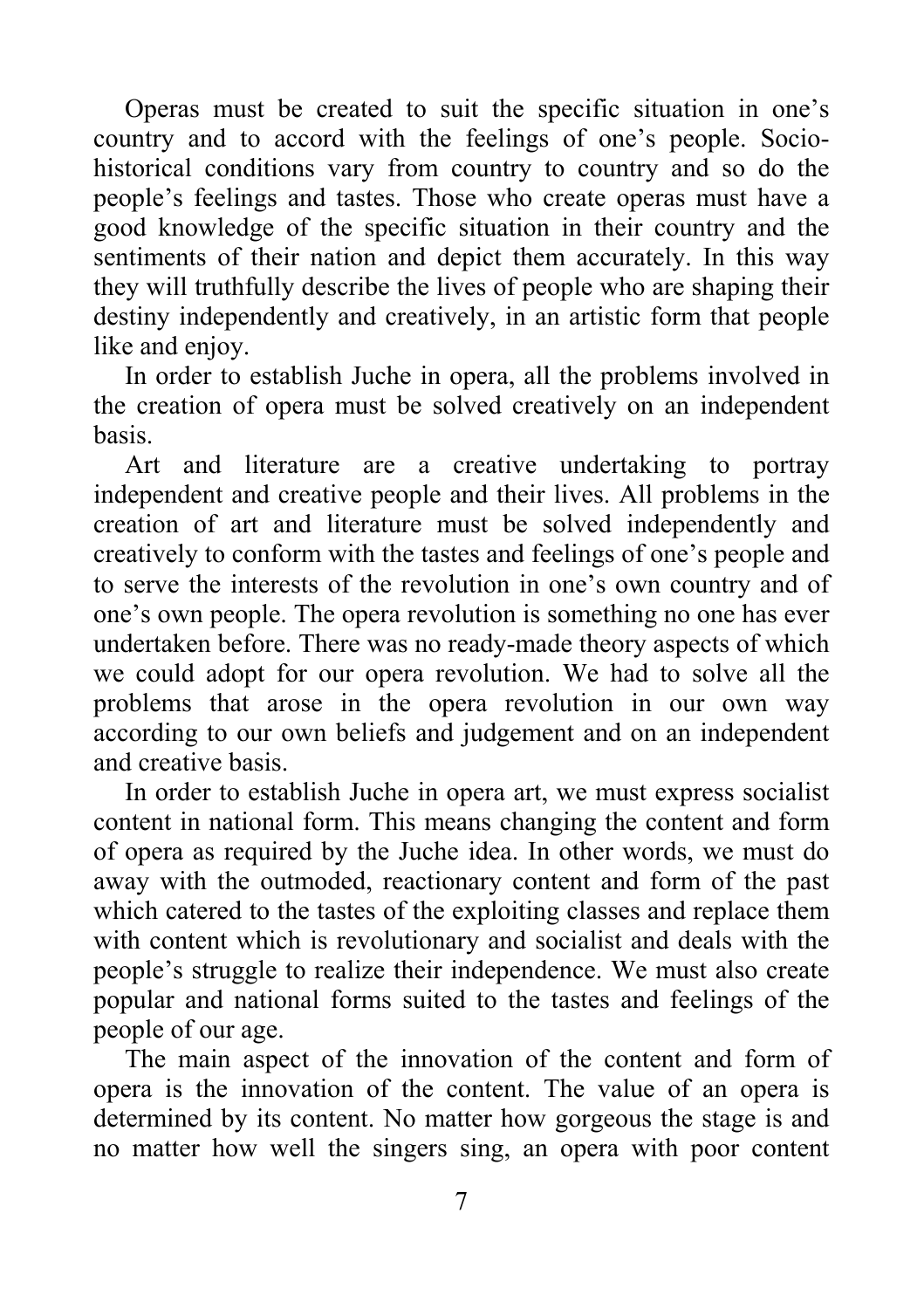Operas must be created to suit the specific situation in one's country and to accord with the feelings of one's people. Socio-historical conditions vary from country to country and so do the people's feelings and tastes. Those who create operas must have a good knowledge of the specific situation in their country and the sentiments of their nation and depict them accurately. In this way they will truthfully describe the lives of people who are shaping their destiny independently and creatively, in an artistic form that people like and enjoy.

In order to establish Juche in opera, all the problems involved in the creation of opera must be solved creatively on an independent basis.

Art and literature are a creative undertaking to portray independent and creative people and their lives. All problems in the creation of art and literature must be solved independently and creatively to conform with the tastes and feelings of one's people and to serve the interests of the revolution in one's own country and of one's own people. The opera revolution is something no one has ever undertaken before. There was no ready-made theory aspects of which we could adopt for our opera revolution. We had to solve all the problems that arose in the opera revolution in our own way according to our own beliefs and judgement and on an independent and creative basis.

In order to establish Juche in opera art, we must express socialist content in national form. This means changing the content and form of opera as required by the Juche idea. In other words, we must do away with the outmoded, reactionary content and form of the past which catered to the tastes of the exploiting classes and replace them with content which is revolutionary and socialist and deals with the people's struggle to realize their independence. We must also create popular and national forms suited to the tastes and feelings of the people of our age.

The main aspect of the innovation of the content and form of opera is the innovation of the content. The value of an opera is determined by its content. No matter how gorgeous the stage is and no matter how well the singers sing, an opera with poor content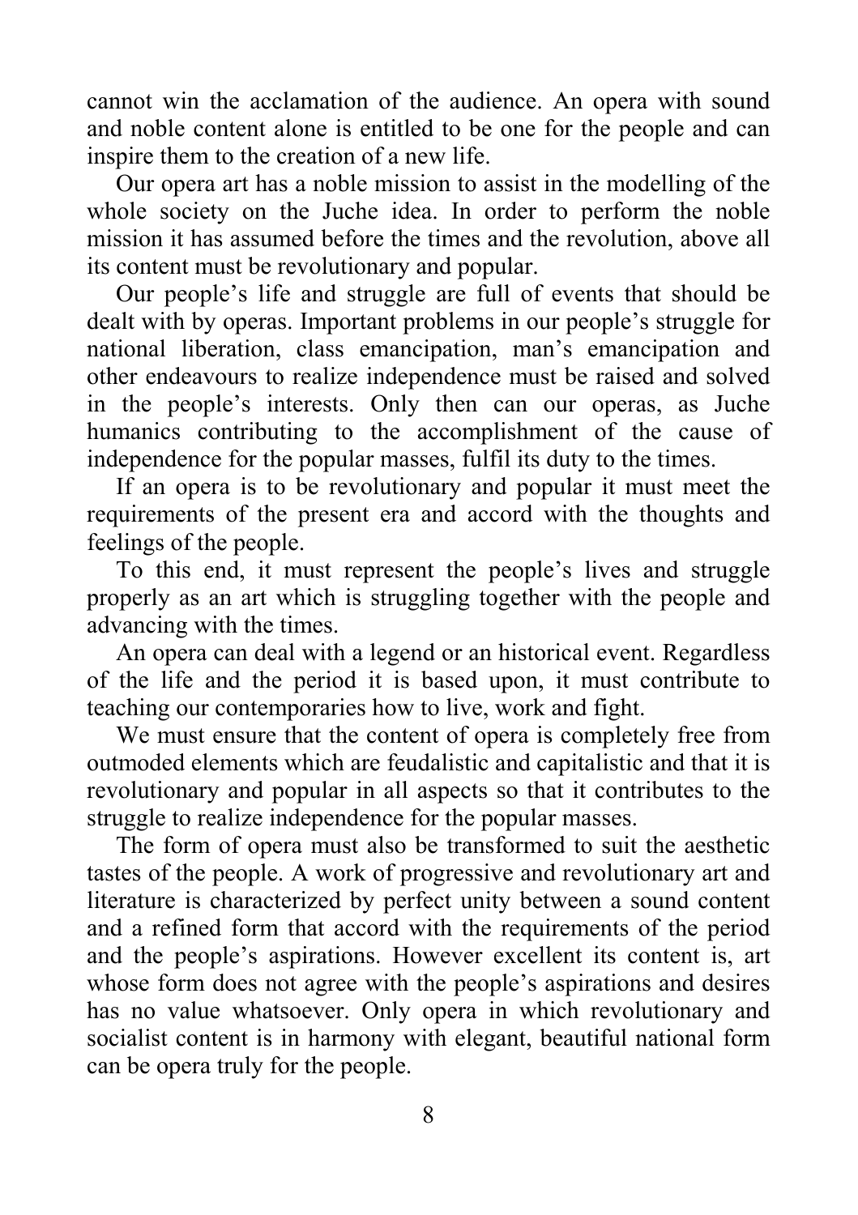cannot win the acclamation of the audience. An opera with sound and noble content alone is entitled to be one for the people and can inspire them to the creation of a new life.

Our opera art has a noble mission to assist in the modelling of the whole society on the Juche idea. In order to perform the noble mission it has assumed before the times and the revolution, above all its content must be revolutionary and popular.

Our people's life and struggle are full of events that should be dealt with by operas. Important problems in our people's struggle for national liberation, class emancipation, man's emancipation and other endeavours to realize independence must be raised and solved in the people's interests. Only then can our operas, as Juche humanics contributing to the accomplishment of the cause of independence for the popular masses, fulfil its duty to the times.

If an opera is to be revolutionary and popular it must meet the requirements of the present era and accord with the thoughts and feelings of the people.

To this end, it must represent the people's lives and struggle properly as an art which is struggling together with the people and advancing with the times.

An opera can deal with a legend or an historical event. Regardless of the life and the period it is based upon, it must contribute to teaching our contemporaries how to live, work and fight.

We must ensure that the content of opera is completely free from outmoded elements which are feudalistic and capitalistic and that it is revolutionary and popular in all aspects so that it contributes to the struggle to realize independence for the popular masses.

The form of opera must also be transformed to suit the aesthetic tastes of the people. A work of progressive and revolutionary art and literature is characterized by perfect unity between a sound content and a refined form that accord with the requirements of the period and the people's aspirations. However excellent its content is, art whose form does not agree with the people's aspirations and desires has no value whatsoever. Only opera in which revolutionary and socialist content is in harmony with elegant, beautiful national form can be opera truly for the people.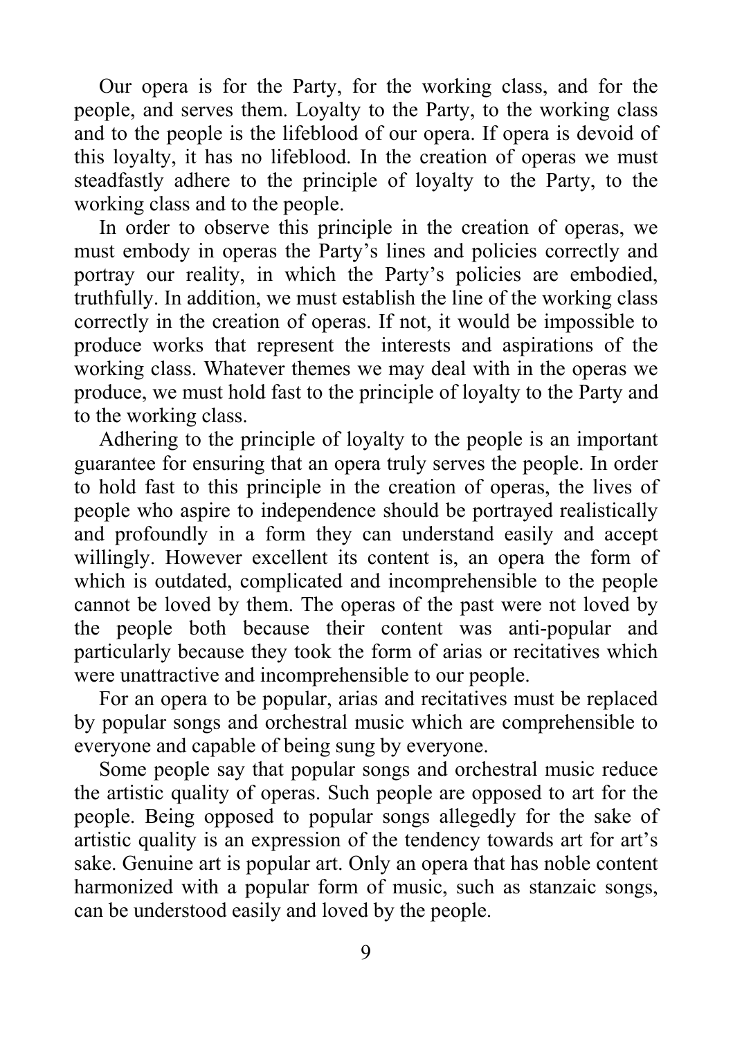Our opera is for the Party, for the working class, and for the people, and serves them. Loyalty to the Party, to the working class and to the people is the lifeblood of our opera. If opera is devoid of this loyalty, it has no lifeblood. In the creation of operas we must steadfastly adhere to the principle of loyalty to the Party, to the working class and to the people.

In order to observe this principle in the creation of operas, we must embody in operas the Party's lines and policies correctly and portray our reality, in which the Party's policies are embodied, truthfully. In addition, we must establish the line of the working class correctly in the creation of operas. If not, it would be impossible to produce works that represent the interests and aspirations of the working class. Whatever themes we may deal with in the operas we produce, we must hold fast to the principle of loyalty to the Party and to the working class.

Adhering to the principle of loyalty to the people is an important guarantee for ensuring that an opera truly serves the people. In order to hold fast to this principle in the creation of operas, the lives of people who aspire to independence should be portrayed realistically and profoundly in a form they can understand easily and accept willingly. However excellent its content is, an opera the form of which is outdated, complicated and incomprehensible to the people cannot be loved by them. The operas of the past were not loved by the people both because their content was anti-popular and particularly because they took the form of arias or recitatives which were unattractive and incomprehensible to our people.

For an opera to be popular, arias and recitatives must be replaced by popular songs and orchestral music which are comprehensible to everyone and capable of being sung by everyone.

Some people say that popular songs and orchestral music reduce the artistic quality of operas. Such people are opposed to art for the people. Being opposed to popular songs allegedly for the sake of artistic quality is an expression of the tendency towards art for art's sake. Genuine art is popular art. Only an opera that has noble content harmonized with a popular form of music, such as stanzaic songs, can be understood easily and loved by the people.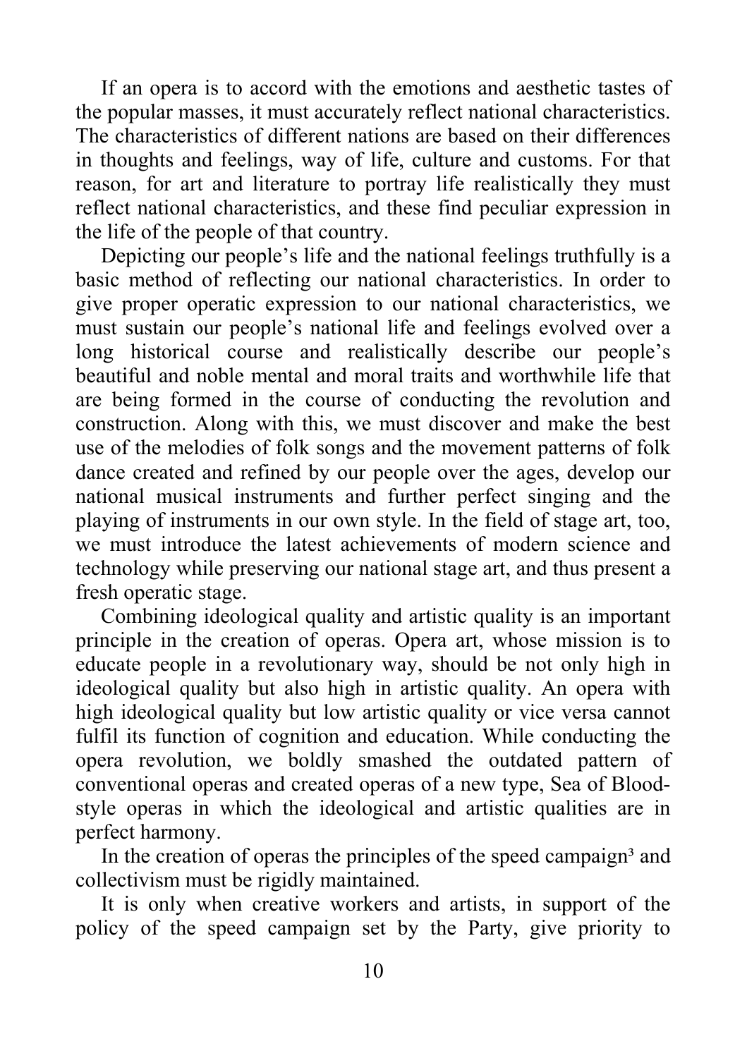If an opera is to accord with the emotions and aesthetic tastes of the popular masses, it must accurately reflect national characteristics. The characteristics of different nations are based on their differences in thoughts and feelings, way of life, culture and customs. For that reason, for art and literature to portray life realistically they must reflect national characteristics, and these find peculiar expression in the life of the people of that country.

Depicting our people's life and the national feelings truthfully is a basic method of reflecting our national characteristics. In order to give proper operatic expression to our national characteristics, we must sustain our people's national life and feelings evolved over a long historical course and realistically describe our people's beautiful and noble mental and moral traits and worthwhile life that are being formed in the course of conducting the revolution and construction. Along with this, we must discover and make the best use of the melodies of folk songs and the movement patterns of folk dance created and refined by our people over the ages, develop our national musical instruments and further perfect singing and the playing of instruments in our own style. In the field of stage art, too, we must introduce the latest achievements of modern science and technology while preserving our national stage art, and thus present a fresh operatic stage.

Combining ideological quality and artistic quality is an important principle in the creation of operas. Opera art, whose mission is to educate people in a revolutionary way, should be not only high in ideological quality but also high in artistic quality. An opera with high ideological quality but low artistic quality or vice versa cannot fulfil its function of cognition and education. While conducting the opera revolution, we boldly smashed the outdated pattern of conventional operas and created operas of a new type, Sea of Blood-style operas in which the ideological and artistic qualities are in perfect harmony.

In the creation of operas the principles of the speed campaign[3] and collectivism must be rigidly maintained.

It is only when creative workers and artists, in support of the policy of the speed campaign set by the Party, give priority to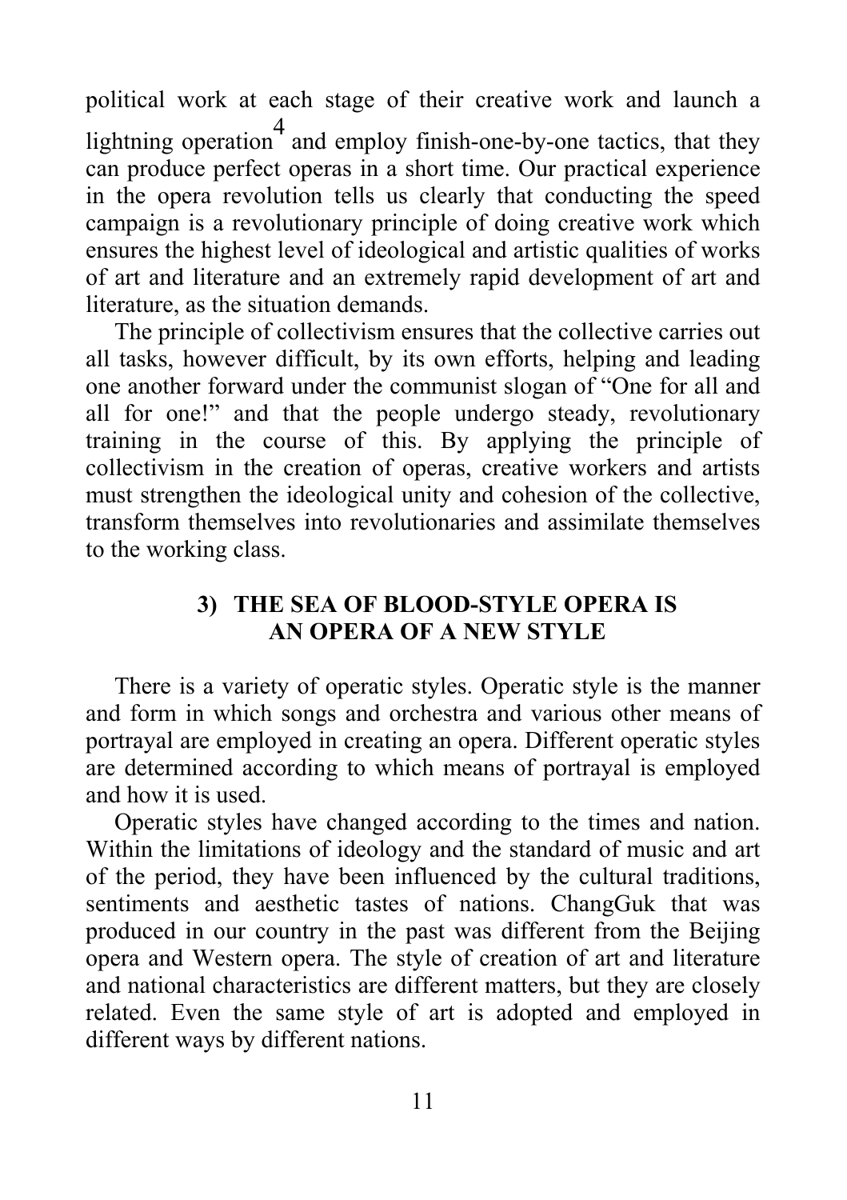political work at each stage of their creative work and launch a lightning operation[4] and employ finish-one-by-one tactics, that they can produce perfect operas in a short time. Our practical experience in the opera revolution tells us clearly that conducting the speed campaign is a revolutionary principle of doing creative work which ensures the highest level of ideological and artistic qualities of works of art and literature and an extremely rapid development of art and literature, as the situation demands.

The principle of collectivism ensures that the collective carries out all tasks, however difficult, by its own efforts, helping and leading one another forward under the communist slogan of "One for all and all for one!" and that the people undergo steady, revolutionary training in the course of this. By applying the principle of collectivism in the creation of operas, creative workers and artists must strengthen the ideological unity and cohesion of the collective, transform themselves into revolutionaries and assimilate themselves to the working class.

### 3) THE SEA OF BLOOD-STYLE OPERA IS AN OPERA OF A NEW STYLE

There is a variety of operatic styles. Operatic style is the manner and form in which songs and orchestra and various other means of portrayal are employed in creating an opera. Different operatic styles are determined according to which means of portrayal is employed and how it is used.

Operatic styles have changed according to the times and nation. Within the limitations of ideology and the standard of music and art of the period, they have been influenced by the cultural traditions, sentiments and aesthetic tastes of nations. ChangGuk that was produced in our country in the past was different from the Beijing opera and Western opera. The style of creation of art and literature and national characteristics are different matters, but they are closely related. Even the same style of art is adopted and employed in different ways by different nations.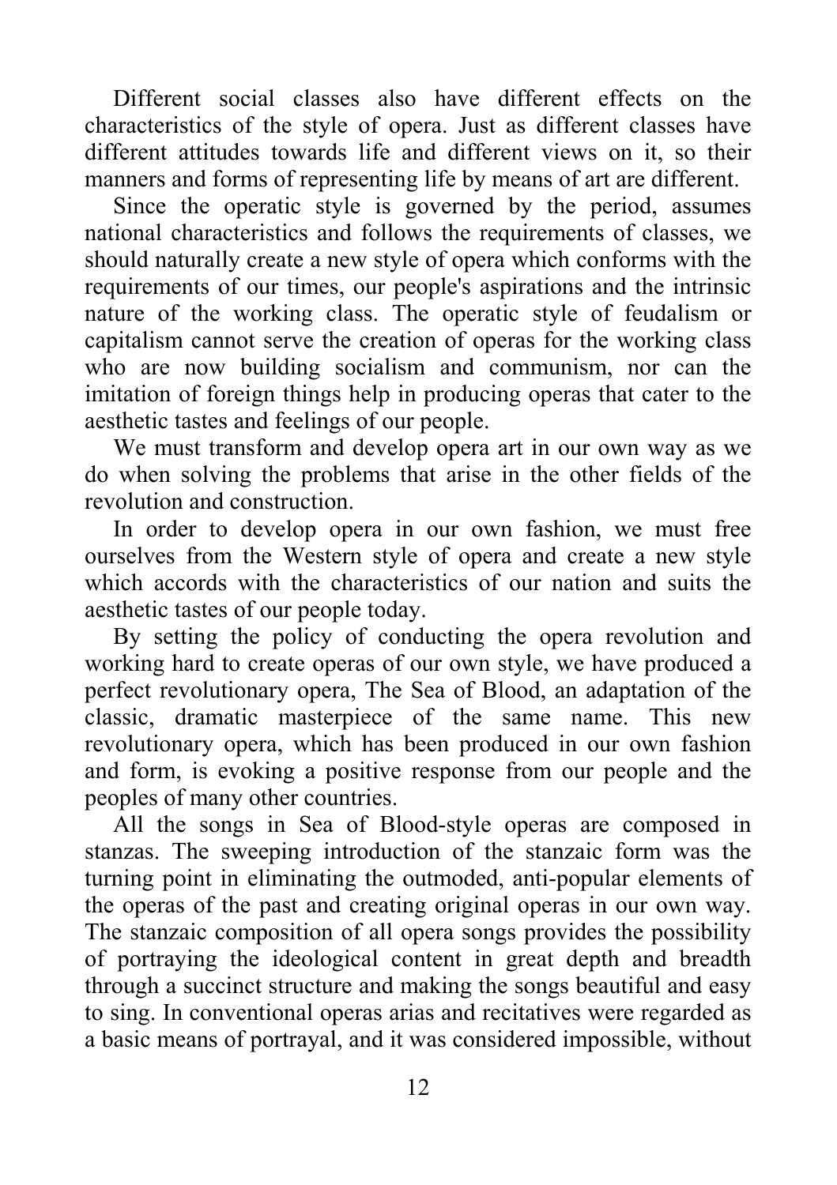Different social classes also have different effects on the characteristics of the style of opera. Just as different classes have different attitudes towards life and different views on it, so their manners and forms of representing life by means of art are different.

Since the operatic style is governed by the period, assumes national characteristics and follows the requirements of classes, we should naturally create a new style of opera which conforms with the requirements of our times, our people's aspirations and the intrinsic nature of the working class. The operatic style of feudalism or capitalism cannot serve the creation of operas for the working class who are now building socialism and communism, nor can the imitation of foreign things help in producing operas that cater to the aesthetic tastes and feelings of our people.

We must transform and develop opera art in our own way as we do when solving the problems that arise in the other fields of the revolution and construction.

In order to develop opera in our own fashion, we must free ourselves from the Western style of opera and create a new style which accords with the characteristics of our nation and suits the aesthetic tastes of our people today.

By setting the policy of conducting the opera revolution and working hard to create operas of our own style, we have produced a perfect revolutionary opera, The Sea of Blood, an adaptation of the classic, dramatic masterpiece of the same name. This new revolutionary opera, which has been produced in our own fashion and form, is evoking a positive response from our people and the peoples of many other countries.

All the songs in Sea of Blood-style operas are composed in stanzas. The sweeping introduction of the stanzaic form was the turning point in eliminating the outmoded, anti-popular elements of the operas of the past and creating original operas in our own way. The stanzaic composition of all opera songs provides the possibility of portraying the ideological content in great depth and breadth through a succinct structure and making the songs beautiful and easy to sing. In conventional operas arias and recitatives were regarded as a basic means of portrayal, and it was considered impossible, without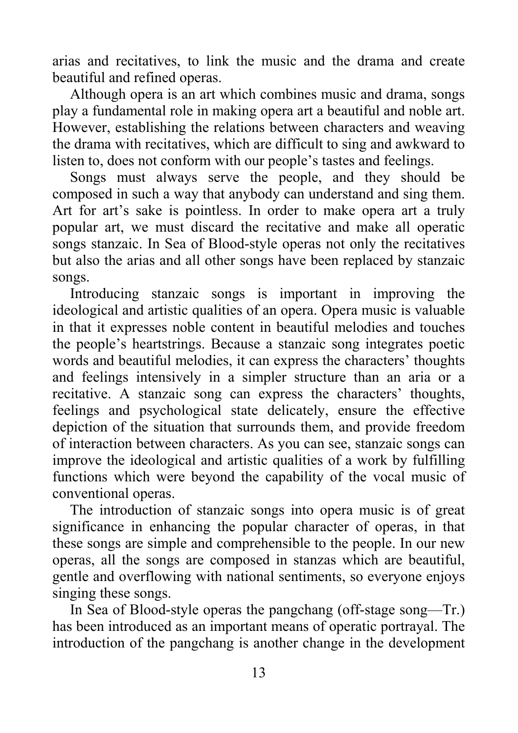arias and recitatives, to link the music and the drama and create beautiful and refined operas.

Although opera is an art which combines music and drama, songs play a fundamental role in making opera art a beautiful and noble art. However, establishing the relations between characters and weaving the drama with recitatives, which are difficult to sing and awkward to listen to, does not conform with our people's tastes and feelings.

Songs must always serve the people, and they should be composed in such a way that anybody can understand and sing them. Art for art's sake is pointless. In order to make opera art a truly popular art, we must discard the recitative and make all operatic songs stanzaic. In Sea of Blood-style operas not only the recitatives but also the arias and all other songs have been replaced by stanzaic songs.

Introducing stanzaic songs is important in improving the ideological and artistic qualities of an opera. Opera music is valuable in that it expresses noble content in beautiful melodies and touches the people's heartstrings. Because a stanzaic song integrates poetic words and beautiful melodies, it can express the characters' thoughts and feelings intensively in a simpler structure than an aria or a recitative. A stanzaic song can express the characters' thoughts, feelings and psychological state delicately, ensure the effective depiction of the situation that surrounds them, and provide freedom of interaction between characters. As you can see, stanzaic songs can improve the ideological and artistic qualities of a work by fulfilling functions which were beyond the capability of the vocal music of conventional operas.

The introduction of stanzaic songs into opera music is of great significance in enhancing the popular character of operas, in that these songs are simple and comprehensible to the people. In our new operas, all the songs are composed in stanzas which are beautiful, gentle and overflowing with national sentiments, so everyone enjoys singing these songs.

In Sea of Blood-style operas the pangchang (off-stage song—Tr.) has been introduced as an important means of operatic portrayal. The introduction of the pangchang is another change in the development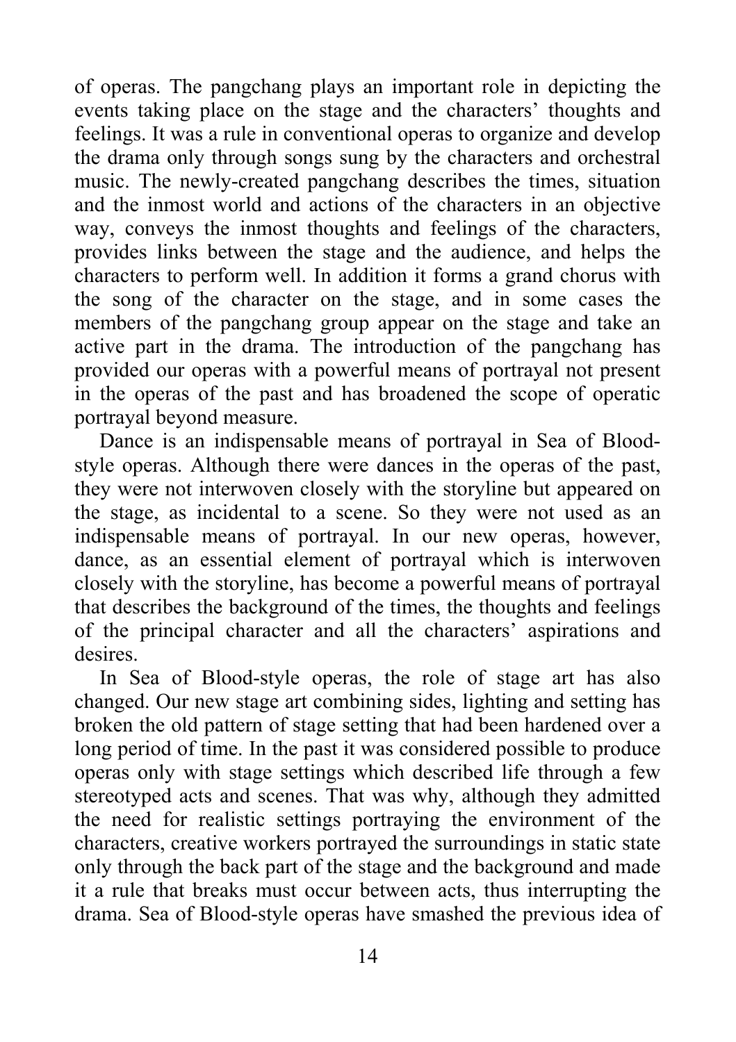of operas. The pangchang plays an important role in depicting the events taking place on the stage and the characters' thoughts and feelings. It was a rule in conventional operas to organize and develop the drama only through songs sung by the characters and orchestral music. The newly-created pangchang describes the times, situation and the inmost world and actions of the characters in an objective way, conveys the inmost thoughts and feelings of the characters, provides links between the stage and the audience, and helps the characters to perform well. In addition it forms a grand chorus with the song of the character on the stage, and in some cases the members of the pangchang group appear on the stage and take an active part in the drama. The introduction of the pangchang has provided our operas with a powerful means of portrayal not present in the operas of the past and has broadened the scope of operatic portrayal beyond measure.

Dance is an indispensable means of portrayal in Sea of Blood-style operas. Although there were dances in the operas of the past, they were not interwoven closely with the storyline but appeared on the stage, as incidental to a scene. So they were not used as an indispensable means of portrayal. In our new operas, however, dance, as an essential element of portrayal which is interwoven closely with the storyline, has become a powerful means of portrayal that describes the background of the times, the thoughts and feelings of the principal character and all the characters' aspirations and desires.

In Sea of Blood-style operas, the role of stage art has also changed. Our new stage art combining sides, lighting and setting has broken the old pattern of stage setting that had been hardened over a long period of time. In the past it was considered possible to produce operas only with stage settings which described life through a few stereotyped acts and scenes. That was why, although they admitted the need for realistic settings portraying the environment of the characters, creative workers portrayed the surroundings in static state only through the back part of the stage and the background and made it a rule that breaks must occur between acts, thus interrupting the drama. Sea of Blood-style operas have smashed the previous idea of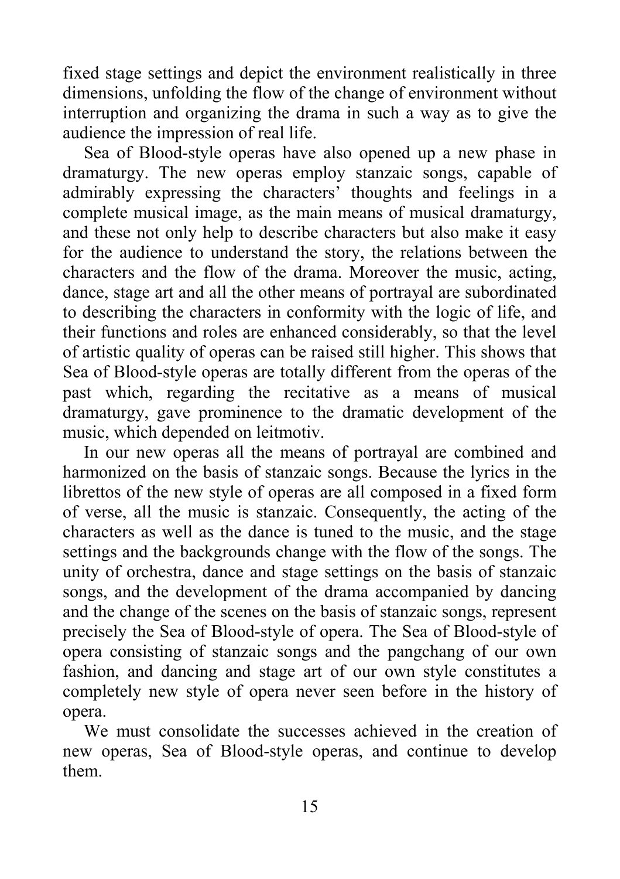fixed stage settings and depict the environment realistically in three dimensions, unfolding the flow of the change of environment without interruption and organizing the drama in such a way as to give the audience the impression of real life.

Sea of Blood-style operas have also opened up a new phase in dramaturgy. The new operas employ stanzaic songs, capable of admirably expressing the characters' thoughts and feelings in a complete musical image, as the main means of musical dramaturgy, and these not only help to describe characters but also make it easy for the audience to understand the story, the relations between the characters and the flow of the drama. Moreover the music, acting, dance, stage art and all the other means of portrayal are subordinated to describing the characters in conformity with the logic of life, and their functions and roles are enhanced considerably, so that the level of artistic quality of operas can be raised still higher. This shows that Sea of Blood-style operas are totally different from the operas of the past which, regarding the recitative as a means of musical dramaturgy, gave prominence to the dramatic development of the music, which depended on leitmotiv.

In our new operas all the means of portrayal are combined and harmonized on the basis of stanzaic songs. Because the lyrics in the librettos of the new style of operas are all composed in a fixed form of verse, all the music is stanzaic. Consequently, the acting of the characters as well as the dance is tuned to the music, and the stage settings and the backgrounds change with the flow of the songs. The unity of orchestra, dance and stage settings on the basis of stanzaic songs, and the development of the drama accompanied by dancing and the change of the scenes on the basis of stanzaic songs, represent precisely the Sea of Blood-style of opera. The Sea of Blood-style of opera consisting of stanzaic songs and the pangchang of our own fashion, and dancing and stage art of our own style constitutes a completely new style of opera never seen before in the history of opera.

We must consolidate the successes achieved in the creation of new operas, Sea of Blood-style operas, and continue to develop them.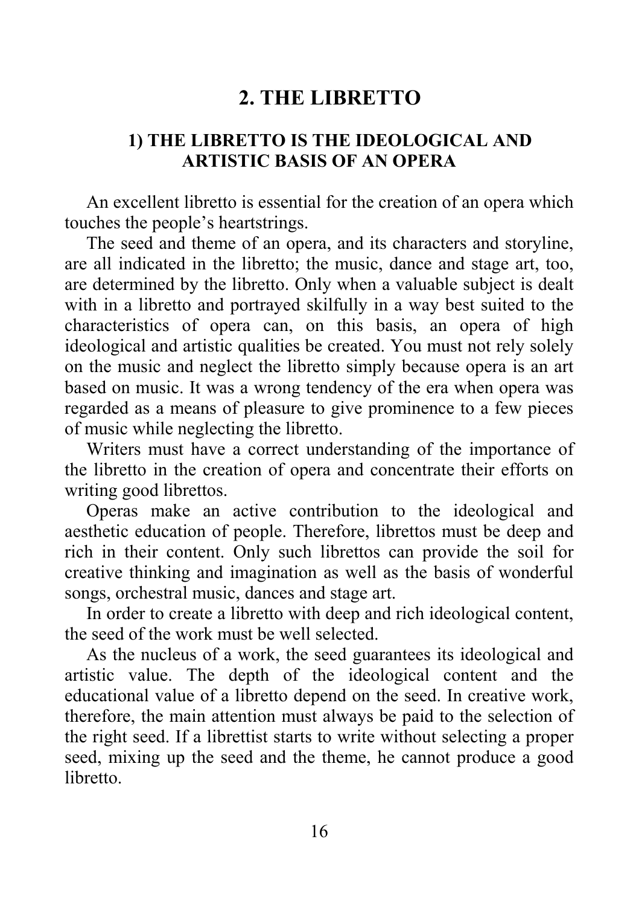## 2. THE LIBRETTO

### 1) THE LIBRETTO IS THE IDEOLOGICAL AND ARTISTIC BASIS OF AN OPERA

An excellent libretto is essential for the creation of an opera which touches the people's heartstrings.

The seed and theme of an opera, and its characters and storyline, are all indicated in the libretto; the music, dance and stage art, too, are determined by the libretto. Only when a valuable subject is dealt with in a libretto and portrayed skilfully in a way best suited to the characteristics of opera can, on this basis, an opera of high ideological and artistic qualities be created. You must not rely solely on the music and neglect the libretto simply because opera is an art based on music. It was a wrong tendency of the era when opera was regarded as a means of pleasure to give prominence to a few pieces of music while neglecting the libretto.

Writers must have a correct understanding of the importance of the libretto in the creation of opera and concentrate their efforts on writing good librettos.

Operas make an active contribution to the ideological and aesthetic education of people. Therefore, librettos must be deep and rich in their content. Only such librettos can provide the soil for creative thinking and imagination as well as the basis of wonderful songs, orchestral music, dances and stage art.

In order to create a libretto with deep and rich ideological content, the seed of the work must be well selected.

As the nucleus of a work, the seed guarantees its ideological and artistic value. The depth of the ideological content and the educational value of a libretto depend on the seed. In creative work, therefore, the main attention must always be paid to the selection of the right seed. If a librettist starts to write without selecting a proper seed, mixing up the seed and the theme, he cannot produce a good libretto.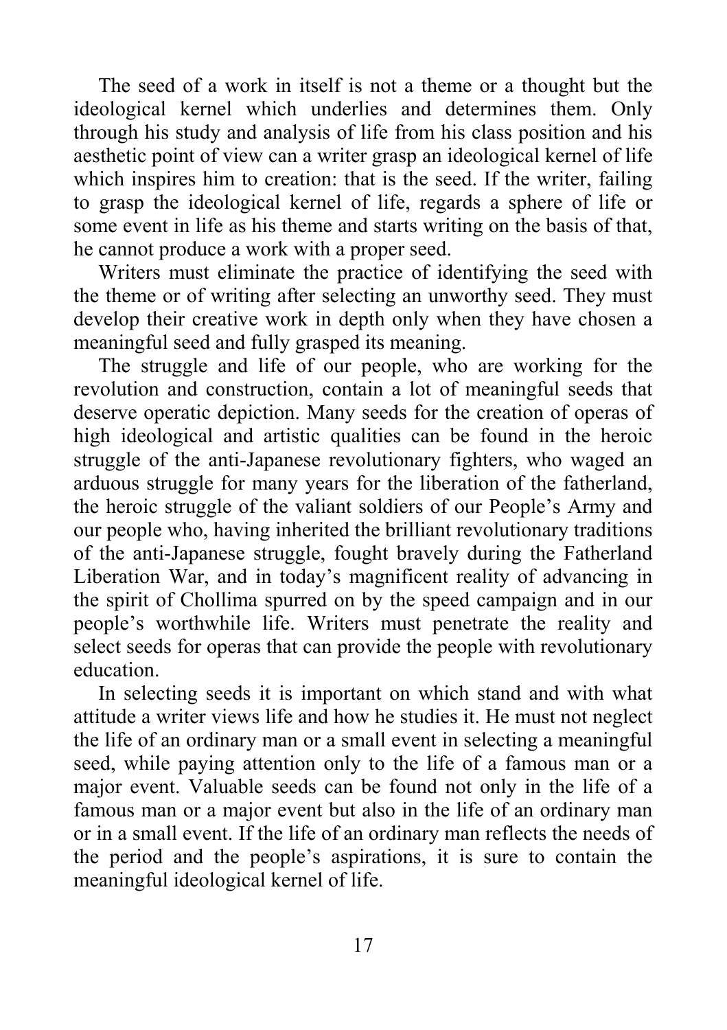The seed of a work in itself is not a theme or a thought but the ideological kernel which underlies and determines them. Only through his study and analysis of life from his class position and his aesthetic point of view can a writer grasp an ideological kernel of life which inspires him to creation: that is the seed. If the writer, failing to grasp the ideological kernel of life, regards a sphere of life or some event in life as his theme and starts writing on the basis of that, he cannot produce a work with a proper seed.

Writers must eliminate the practice of identifying the seed with the theme or of writing after selecting an unworthy seed. They must develop their creative work in depth only when they have chosen a meaningful seed and fully grasped its meaning.

The struggle and life of our people, who are working for the revolution and construction, contain a lot of meaningful seeds that deserve operatic depiction. Many seeds for the creation of operas of high ideological and artistic qualities can be found in the heroic struggle of the anti-Japanese revolutionary fighters, who waged an arduous struggle for many years for the liberation of the fatherland, the heroic struggle of the valiant soldiers of our People's Army and our people who, having inherited the brilliant revolutionary traditions of the anti-Japanese struggle, fought bravely during the Fatherland Liberation War, and in today's magnificent reality of advancing in the spirit of Chollima spurred on by the speed campaign and in our people's worthwhile life. Writers must penetrate the reality and select seeds for operas that can provide the people with revolutionary education.

In selecting seeds it is important on which stand and with what attitude a writer views life and how he studies it. He must not neglect the life of an ordinary man or a small event in selecting a meaningful seed, while paying attention only to the life of a famous man or a major event. Valuable seeds can be found not only in the life of a famous man or a major event but also in the life of an ordinary man or in a small event. If the life of an ordinary man reflects the needs of the period and the people's aspirations, it is sure to contain the meaningful ideological kernel of life.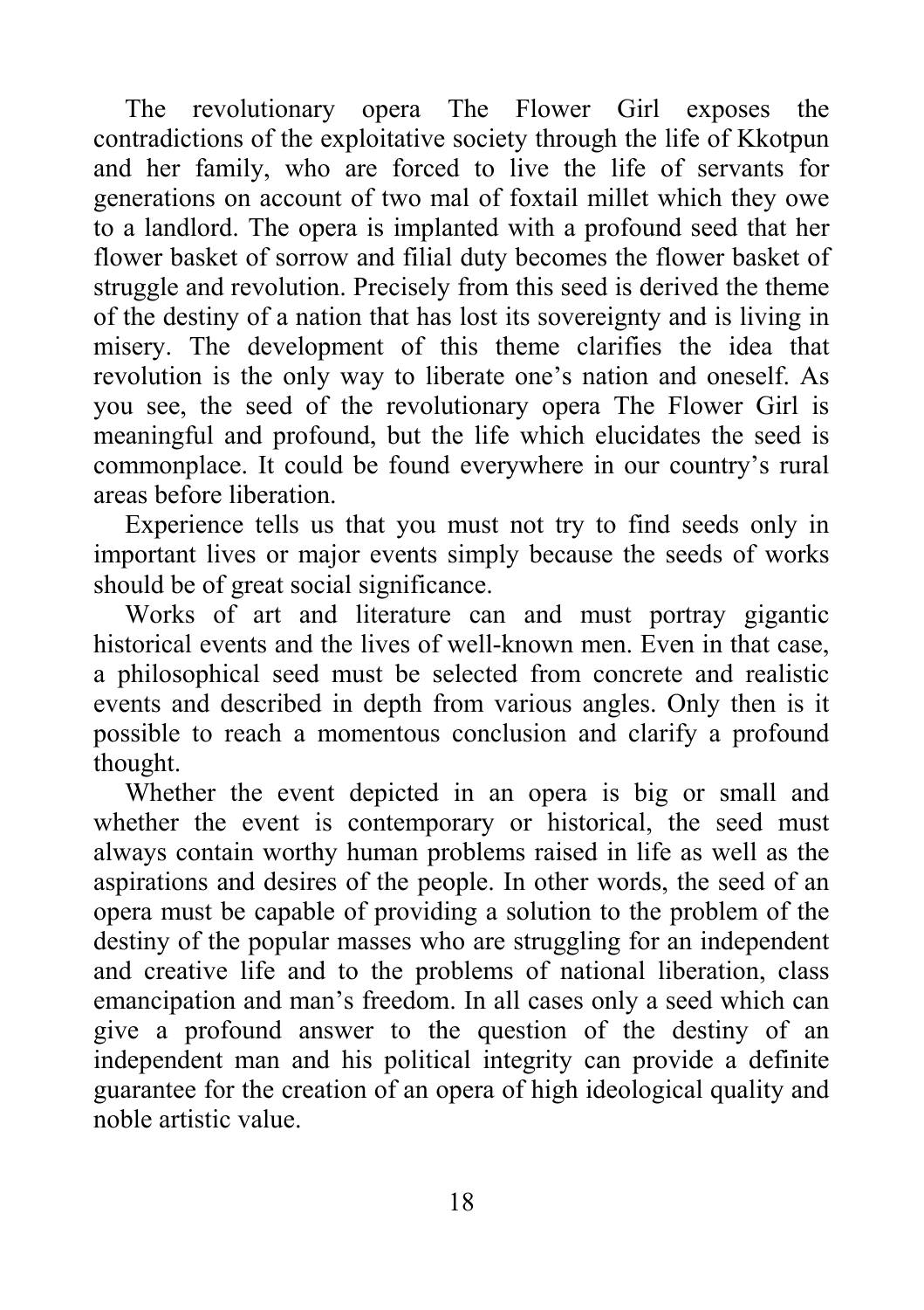The revolutionary opera The Flower Girl exposes the contradictions of the exploitative society through the life of Kkotpun and her family, who are forced to live the life of servants for generations on account of two mal of foxtail millet which they owe to a landlord. The opera is implanted with a profound seed that her flower basket of sorrow and filial duty becomes the flower basket of struggle and revolution. Precisely from this seed is derived the theme of the destiny of a nation that has lost its sovereignty and is living in misery. The development of this theme clarifies the idea that revolution is the only way to liberate one's nation and oneself. As you see, the seed of the revolutionary opera The Flower Girl is meaningful and profound, but the life which elucidates the seed is commonplace. It could be found everywhere in our country's rural areas before liberation.

Experience tells us that you must not try to find seeds only in important lives or major events simply because the seeds of works should be of great social significance.

Works of art and literature can and must portray gigantic historical events and the lives of well-known men. Even in that case, a philosophical seed must be selected from concrete and realistic events and described in depth from various angles. Only then is it possible to reach a momentous conclusion and clarify a profound thought.

Whether the event depicted in an opera is big or small and whether the event is contemporary or historical, the seed must always contain worthy human problems raised in life as well as the aspirations and desires of the people. In other words, the seed of an opera must be capable of providing a solution to the problem of the destiny of the popular masses who are struggling for an independent and creative life and to the problems of national liberation, class emancipation and man's freedom. In all cases only a seed which can give a profound answer to the question of the destiny of an independent man and his political integrity can provide a definite guarantee for the creation of an opera of high ideological quality and noble artistic value.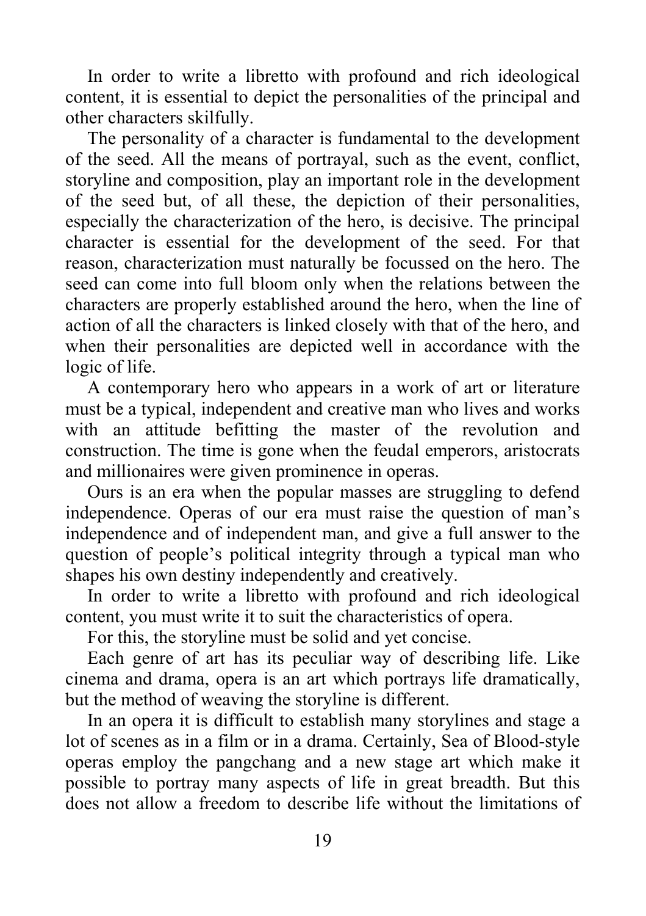In order to write a libretto with profound and rich ideological content, it is essential to depict the personalities of the principal and other characters skilfully.

The personality of a character is fundamental to the development of the seed. All the means of portrayal, such as the event, conflict, storyline and composition, play an important role in the development of the seed but, of all these, the depiction of their personalities, especially the characterization of the hero, is decisive. The principal character is essential for the development of the seed. For that reason, characterization must naturally be focussed on the hero. The seed can come into full bloom only when the relations between the characters are properly established around the hero, when the line of action of all the characters is linked closely with that of the hero, and when their personalities are depicted well in accordance with the logic of life.

A contemporary hero who appears in a work of art or literature must be a typical, independent and creative man who lives and works with an attitude befitting the master of the revolution and construction. The time is gone when the feudal emperors, aristocrats and millionaires were given prominence in operas.

Ours is an era when the popular masses are struggling to defend independence. Operas of our era must raise the question of man's independence and of independent man, and give a full answer to the question of people's political integrity through a typical man who shapes his own destiny independently and creatively.

In order to write a libretto with profound and rich ideological content, you must write it to suit the characteristics of opera.

For this, the storyline must be solid and yet concise.

Each genre of art has its peculiar way of describing life. Like cinema and drama, opera is an art which portrays life dramatically, but the method of weaving the storyline is different.

In an opera it is difficult to establish many storylines and stage a lot of scenes as in a film or in a drama. Certainly, Sea of Blood-style operas employ the pangchang and a new stage art which make it possible to portray many aspects of life in great breadth. But this does not allow a freedom to describe life without the limitations of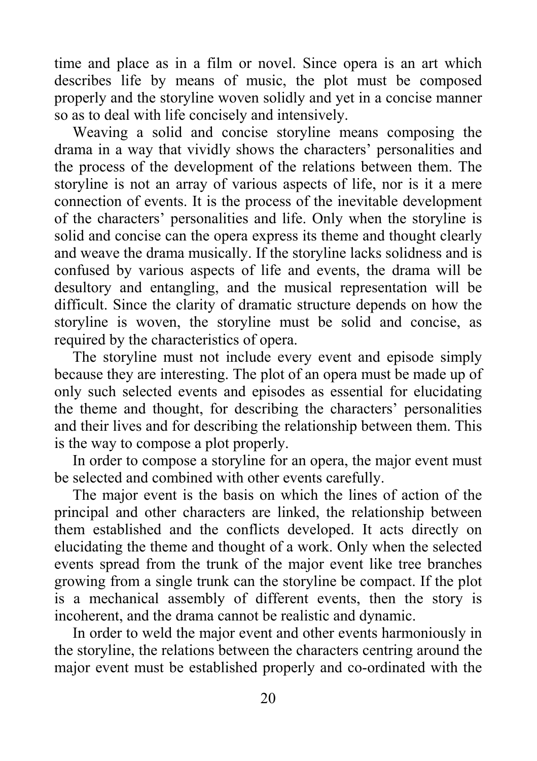time and place as in a film or novel. Since opera is an art which describes life by means of music, the plot must be composed properly and the storyline woven solidly and yet in a concise manner so as to deal with life concisely and intensively.

Weaving a solid and concise storyline means composing the drama in a way that vividly shows the characters' personalities and the process of the development of the relations between them. The storyline is not an array of various aspects of life, nor is it a mere connection of events. It is the process of the inevitable development of the characters' personalities and life. Only when the storyline is solid and concise can the opera express its theme and thought clearly and weave the drama musically. If the storyline lacks solidness and is confused by various aspects of life and events, the drama will be desultory and entangling, and the musical representation will be difficult. Since the clarity of dramatic structure depends on how the storyline is woven, the storyline must be solid and concise, as required by the characteristics of opera.

The storyline must not include every event and episode simply because they are interesting. The plot of an opera must be made up of only such selected events and episodes as essential for elucidating the theme and thought, for describing the characters' personalities and their lives and for describing the relationship between them. This is the way to compose a plot properly.

In order to compose a storyline for an opera, the major event must be selected and combined with other events carefully.

The major event is the basis on which the lines of action of the principal and other characters are linked, the relationship between them established and the conflicts developed. It acts directly on elucidating the theme and thought of a work. Only when the selected events spread from the trunk of the major event like tree branches growing from a single trunk can the storyline be compact. If the plot is a mechanical assembly of different events, then the story is incoherent, and the drama cannot be realistic and dynamic.

In order to weld the major event and other events harmoniously in the storyline, the relations between the characters centring around the major event must be established properly and co-ordinated with the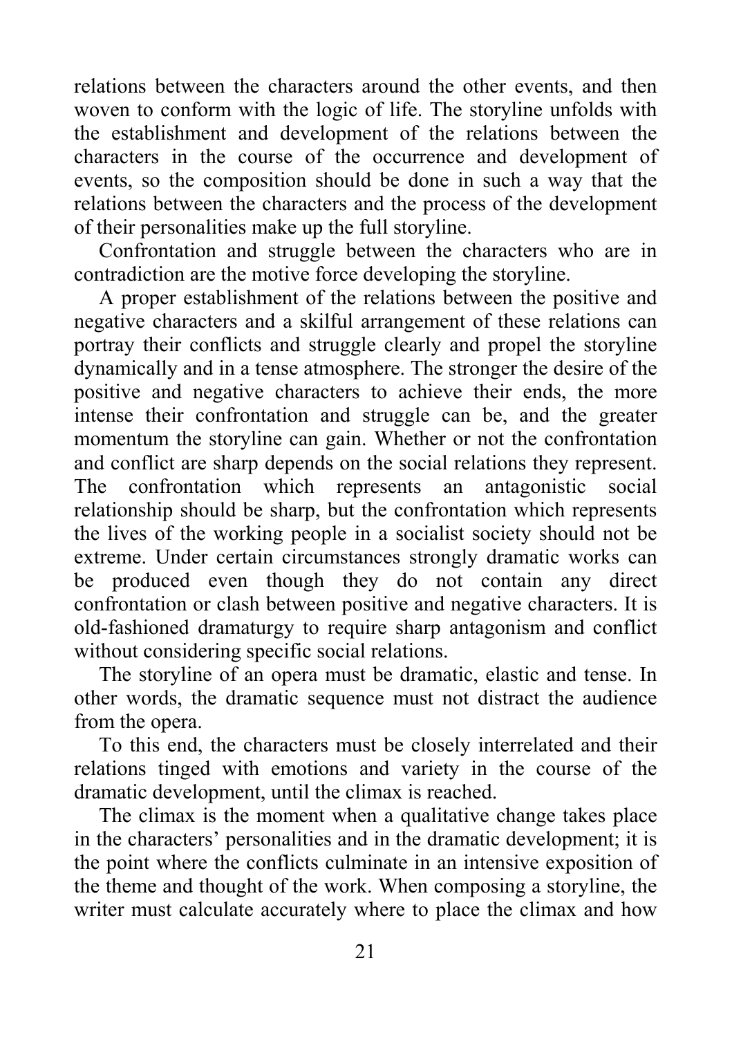relations between the characters around the other events, and then woven to conform with the logic of life. The storyline unfolds with the establishment and development of the relations between the characters in the course of the occurrence and development of events, so the composition should be done in such a way that the relations between the characters and the process of the development of their personalities make up the full storyline.

Confrontation and struggle between the characters who are in contradiction are the motive force developing the storyline.

A proper establishment of the relations between the positive and negative characters and a skilful arrangement of these relations can portray their conflicts and struggle clearly and propel the storyline dynamically and in a tense atmosphere. The stronger the desire of the positive and negative characters to achieve their ends, the more intense their confrontation and struggle can be, and the greater momentum the storyline can gain. Whether or not the confrontation and conflict are sharp depends on the social relations they represent. The confrontation which represents an antagonistic social relationship should be sharp, but the confrontation which represents the lives of the working people in a socialist society should not be extreme. Under certain circumstances strongly dramatic works can be produced even though they do not contain any direct confrontation or clash between positive and negative characters. It is old-fashioned dramaturgy to require sharp antagonism and conflict without considering specific social relations.

The storyline of an opera must be dramatic, elastic and tense. In other words, the dramatic sequence must not distract the audience from the opera.

To this end, the characters must be closely interrelated and their relations tinged with emotions and variety in the course of the dramatic development, until the climax is reached.

The climax is the moment when a qualitative change takes place in the characters' personalities and in the dramatic development; it is the point where the conflicts culminate in an intensive exposition of the theme and thought of the work. When composing a storyline, the writer must calculate accurately where to place the climax and how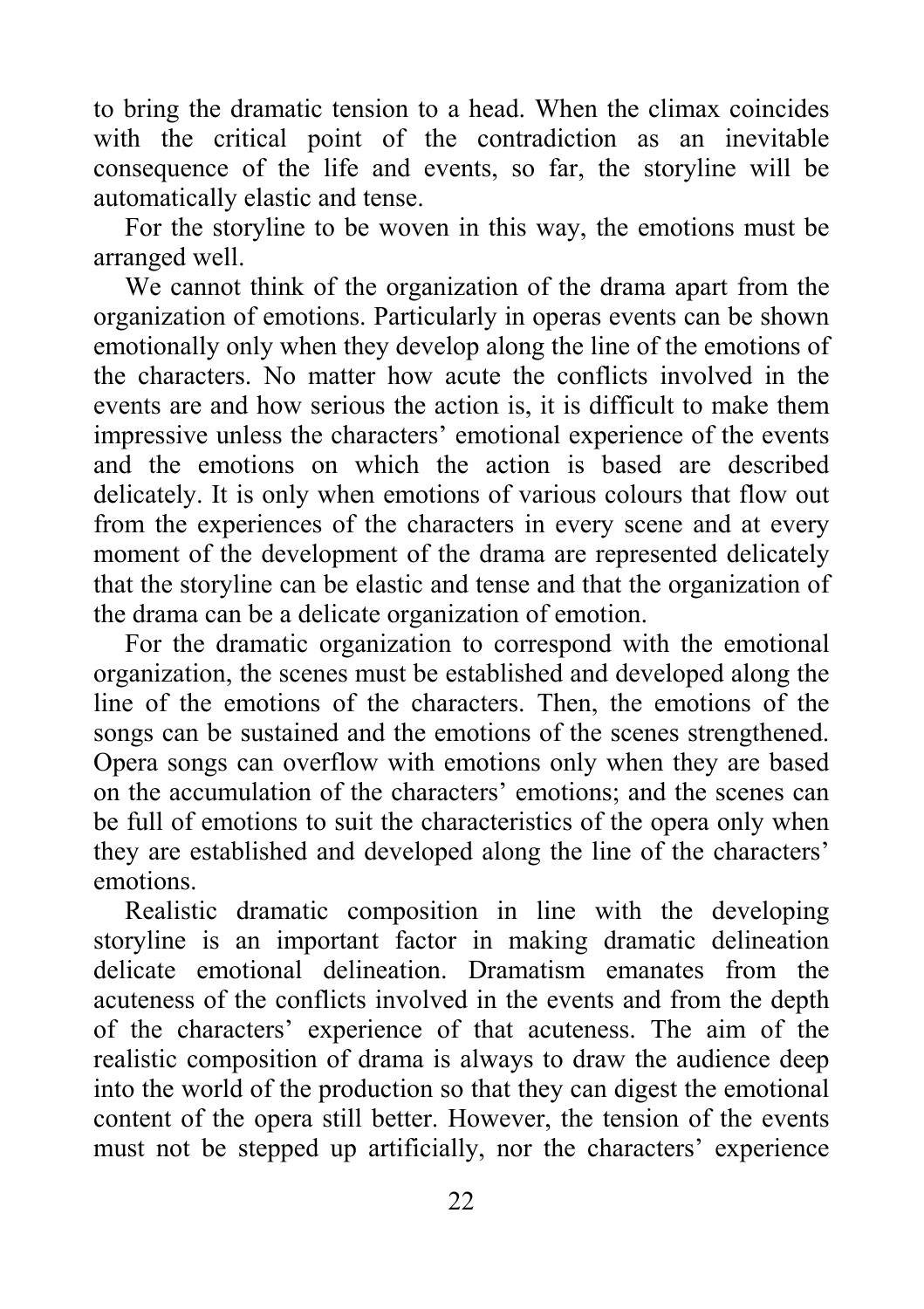to bring the dramatic tension to a head. When the climax coincides with the critical point of the contradiction as an inevitable consequence of the life and events, so far, the storyline will be automatically elastic and tense.

For the storyline to be woven in this way, the emotions must be arranged well.

We cannot think of the organization of the drama apart from the organization of emotions. Particularly in operas events can be shown emotionally only when they develop along the line of the emotions of the characters. No matter how acute the conflicts involved in the events are and how serious the action is, it is difficult to make them impressive unless the characters' emotional experience of the events and the emotions on which the action is based are described delicately. It is only when emotions of various colours that flow out from the experiences of the characters in every scene and at every moment of the development of the drama are represented delicately that the storyline can be elastic and tense and that the organization of the drama can be a delicate organization of emotion.

For the dramatic organization to correspond with the emotional organization, the scenes must be established and developed along the line of the emotions of the characters. Then, the emotions of the songs can be sustained and the emotions of the scenes strengthened. Opera songs can overflow with emotions only when they are based on the accumulation of the characters' emotions; and the scenes can be full of emotions to suit the characteristics of the opera only when they are established and developed along the line of the characters' emotions.

Realistic dramatic composition in line with the developing storyline is an important factor in making dramatic delineation delicate emotional delineation. Dramatism emanates from the acuteness of the conflicts involved in the events and from the depth of the characters' experience of that acuteness. The aim of the realistic composition of drama is always to draw the audience deep into the world of the production so that they can digest the emotional content of the opera still better. However, the tension of the events must not be stepped up artificially, nor the characters' experience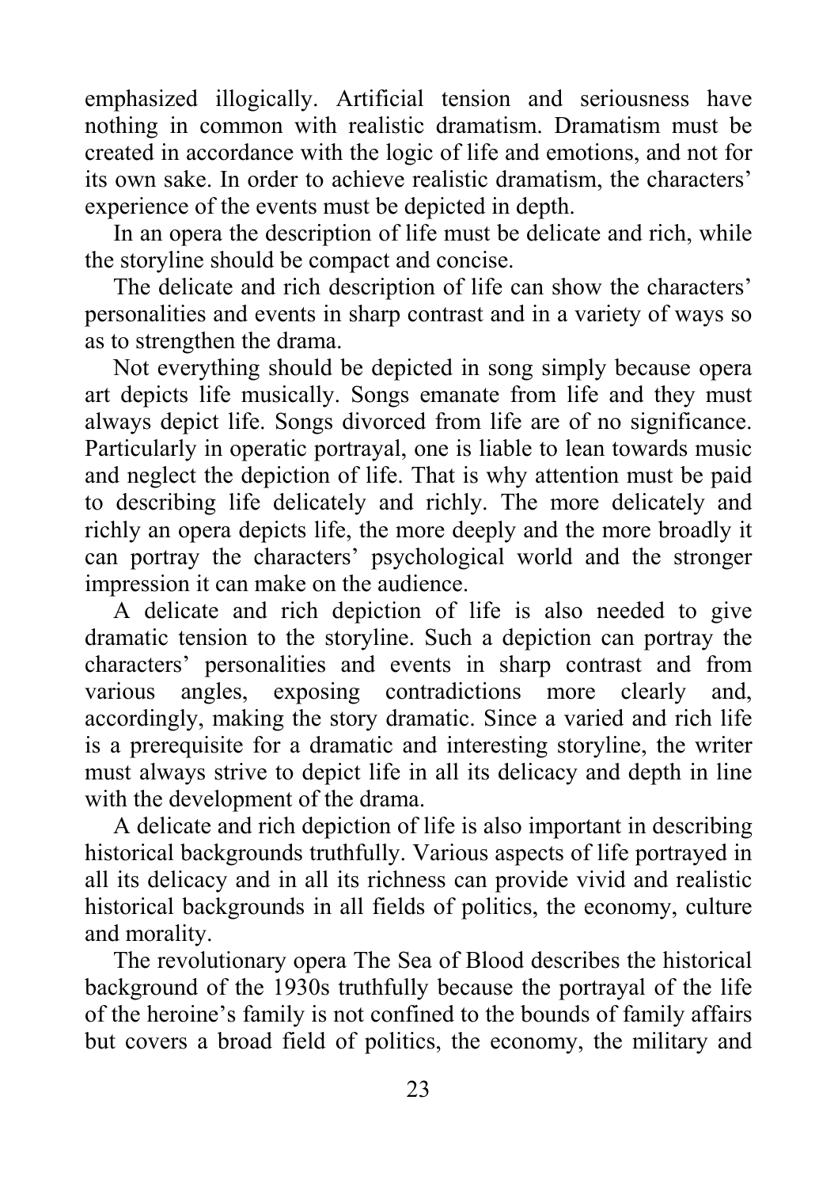emphasized illogically. Artificial tension and seriousness have nothing in common with realistic dramatism. Dramatism must be created in accordance with the logic of life and emotions, and not for its own sake. In order to achieve realistic dramatism, the characters' experience of the events must be depicted in depth.

In an opera the description of life must be delicate and rich, while the storyline should be compact and concise.

The delicate and rich description of life can show the characters' personalities and events in sharp contrast and in a variety of ways so as to strengthen the drama.

Not everything should be depicted in song simply because opera art depicts life musically. Songs emanate from life and they must always depict life. Songs divorced from life are of no significance. Particularly in operatic portrayal, one is liable to lean towards music and neglect the depiction of life. That is why attention must be paid to describing life delicately and richly. The more delicately and richly an opera depicts life, the more deeply and the more broadly it can portray the characters' psychological world and the stronger impression it can make on the audience.

A delicate and rich depiction of life is also needed to give dramatic tension to the storyline. Such a depiction can portray the characters' personalities and events in sharp contrast and from various angles, exposing contradictions more clearly and, accordingly, making the story dramatic. Since a varied and rich life is a prerequisite for a dramatic and interesting storyline, the writer must always strive to depict life in all its delicacy and depth in line with the development of the drama.

A delicate and rich depiction of life is also important in describing historical backgrounds truthfully. Various aspects of life portrayed in all its delicacy and in all its richness can provide vivid and realistic historical backgrounds in all fields of politics, the economy, culture and morality.

The revolutionary opera The Sea of Blood describes the historical background of the 1930s truthfully because the portrayal of the life of the heroine's family is not confined to the bounds of family affairs but covers a broad field of politics, the economy, the military and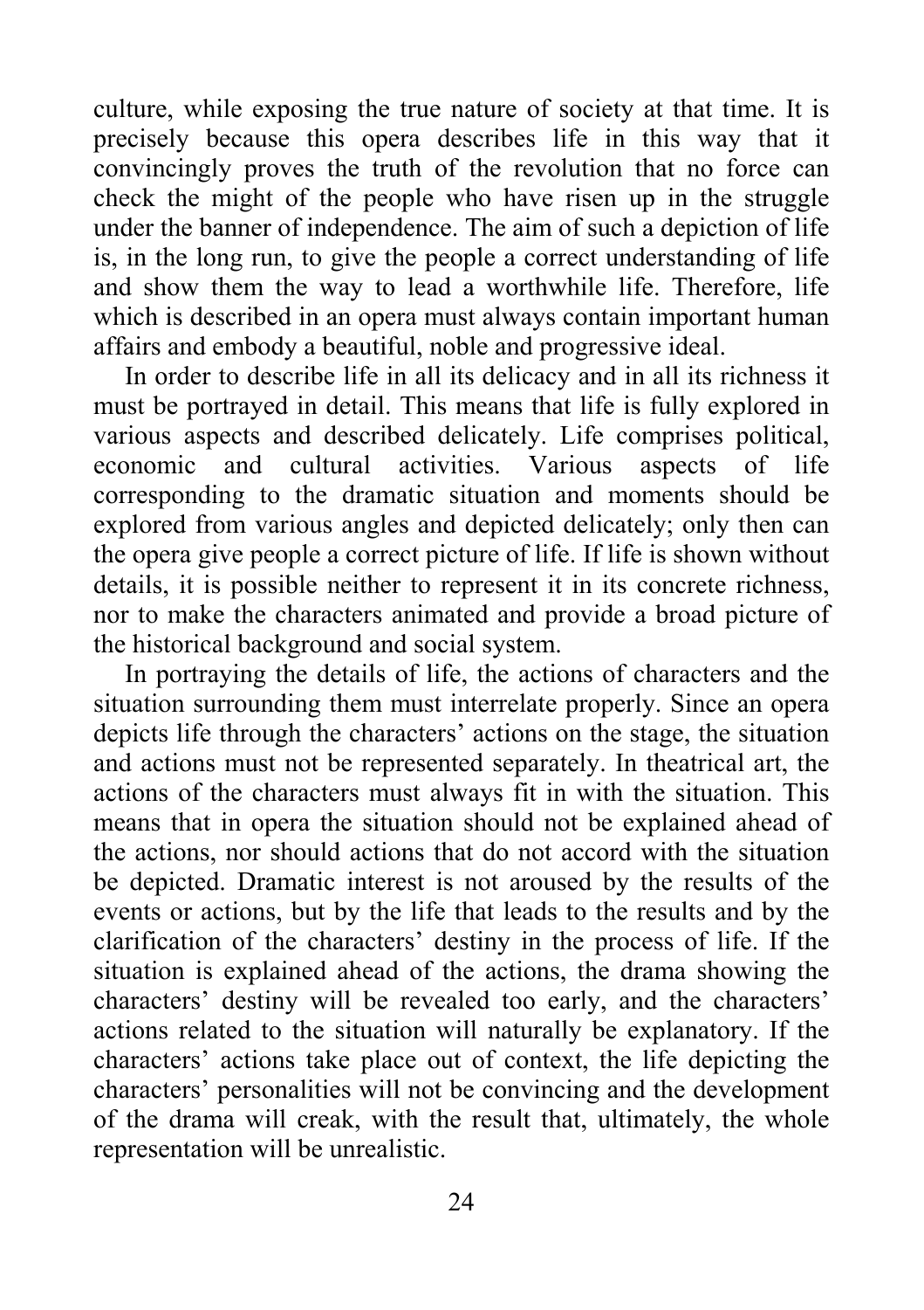culture, while exposing the true nature of society at that time. It is precisely because this opera describes life in this way that it convincingly proves the truth of the revolution that no force can check the might of the people who have risen up in the struggle under the banner of independence. The aim of such a depiction of life is, in the long run, to give the people a correct understanding of life and show them the way to lead a worthwhile life. Therefore, life which is described in an opera must always contain important human affairs and embody a beautiful, noble and progressive ideal.

In order to describe life in all its delicacy and in all its richness it must be portrayed in detail. This means that life is fully explored in various aspects and described delicately. Life comprises political, economic and cultural activities. Various aspects of life corresponding to the dramatic situation and moments should be explored from various angles and depicted delicately; only then can the opera give people a correct picture of life. If life is shown without details, it is possible neither to represent it in its concrete richness, nor to make the characters animated and provide a broad picture of the historical background and social system.

In portraying the details of life, the actions of characters and the situation surrounding them must interrelate properly. Since an opera depicts life through the characters' actions on the stage, the situation and actions must not be represented separately. In theatrical art, the actions of the characters must always fit in with the situation. This means that in opera the situation should not be explained ahead of the actions, nor should actions that do not accord with the situation be depicted. Dramatic interest is not aroused by the results of the events or actions, but by the life that leads to the results and by the clarification of the characters' destiny in the process of life. If the situation is explained ahead of the actions, the drama showing the characters' destiny will be revealed too early, and the characters' actions related to the situation will naturally be explanatory. If the characters' actions take place out of context, the life depicting the characters' personalities will not be convincing and the development of the drama will creak, with the result that, ultimately, the whole representation will be unrealistic.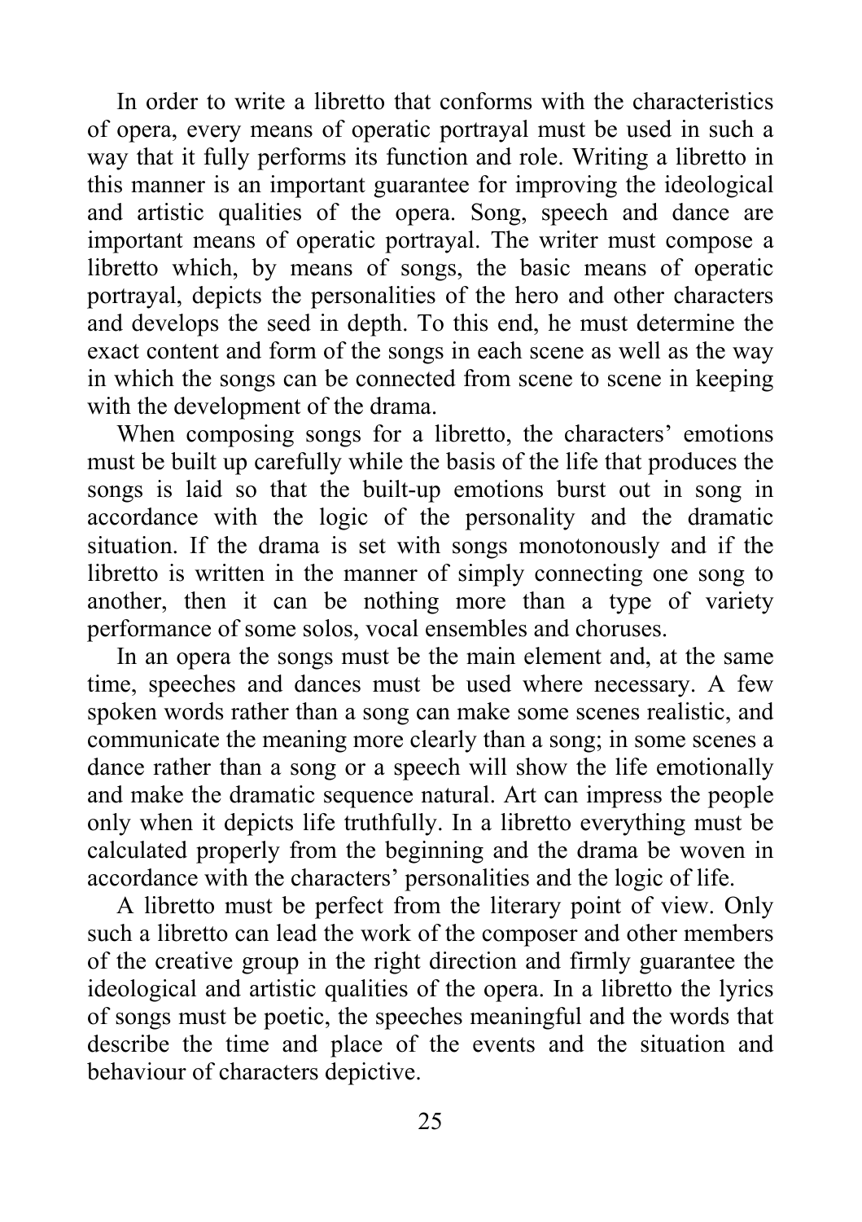In order to write a libretto that conforms with the characteristics of opera, every means of operatic portrayal must be used in such a way that it fully performs its function and role. Writing a libretto in this manner is an important guarantee for improving the ideological and artistic qualities of the opera. Song, speech and dance are important means of operatic portrayal. The writer must compose a libretto which, by means of songs, the basic means of operatic portrayal, depicts the personalities of the hero and other characters and develops the seed in depth. To this end, he must determine the exact content and form of the songs in each scene as well as the way in which the songs can be connected from scene to scene in keeping with the development of the drama.

When composing songs for a libretto, the characters' emotions must be built up carefully while the basis of the life that produces the songs is laid so that the built-up emotions burst out in song in accordance with the logic of the personality and the dramatic situation. If the drama is set with songs monotonously and if the libretto is written in the manner of simply connecting one song to another, then it can be nothing more than a type of variety performance of some solos, vocal ensembles and choruses.

In an opera the songs must be the main element and, at the same time, speeches and dances must be used where necessary. A few spoken words rather than a song can make some scenes realistic, and communicate the meaning more clearly than a song; in some scenes a dance rather than a song or a speech will show the life emotionally and make the dramatic sequence natural. Art can impress the people only when it depicts life truthfully. In a libretto everything must be calculated properly from the beginning and the drama be woven in accordance with the characters' personalities and the logic of life.

A libretto must be perfect from the literary point of view. Only such a libretto can lead the work of the composer and other members of the creative group in the right direction and firmly guarantee the ideological and artistic qualities of the opera. In a libretto the lyrics of songs must be poetic, the speeches meaningful and the words that describe the time and place of the events and the situation and behaviour of characters depictive.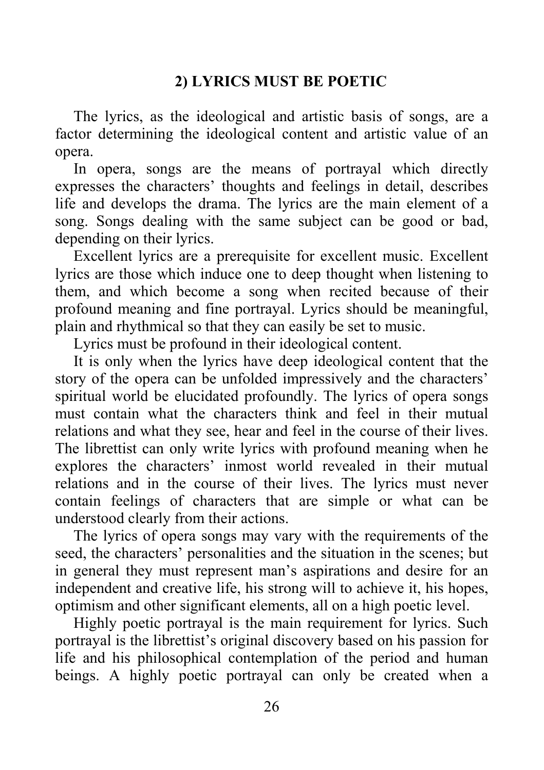## 2) LYRICS MUST BE POETIC

The lyrics, as the ideological and artistic basis of songs, are a factor determining the ideological content and artistic value of an opera.

In opera, songs are the means of portrayal which directly expresses the characters' thoughts and feelings in detail, describes life and develops the drama. The lyrics are the main element of a song. Songs dealing with the same subject can be good or bad, depending on their lyrics.

Excellent lyrics are a prerequisite for excellent music. Excellent lyrics are those which induce one to deep thought when listening to them, and which become a song when recited because of their profound meaning and fine portrayal. Lyrics should be meaningful, plain and rhythmical so that they can easily be set to music.

Lyrics must be profound in their ideological content.

It is only when the lyrics have deep ideological content that the story of the opera can be unfolded impressively and the characters' spiritual world be elucidated profoundly. The lyrics of opera songs must contain what the characters think and feel in their mutual relations and what they see, hear and feel in the course of their lives. The librettist can only write lyrics with profound meaning when he explores the characters' inmost world revealed in their mutual relations and in the course of their lives. The lyrics must never contain feelings of characters that are simple or what can be understood clearly from their actions.

The lyrics of opera songs may vary with the requirements of the seed, the characters' personalities and the situation in the scenes; but in general they must represent man's aspirations and desire for an independent and creative life, his strong will to achieve it, his hopes, optimism and other significant elements, all on a high poetic level.

Highly poetic portrayal is the main requirement for lyrics. Such portrayal is the librettist's original discovery based on his passion for life and his philosophical contemplation of the period and human beings. A highly poetic portrayal can only be created when a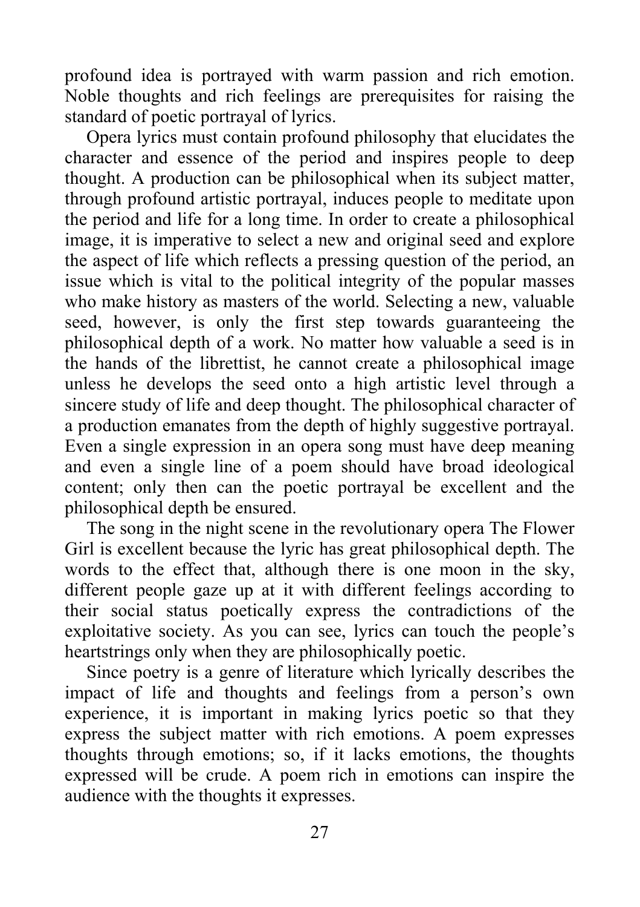profound idea is portrayed with warm passion and rich emotion. Noble thoughts and rich feelings are prerequisites for raising the standard of poetic portrayal of lyrics.

Opera lyrics must contain profound philosophy that elucidates the character and essence of the period and inspires people to deep thought. A production can be philosophical when its subject matter, through profound artistic portrayal, induces people to meditate upon the period and life for a long time. In order to create a philosophical image, it is imperative to select a new and original seed and explore the aspect of life which reflects a pressing question of the period, an issue which is vital to the political integrity of the popular masses who make history as masters of the world. Selecting a new, valuable seed, however, is only the first step towards guaranteeing the philosophical depth of a work. No matter how valuable a seed is in the hands of the librettist, he cannot create a philosophical image unless he develops the seed onto a high artistic level through a sincere study of life and deep thought. The philosophical character of a production emanates from the depth of highly suggestive portrayal. Even a single expression in an opera song must have deep meaning and even a single line of a poem should have broad ideological content; only then can the poetic portrayal be excellent and the philosophical depth be ensured.

The song in the night scene in the revolutionary opera The Flower Girl is excellent because the lyric has great philosophical depth. The words to the effect that, although there is one moon in the sky, different people gaze up at it with different feelings according to their social status poetically express the contradictions of the exploitative society. As you can see, lyrics can touch the people's heartstrings only when they are philosophically poetic.

Since poetry is a genre of literature which lyrically describes the impact of life and thoughts and feelings from a person's own experience, it is important in making lyrics poetic so that they express the subject matter with rich emotions. A poem expresses thoughts through emotions; so, if it lacks emotions, the thoughts expressed will be crude. A poem rich in emotions can inspire the audience with the thoughts it expresses.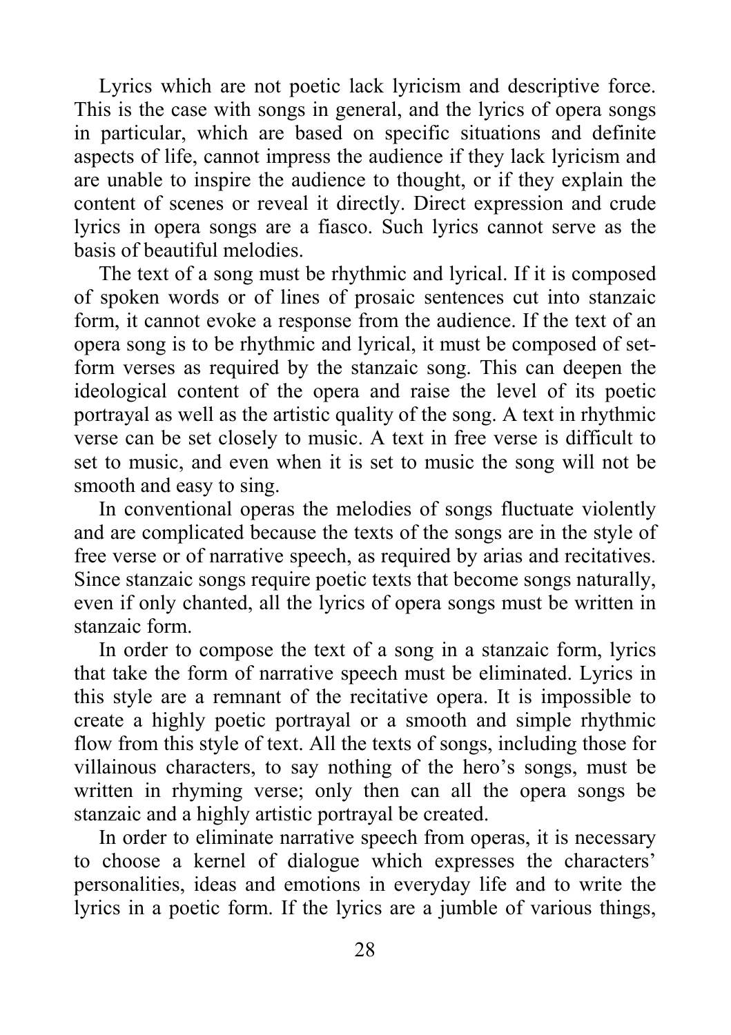Lyrics which are not poetic lack lyricism and descriptive force. This is the case with songs in general, and the lyrics of opera songs in particular, which are based on specific situations and definite aspects of life, cannot impress the audience if they lack lyricism and are unable to inspire the audience to thought, or if they explain the content of scenes or reveal it directly. Direct expression and crude lyrics in opera songs are a fiasco. Such lyrics cannot serve as the basis of beautiful melodies.

The text of a song must be rhythmic and lyrical. If it is composed of spoken words or of lines of prosaic sentences cut into stanzaic form, it cannot evoke a response from the audience. If the text of an opera song is to be rhythmic and lyrical, it must be composed of set-form verses as required by the stanzaic song. This can deepen the ideological content of the opera and raise the level of its poetic portrayal as well as the artistic quality of the song. A text in rhythmic verse can be set closely to music. A text in free verse is difficult to set to music, and even when it is set to music the song will not be smooth and easy to sing.

In conventional operas the melodies of songs fluctuate violently and are complicated because the texts of the songs are in the style of free verse or of narrative speech, as required by arias and recitatives. Since stanzaic songs require poetic texts that become songs naturally, even if only chanted, all the lyrics of opera songs must be written in stanzaic form.

In order to compose the text of a song in a stanzaic form, lyrics that take the form of narrative speech must be eliminated. Lyrics in this style are a remnant of the recitative opera. It is impossible to create a highly poetic portrayal or a smooth and simple rhythmic flow from this style of text. All the texts of songs, including those for villainous characters, to say nothing of the hero's songs, must be written in rhyming verse; only then can all the opera songs be stanzaic and a highly artistic portrayal be created.

In order to eliminate narrative speech from operas, it is necessary to choose a kernel of dialogue which expresses the characters' personalities, ideas and emotions in everyday life and to write the lyrics in a poetic form. If the lyrics are a jumble of various things,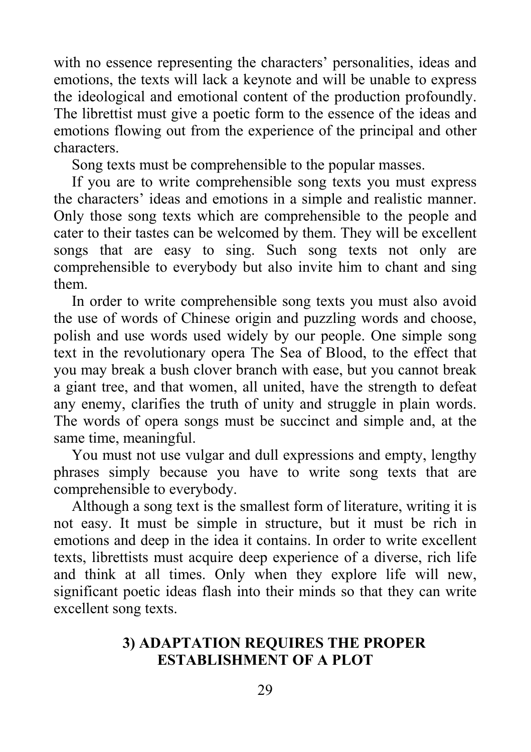with no essence representing the characters' personalities, ideas and emotions, the texts will lack a keynote and will be unable to express the ideological and emotional content of the production profoundly. The librettist must give a poetic form to the essence of the ideas and emotions flowing out from the experience of the principal and other characters.

Song texts must be comprehensible to the popular masses.

If you are to write comprehensible song texts you must express the characters' ideas and emotions in a simple and realistic manner. Only those song texts which are comprehensible to the people and cater to their tastes can be welcomed by them. They will be excellent songs that are easy to sing. Such song texts not only are comprehensible to everybody but also invite him to chant and sing them.

In order to write comprehensible song texts you must also avoid the use of words of Chinese origin and puzzling words and choose, polish and use words used widely by our people. One simple song text in the revolutionary opera The Sea of Blood, to the effect that you may break a bush clover branch with ease, but you cannot break a giant tree, and that women, all united, have the strength to defeat any enemy, clarifies the truth of unity and struggle in plain words. The words of opera songs must be succinct and simple and, at the same time, meaningful.

You must not use vulgar and dull expressions and empty, lengthy phrases simply because you have to write song texts that are comprehensible to everybody.

Although a song text is the smallest form of literature, writing it is not easy. It must be simple in structure, but it must be rich in emotions and deep in the idea it contains. In order to write excellent texts, librettists must acquire deep experience of a diverse, rich life and think at all times. Only when they explore life will new, significant poetic ideas flash into their minds so that they can write excellent song texts.

### 3) ADAPTATION REQUIRES THE PROPER ESTABLISHMENT OF A PLOT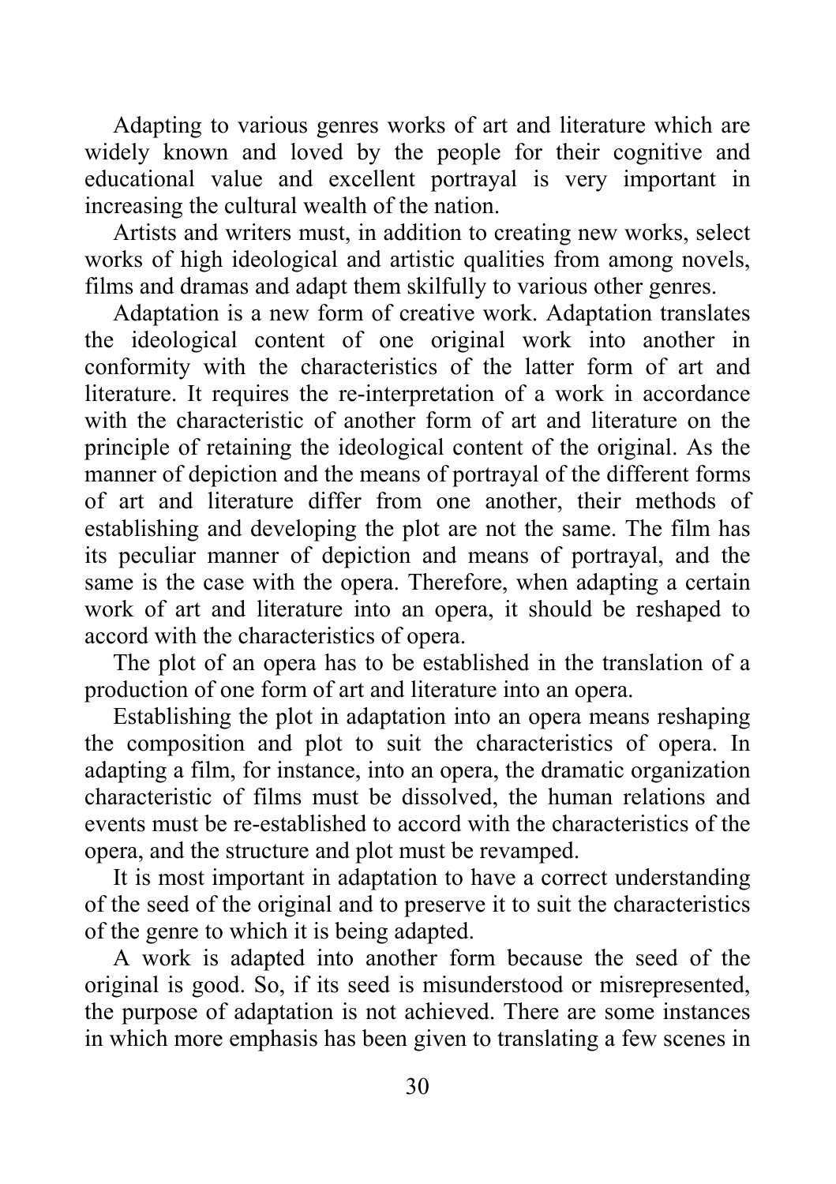Adapting to various genres works of art and literature which are widely known and loved by the people for their cognitive and educational value and excellent portrayal is very important in increasing the cultural wealth of the nation.

Artists and writers must, in addition to creating new works, select works of high ideological and artistic qualities from among novels, films and dramas and adapt them skilfully to various other genres.

Adaptation is a new form of creative work. Adaptation translates the ideological content of one original work into another in conformity with the characteristics of the latter form of art and literature. It requires the re-interpretation of a work in accordance with the characteristic of another form of art and literature on the principle of retaining the ideological content of the original. As the manner of depiction and the means of portrayal of the different forms of art and literature differ from one another, their methods of establishing and developing the plot are not the same. The film has its peculiar manner of depiction and means of portrayal, and the same is the case with the opera. Therefore, when adapting a certain work of art and literature into an opera, it should be reshaped to accord with the characteristics of opera.

The plot of an opera has to be established in the translation of a production of one form of art and literature into an opera.

Establishing the plot in adaptation into an opera means reshaping the composition and plot to suit the characteristics of opera. In adapting a film, for instance, into an opera, the dramatic organization characteristic of films must be dissolved, the human relations and events must be re-established to accord with the characteristics of the opera, and the structure and plot must be revamped.

It is most important in adaptation to have a correct understanding of the seed of the original and to preserve it to suit the characteristics of the genre to which it is being adapted.

A work is adapted into another form because the seed of the original is good. So, if its seed is misunderstood or misrepresented, the purpose of adaptation is not achieved. There are some instances in which more emphasis has been given to translating a few scenes in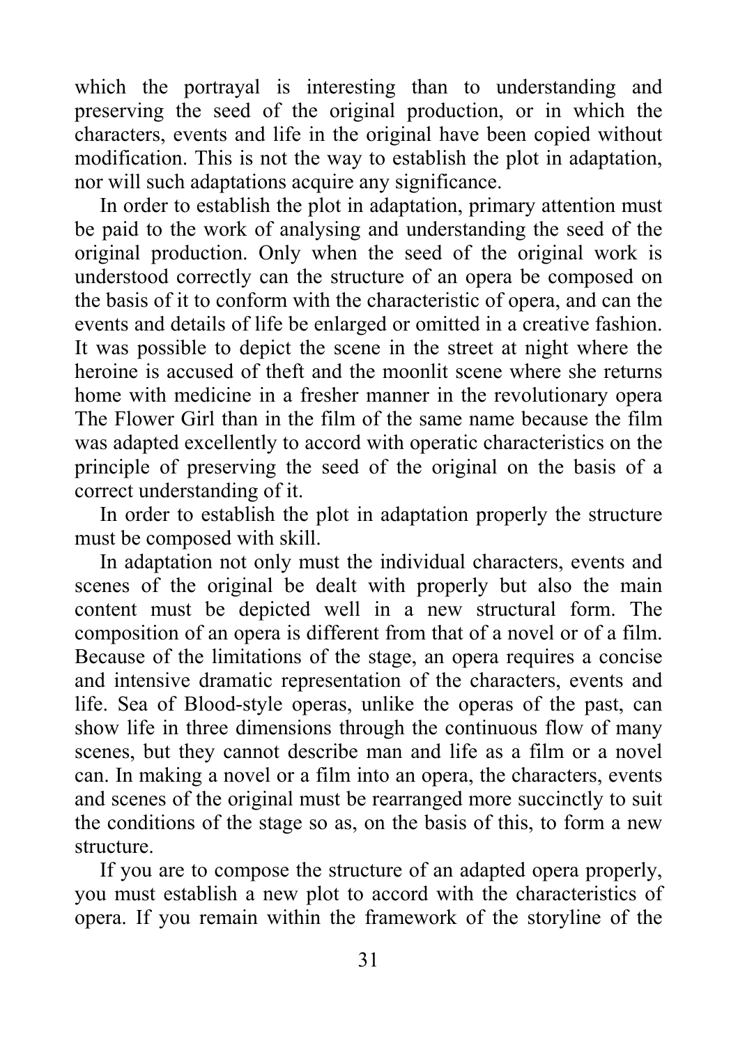which the portrayal is interesting than to understanding and preserving the seed of the original production, or in which the characters, events and life in the original have been copied without modification. This is not the way to establish the plot in adaptation, nor will such adaptations acquire any significance.

In order to establish the plot in adaptation, primary attention must be paid to the work of analysing and understanding the seed of the original production. Only when the seed of the original work is understood correctly can the structure of an opera be composed on the basis of it to conform with the characteristic of opera, and can the events and details of life be enlarged or omitted in a creative fashion. It was possible to depict the scene in the street at night where the heroine is accused of theft and the moonlit scene where she returns home with medicine in a fresher manner in the revolutionary opera The Flower Girl than in the film of the same name because the film was adapted excellently to accord with operatic characteristics on the principle of preserving the seed of the original on the basis of a correct understanding of it.

In order to establish the plot in adaptation properly the structure must be composed with skill.

In adaptation not only must the individual characters, events and scenes of the original be dealt with properly but also the main content must be depicted well in a new structural form. The composition of an opera is different from that of a novel or of a film. Because of the limitations of the stage, an opera requires a concise and intensive dramatic representation of the characters, events and life. Sea of Blood-style operas, unlike the operas of the past, can show life in three dimensions through the continuous flow of many scenes, but they cannot describe man and life as a film or a novel can. In making a novel or a film into an opera, the characters, events and scenes of the original must be rearranged more succinctly to suit the conditions of the stage so as, on the basis of this, to form a new structure.

If you are to compose the structure of an adapted opera properly, you must establish a new plot to accord with the characteristics of opera. If you remain within the framework of the storyline of the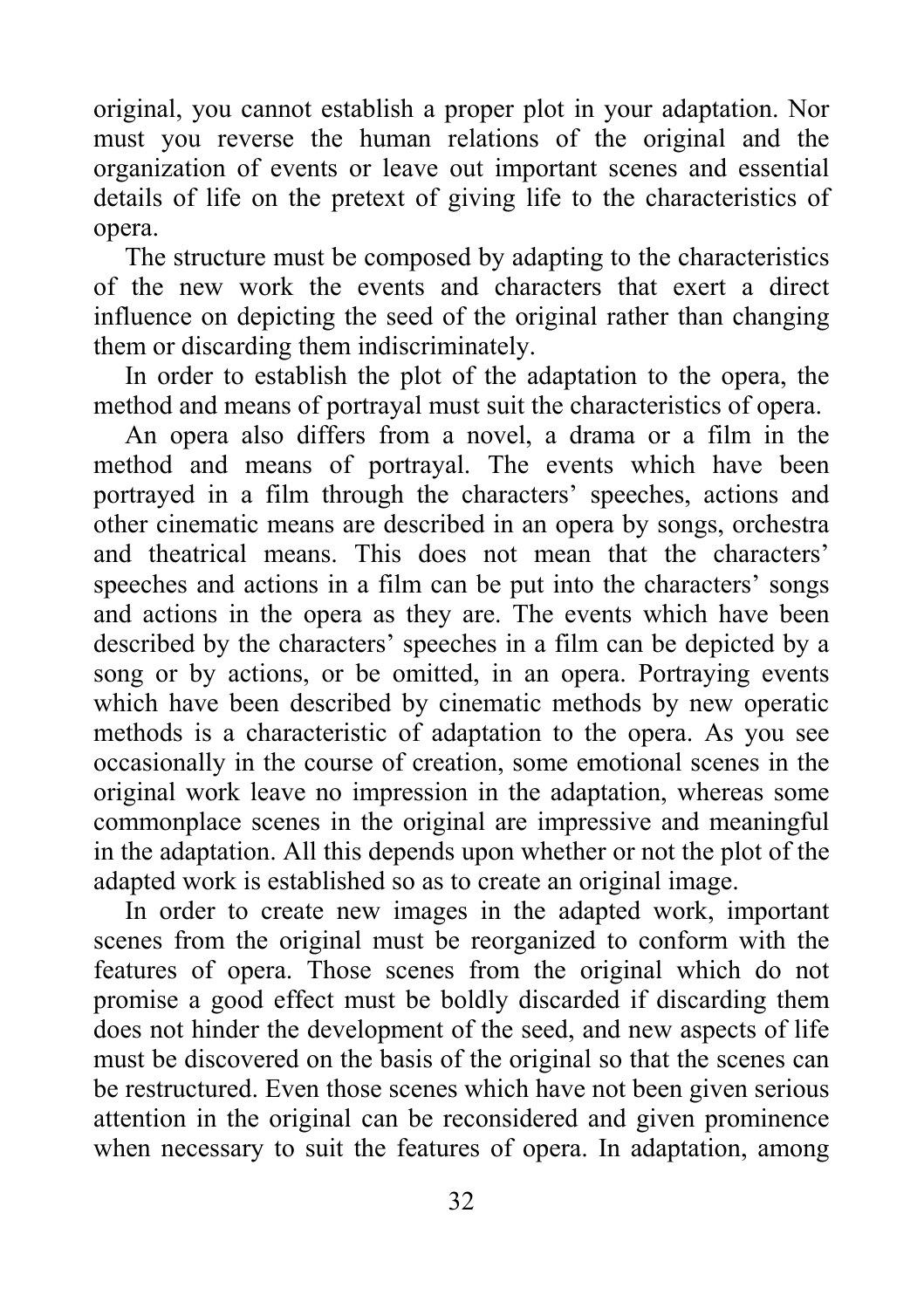original, you cannot establish a proper plot in your adaptation. Nor must you reverse the human relations of the original and the organization of events or leave out important scenes and essential details of life on the pretext of giving life to the characteristics of opera.

The structure must be composed by adapting to the characteristics of the new work the events and characters that exert a direct influence on depicting the seed of the original rather than changing them or discarding them indiscriminately.

In order to establish the plot of the adaptation to the opera, the method and means of portrayal must suit the characteristics of opera.

An opera also differs from a novel, a drama or a film in the method and means of portrayal. The events which have been portrayed in a film through the characters' speeches, actions and other cinematic means are described in an opera by songs, orchestra and theatrical means. This does not mean that the characters' speeches and actions in a film can be put into the characters' songs and actions in the opera as they are. The events which have been described by the characters' speeches in a film can be depicted by a song or by actions, or be omitted, in an opera. Portraying events which have been described by cinematic methods by new operatic methods is a characteristic of adaptation to the opera. As you see occasionally in the course of creation, some emotional scenes in the original work leave no impression in the adaptation, whereas some commonplace scenes in the original are impressive and meaningful in the adaptation. All this depends upon whether or not the plot of the adapted work is established so as to create an original image.

In order to create new images in the adapted work, important scenes from the original must be reorganized to conform with the features of opera. Those scenes from the original which do not promise a good effect must be boldly discarded if discarding them does not hinder the development of the seed, and new aspects of life must be discovered on the basis of the original so that the scenes can be restructured. Even those scenes which have not been given serious attention in the original can be reconsidered and given prominence when necessary to suit the features of opera. In adaptation, among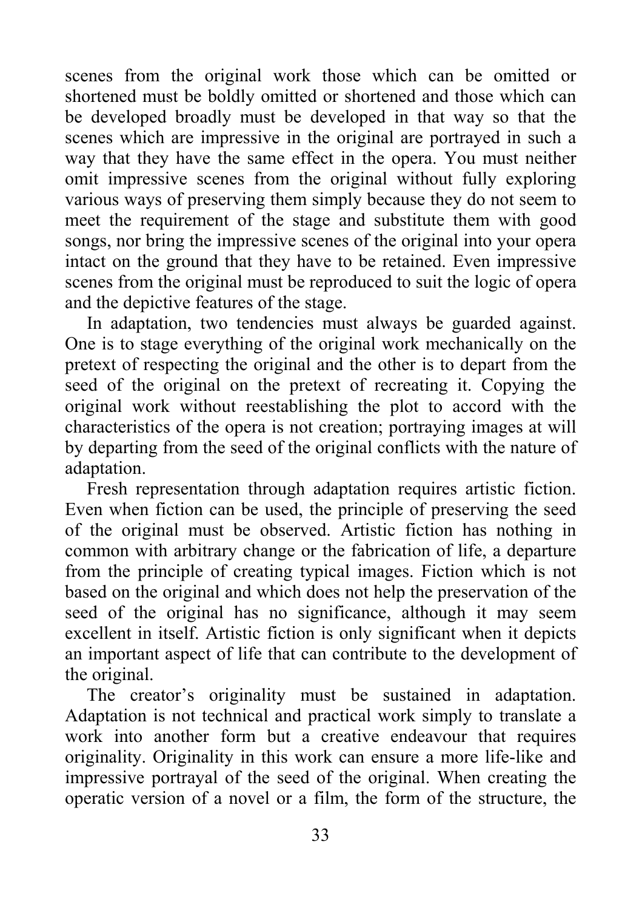scenes from the original work those which can be omitted or shortened must be boldly omitted or shortened and those which can be developed broadly must be developed in that way so that the scenes which are impressive in the original are portrayed in such a way that they have the same effect in the opera. You must neither omit impressive scenes from the original without fully exploring various ways of preserving them simply because they do not seem to meet the requirement of the stage and substitute them with good songs, nor bring the impressive scenes of the original into your opera intact on the ground that they have to be retained. Even impressive scenes from the original must be reproduced to suit the logic of opera and the depictive features of the stage.

In adaptation, two tendencies must always be guarded against. One is to stage everything of the original work mechanically on the pretext of respecting the original and the other is to depart from the seed of the original on the pretext of recreating it. Copying the original work without reestablishing the plot to accord with the characteristics of the opera is not creation; portraying images at will by departing from the seed of the original conflicts with the nature of adaptation.

Fresh representation through adaptation requires artistic fiction. Even when fiction can be used, the principle of preserving the seed of the original must be observed. Artistic fiction has nothing in common with arbitrary change or the fabrication of life, a departure from the principle of creating typical images. Fiction which is not based on the original and which does not help the preservation of the seed of the original has no significance, although it may seem excellent in itself. Artistic fiction is only significant when it depicts an important aspect of life that can contribute to the development of the original.

The creator's originality must be sustained in adaptation. Adaptation is not technical and practical work simply to translate a work into another form but a creative endeavour that requires originality. Originality in this work can ensure a more life-like and impressive portrayal of the seed of the original. When creating the operatic version of a novel or a film, the form of the structure, the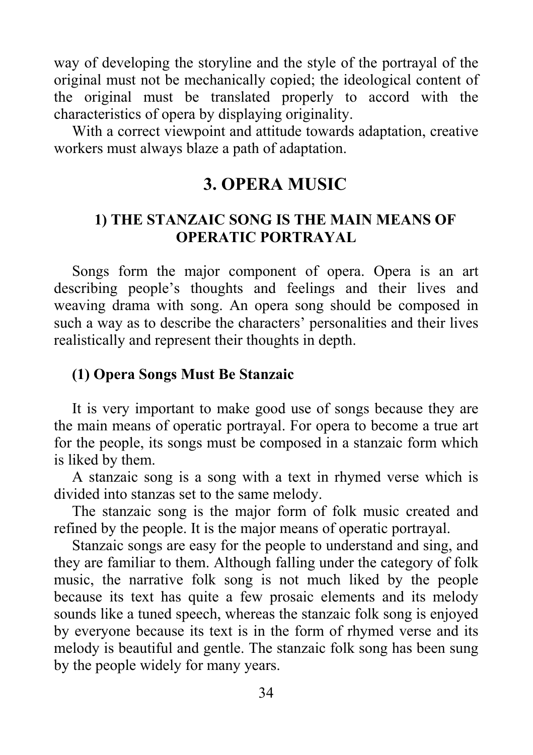way of developing the storyline and the style of the portrayal of the original must not be mechanically copied; the ideological content of the original must be translated properly to accord with the characteristics of opera by displaying originality.

With a correct viewpoint and attitude towards adaptation, creative workers must always blaze a path of adaptation.

## 3. OPERA MUSIC

### 1) THE STANZAIC SONG IS THE MAIN MEANS OF OPERATIC PORTRAYAL

Songs form the major component of opera. Opera is an art describing people's thoughts and feelings and their lives and weaving drama with song. An opera song should be composed in such a way as to describe the characters' personalities and their lives realistically and represent their thoughts in depth.

#### (1) Opera Songs Must Be Stanzaic

It is very important to make good use of songs because they are the main means of operatic portrayal. For opera to become a true art for the people, its songs must be composed in a stanzaic form which is liked by them.

A stanzaic song is a song with a text in rhymed verse which is divided into stanzas set to the same melody.

The stanzaic song is the major form of folk music created and refined by the people. It is the major means of operatic portrayal.

Stanzaic songs are easy for the people to understand and sing, and they are familiar to them. Although falling under the category of folk music, the narrative folk song is not much liked by the people because its text has quite a few prosaic elements and its melody sounds like a tuned speech, whereas the stanzaic folk song is enjoyed by everyone because its text is in the form of rhymed verse and its melody is beautiful and gentle. The stanzaic folk song has been sung by the people widely for many years.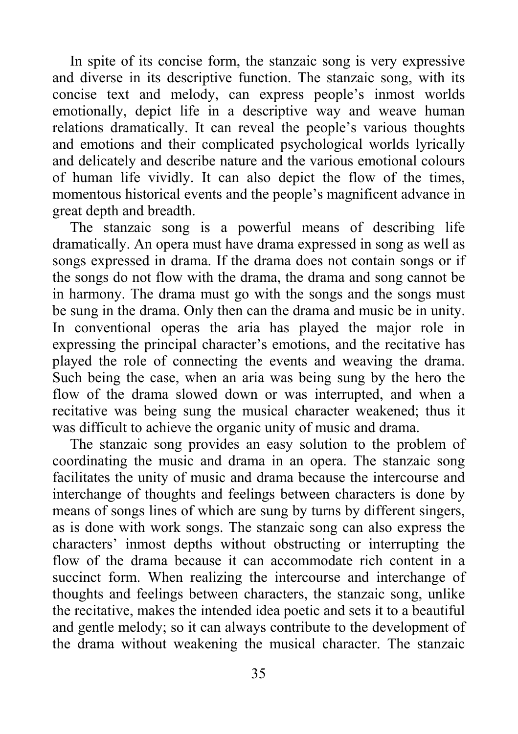In spite of its concise form, the stanzaic song is very expressive and diverse in its descriptive function. The stanzaic song, with its concise text and melody, can express people's inmost worlds emotionally, depict life in a descriptive way and weave human relations dramatically. It can reveal the people's various thoughts and emotions and their complicated psychological worlds lyrically and delicately and describe nature and the various emotional colours of human life vividly. It can also depict the flow of the times, momentous historical events and the people's magnificent advance in great depth and breadth.

The stanzaic song is a powerful means of describing life dramatically. An opera must have drama expressed in song as well as songs expressed in drama. If the drama does not contain songs or if the songs do not flow with the drama, the drama and song cannot be in harmony. The drama must go with the songs and the songs must be sung in the drama. Only then can the drama and music be in unity. In conventional operas the aria has played the major role in expressing the principal character's emotions, and the recitative has played the role of connecting the events and weaving the drama. Such being the case, when an aria was being sung by the hero the flow of the drama slowed down or was interrupted, and when a recitative was being sung the musical character weakened; thus it was difficult to achieve the organic unity of music and drama.

The stanzaic song provides an easy solution to the problem of coordinating the music and drama in an opera. The stanzaic song facilitates the unity of music and drama because the intercourse and interchange of thoughts and feelings between characters is done by means of songs lines of which are sung by turns by different singers, as is done with work songs. The stanzaic song can also express the characters' inmost depths without obstructing or interrupting the flow of the drama because it can accommodate rich content in a succinct form. When realizing the intercourse and interchange of thoughts and feelings between characters, the stanzaic song, unlike the recitative, makes the intended idea poetic and sets it to a beautiful and gentle melody; so it can always contribute to the development of the drama without weakening the musical character. The stanzaic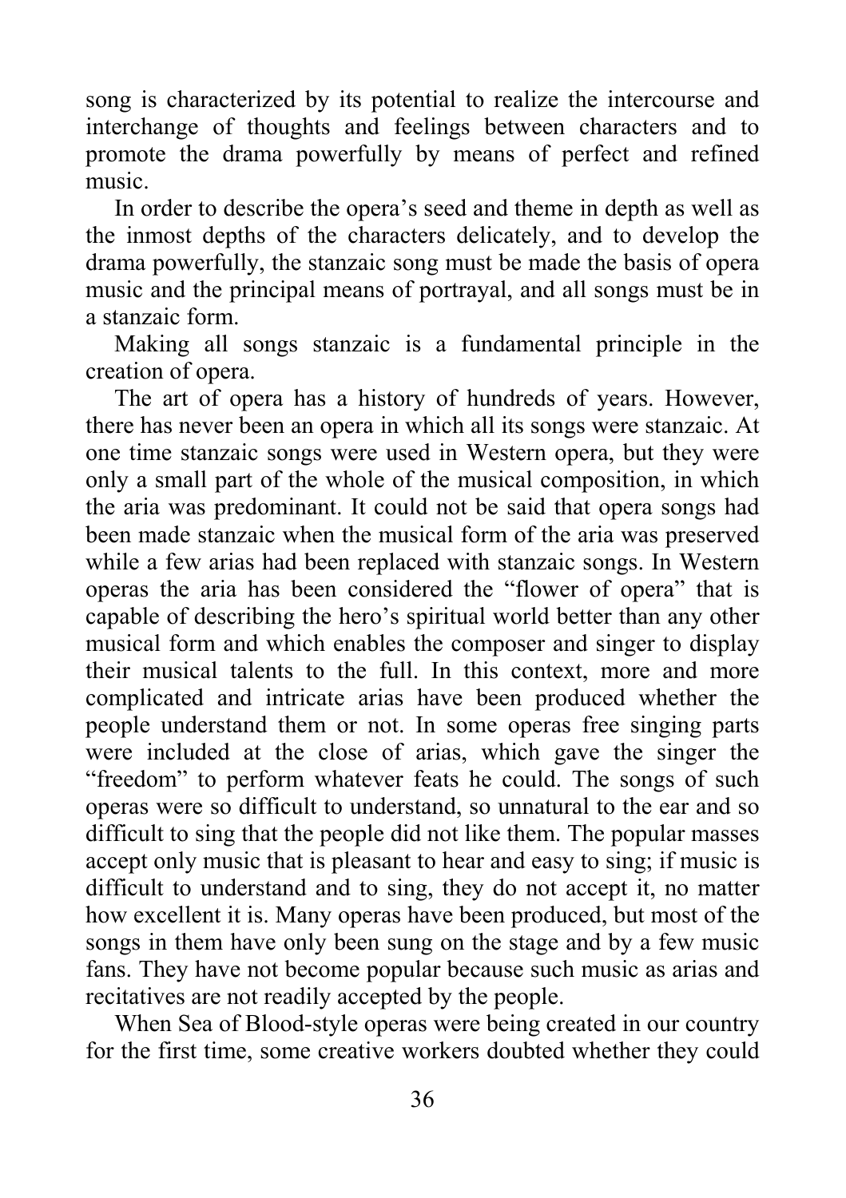song is characterized by its potential to realize the intercourse and interchange of thoughts and feelings between characters and to promote the drama powerfully by means of perfect and refined music.

In order to describe the opera's seed and theme in depth as well as the inmost depths of the characters delicately, and to develop the drama powerfully, the stanzaic song must be made the basis of opera music and the principal means of portrayal, and all songs must be in a stanzaic form.

Making all songs stanzaic is a fundamental principle in the creation of opera.

The art of opera has a history of hundreds of years. However, there has never been an opera in which all its songs were stanzaic. At one time stanzaic songs were used in Western opera, but they were only a small part of the whole of the musical composition, in which the aria was predominant. It could not be said that opera songs had been made stanzaic when the musical form of the aria was preserved while a few arias had been replaced with stanzaic songs. In Western operas the aria has been considered the "flower of opera" that is capable of describing the hero's spiritual world better than any other musical form and which enables the composer and singer to display their musical talents to the full. In this context, more and more complicated and intricate arias have been produced whether the people understand them or not. In some operas free singing parts were included at the close of arias, which gave the singer the "freedom" to perform whatever feats he could. The songs of such operas were so difficult to understand, so unnatural to the ear and so difficult to sing that the people did not like them. The popular masses accept only music that is pleasant to hear and easy to sing; if music is difficult to understand and to sing, they do not accept it, no matter how excellent it is. Many operas have been produced, but most of the songs in them have only been sung on the stage and by a few music fans. They have not become popular because such music as arias and recitatives are not readily accepted by the people.

When Sea of Blood-style operas were being created in our country for the first time, some creative workers doubted whether they could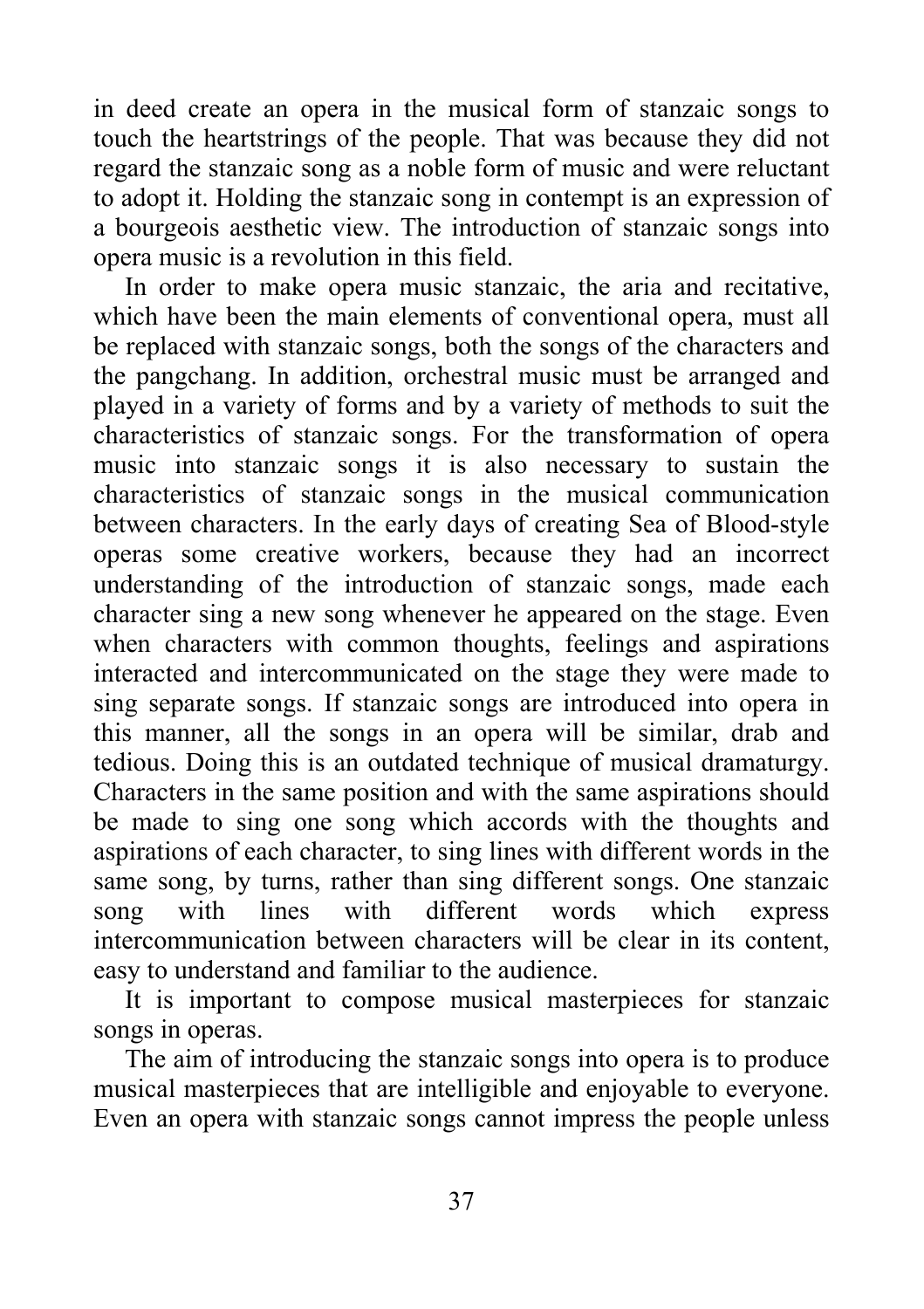in deed create an opera in the musical form of stanzaic songs to touch the heartstrings of the people. That was because they did not regard the stanzaic song as a noble form of music and were reluctant to adopt it. Holding the stanzaic song in contempt is an expression of a bourgeois aesthetic view. The introduction of stanzaic songs into opera music is a revolution in this field.

In order to make opera music stanzaic, the aria and recitative, which have been the main elements of conventional opera, must all be replaced with stanzaic songs, both the songs of the characters and the pangchang. In addition, orchestral music must be arranged and played in a variety of forms and by a variety of methods to suit the characteristics of stanzaic songs. For the transformation of opera music into stanzaic songs it is also necessary to sustain the characteristics of stanzaic songs in the musical communication between characters. In the early days of creating Sea of Blood-style operas some creative workers, because they had an incorrect understanding of the introduction of stanzaic songs, made each character sing a new song whenever he appeared on the stage. Even when characters with common thoughts, feelings and aspirations interacted and intercommunicated on the stage they were made to sing separate songs. If stanzaic songs are introduced into opera in this manner, all the songs in an opera will be similar, drab and tedious. Doing this is an outdated technique of musical dramaturgy. Characters in the same position and with the same aspirations should be made to sing one song which accords with the thoughts and aspirations of each character, to sing lines with different words in the same song, by turns, rather than sing different songs. One stanzaic song with lines with different words which express intercommunication between characters will be clear in its content, easy to understand and familiar to the audience.

It is important to compose musical masterpieces for stanzaic songs in operas.

The aim of introducing the stanzaic songs into opera is to produce musical masterpieces that are intelligible and enjoyable to everyone. Even an opera with stanzaic songs cannot impress the people unless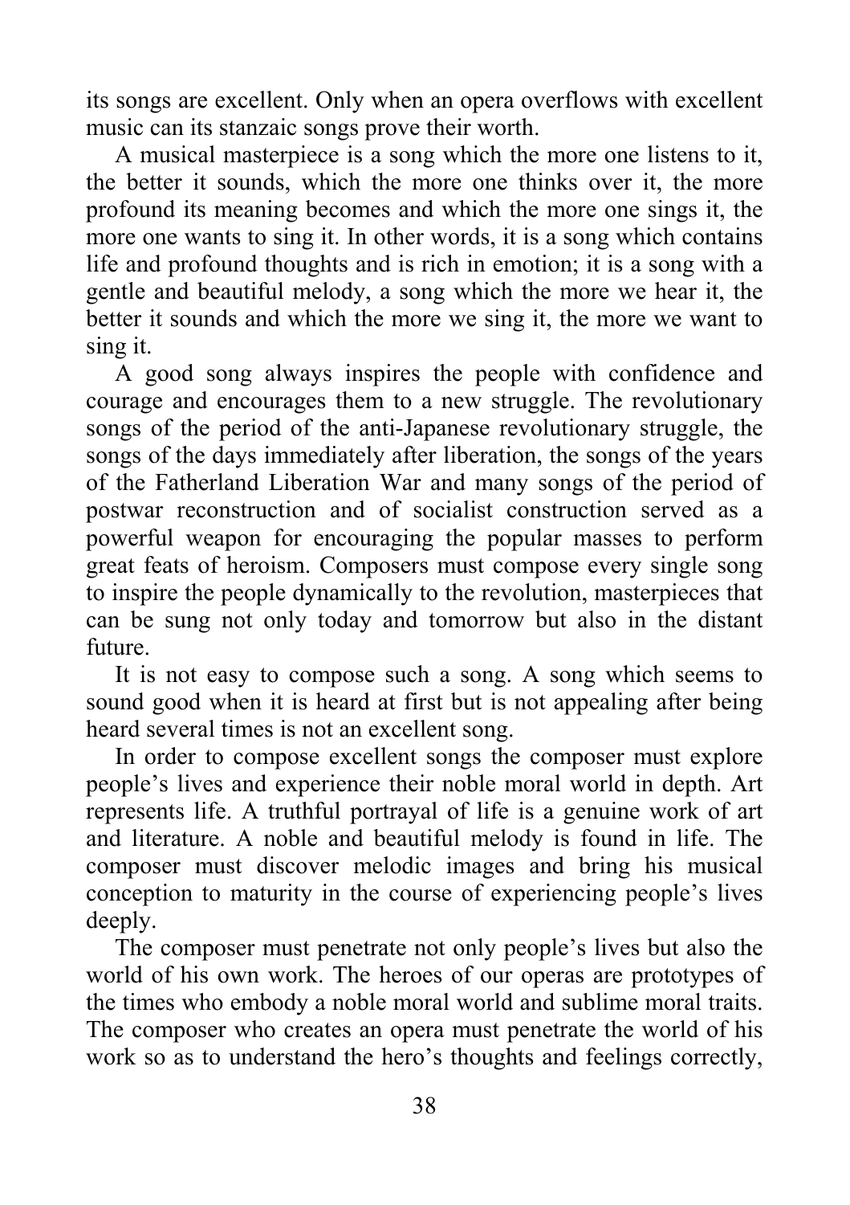its songs are excellent. Only when an opera overflows with excellent music can its stanzaic songs prove their worth.

A musical masterpiece is a song which the more one listens to it, the better it sounds, which the more one thinks over it, the more profound its meaning becomes and which the more one sings it, the more one wants to sing it. In other words, it is a song which contains life and profound thoughts and is rich in emotion; it is a song with a gentle and beautiful melody, a song which the more we hear it, the better it sounds and which the more we sing it, the more we want to sing it.

A good song always inspires the people with confidence and courage and encourages them to a new struggle. The revolutionary songs of the period of the anti-Japanese revolutionary struggle, the songs of the days immediately after liberation, the songs of the years of the Fatherland Liberation War and many songs of the period of postwar reconstruction and of socialist construction served as a powerful weapon for encouraging the popular masses to perform great feats of heroism. Composers must compose every single song to inspire the people dynamically to the revolution, masterpieces that can be sung not only today and tomorrow but also in the distant future.

It is not easy to compose such a song. A song which seems to sound good when it is heard at first but is not appealing after being heard several times is not an excellent song.

In order to compose excellent songs the composer must explore people's lives and experience their noble moral world in depth. Art represents life. A truthful portrayal of life is a genuine work of art and literature. A noble and beautiful melody is found in life. The composer must discover melodic images and bring his musical conception to maturity in the course of experiencing people's lives deeply.

The composer must penetrate not only people's lives but also the world of his own work. The heroes of our operas are prototypes of the times who embody a noble moral world and sublime moral traits. The composer who creates an opera must penetrate the world of his work so as to understand the hero's thoughts and feelings correctly,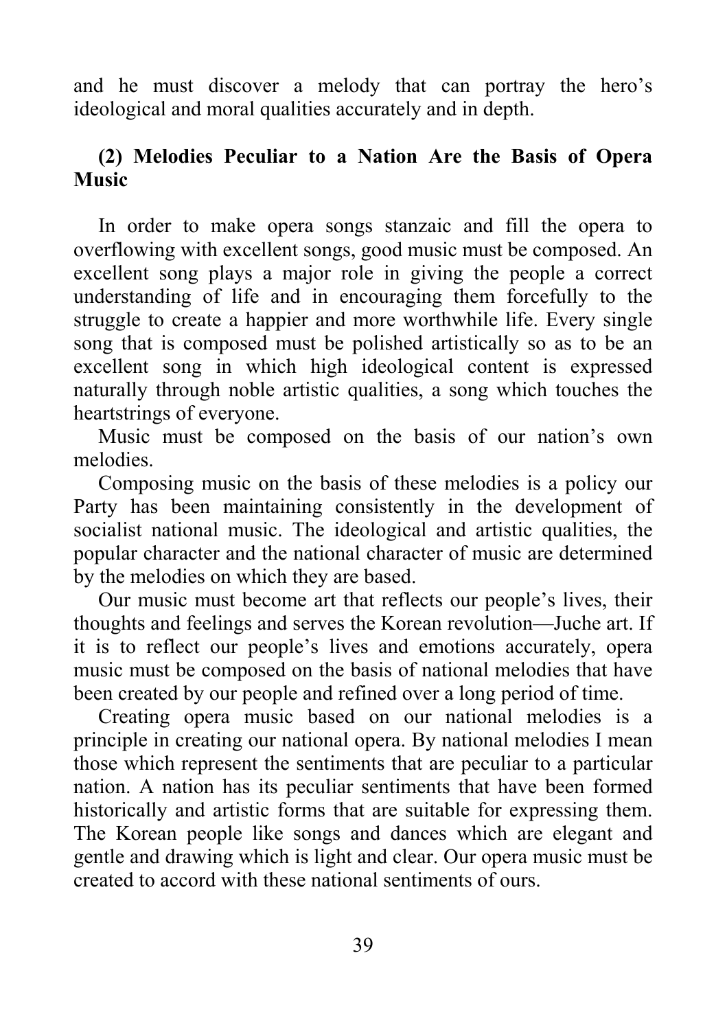and he must discover a melody that can portray the hero's ideological and moral qualities accurately and in depth.

### (2) Melodies Peculiar to a Nation Are the Basis of Opera Music

In order to make opera songs stanzaic and fill the opera to overflowing with excellent songs, good music must be composed. An excellent song plays a major role in giving the people a correct understanding of life and in encouraging them forcefully to the struggle to create a happier and more worthwhile life. Every single song that is composed must be polished artistically so as to be an excellent song in which high ideological content is expressed naturally through noble artistic qualities, a song which touches the heartstrings of everyone.

Music must be composed on the basis of our nation's own melodies.

Composing music on the basis of these melodies is a policy our Party has been maintaining consistently in the development of socialist national music. The ideological and artistic qualities, the popular character and the national character of music are determined by the melodies on which they are based.

Our music must become art that reflects our people's lives, their thoughts and feelings and serves the Korean revolution—Juche art. If it is to reflect our people's lives and emotions accurately, opera music must be composed on the basis of national melodies that have been created by our people and refined over a long period of time.

Creating opera music based on our national melodies is a principle in creating our national opera. By national melodies I mean those which represent the sentiments that are peculiar to a particular nation. A nation has its peculiar sentiments that have been formed historically and artistic forms that are suitable for expressing them. The Korean people like songs and dances which are elegant and gentle and drawing which is light and clear. Our opera music must be created to accord with these national sentiments of ours.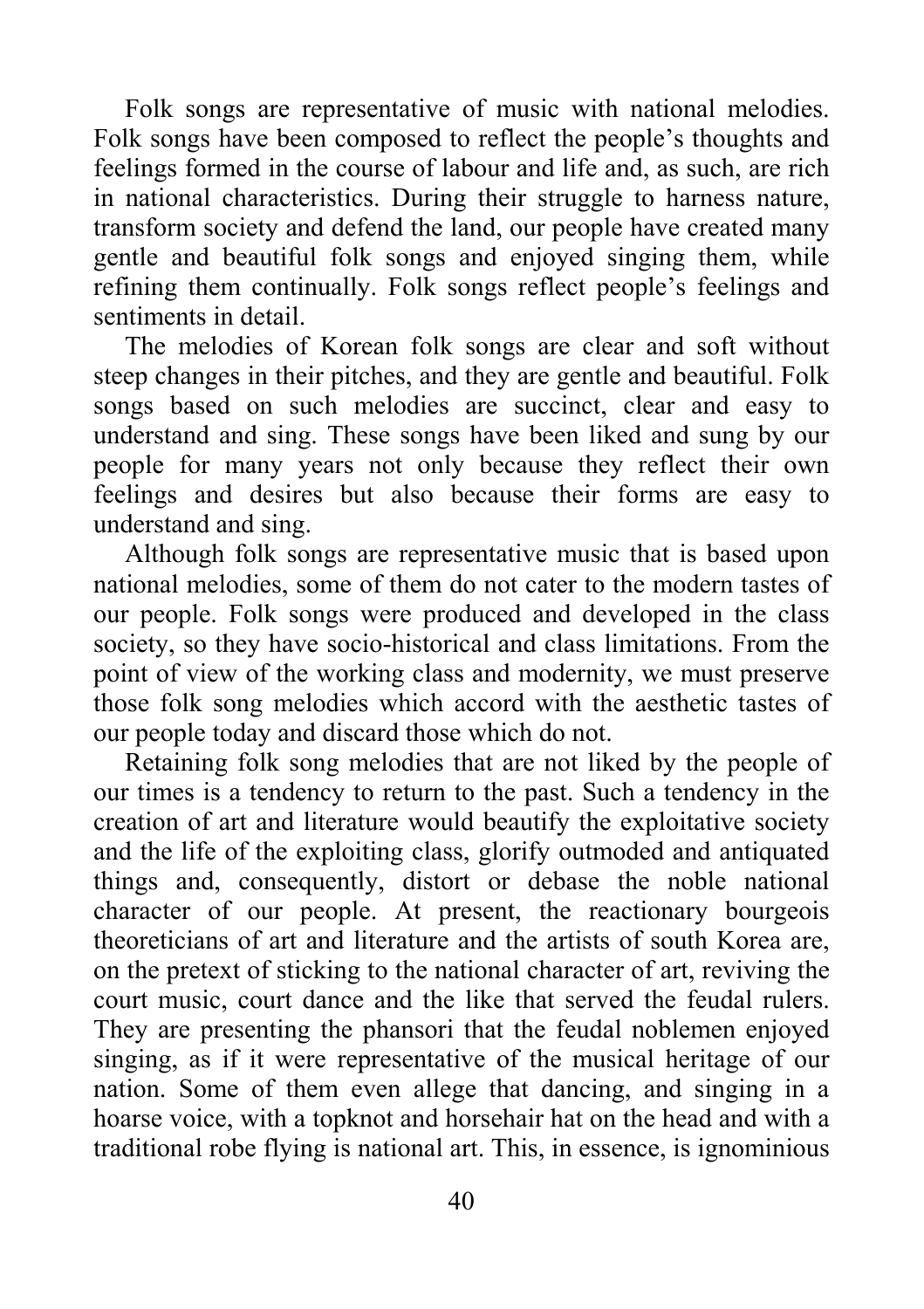Folk songs are representative of music with national melodies. Folk songs have been composed to reflect the people's thoughts and feelings formed in the course of labour and life and, as such, are rich in national characteristics. During their struggle to harness nature, transform society and defend the land, our people have created many gentle and beautiful folk songs and enjoyed singing them, while refining them continually. Folk songs reflect people's feelings and sentiments in detail.

The melodies of Korean folk songs are clear and soft without steep changes in their pitches, and they are gentle and beautiful. Folk songs based on such melodies are succinct, clear and easy to understand and sing. These songs have been liked and sung by our people for many years not only because they reflect their own feelings and desires but also because their forms are easy to understand and sing.

Although folk songs are representative music that is based upon national melodies, some of them do not cater to the modern tastes of our people. Folk songs were produced and developed in the class society, so they have socio-historical and class limitations. From the point of view of the working class and modernity, we must preserve those folk song melodies which accord with the aesthetic tastes of our people today and discard those which do not.

Retaining folk song melodies that are not liked by the people of our times is a tendency to return to the past. Such a tendency in the creation of art and literature would beautify the exploitative society and the life of the exploiting class, glorify outmoded and antiquated things and, consequently, distort or debase the noble national character of our people. At present, the reactionary bourgeois theoreticians of art and literature and the artists of south Korea are, on the pretext of sticking to the national character of art, reviving the court music, court dance and the like that served the feudal rulers. They are presenting the phansori that the feudal noblemen enjoyed singing, as if it were representative of the musical heritage of our nation. Some of them even allege that dancing, and singing in a hoarse voice, with a topknot and horsehair hat on the head and with a traditional robe flying is national art. This, in essence, is ignominious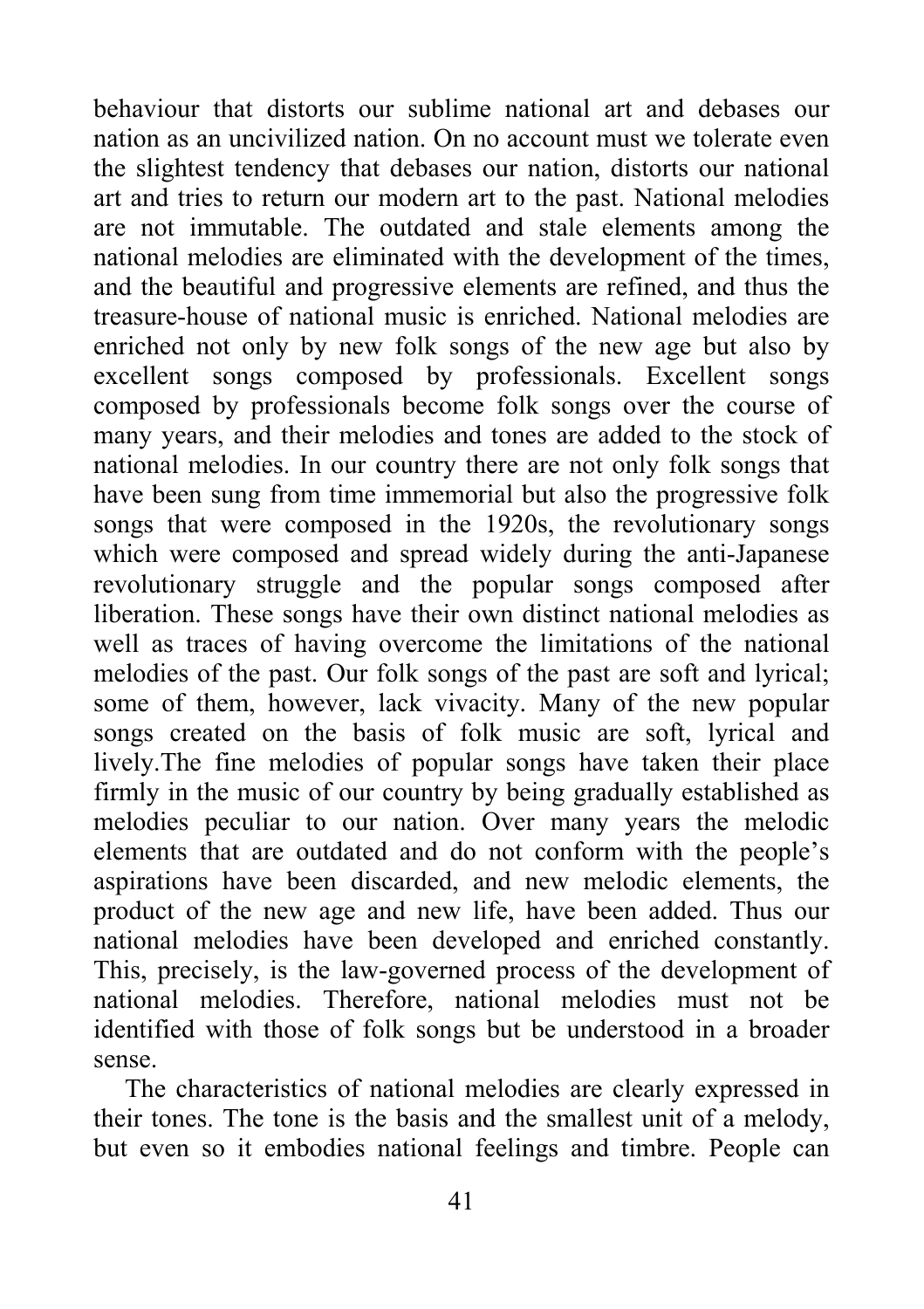behaviour that distorts our sublime national art and debases our nation as an uncivilized nation. On no account must we tolerate even the slightest tendency that debases our nation, distorts our national art and tries to return our modern art to the past. National melodies are not immutable. The outdated and stale elements among the national melodies are eliminated with the development of the times, and the beautiful and progressive elements are refined, and thus the treasure-house of national music is enriched. National melodies are enriched not only by new folk songs of the new age but also by excellent songs composed by professionals. Excellent songs composed by professionals become folk songs over the course of many years, and their melodies and tones are added to the stock of national melodies. In our country there are not only folk songs that have been sung from time immemorial but also the progressive folk songs that were composed in the 1920s, the revolutionary songs which were composed and spread widely during the anti-Japanese revolutionary struggle and the popular songs composed after liberation. These songs have their own distinct national melodies as well as traces of having overcome the limitations of the national melodies of the past. Our folk songs of the past are soft and lyrical; some of them, however, lack vivacity. Many of the new popular songs created on the basis of folk music are soft, lyrical and lively.The fine melodies of popular songs have taken their place firmly in the music of our country by being gradually established as melodies peculiar to our nation. Over many years the melodic elements that are outdated and do not conform with the people's aspirations have been discarded, and new melodic elements, the product of the new age and new life, have been added. Thus our national melodies have been developed and enriched constantly. This, precisely, is the law-governed process of the development of national melodies. Therefore, national melodies must not be identified with those of folk songs but be understood in a broader sense.

The characteristics of national melodies are clearly expressed in their tones. The tone is the basis and the smallest unit of a melody, but even so it embodies national feelings and timbre. People can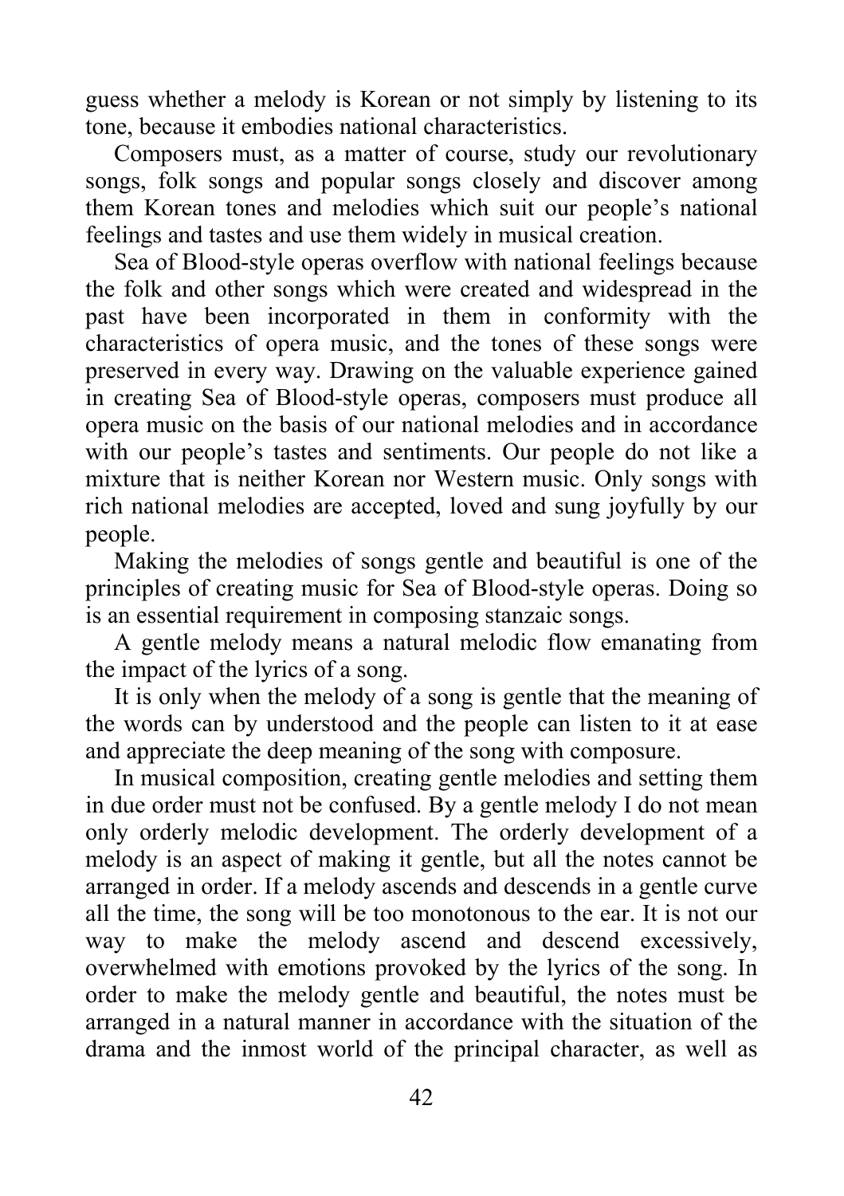guess whether a melody is Korean or not simply by listening to its tone, because it embodies national characteristics.

Composers must, as a matter of course, study our revolutionary songs, folk songs and popular songs closely and discover among them Korean tones and melodies which suit our people's national feelings and tastes and use them widely in musical creation.

Sea of Blood-style operas overflow with national feelings because the folk and other songs which were created and widespread in the past have been incorporated in them in conformity with the characteristics of opera music, and the tones of these songs were preserved in every way. Drawing on the valuable experience gained in creating Sea of Blood-style operas, composers must produce all opera music on the basis of our national melodies and in accordance with our people's tastes and sentiments. Our people do not like a mixture that is neither Korean nor Western music. Only songs with rich national melodies are accepted, loved and sung joyfully by our people.

Making the melodies of songs gentle and beautiful is one of the principles of creating music for Sea of Blood-style operas. Doing so is an essential requirement in composing stanzaic songs.

A gentle melody means a natural melodic flow emanating from the impact of the lyrics of a song.

It is only when the melody of a song is gentle that the meaning of the words can by understood and the people can listen to it at ease and appreciate the deep meaning of the song with composure.

In musical composition, creating gentle melodies and setting them in due order must not be confused. By a gentle melody I do not mean only orderly melodic development. The orderly development of a melody is an aspect of making it gentle, but all the notes cannot be arranged in order. If a melody ascends and descends in a gentle curve all the time, the song will be too monotonous to the ear. It is not our way to make the melody ascend and descend excessively, overwhelmed with emotions provoked by the lyrics of the song. In order to make the melody gentle and beautiful, the notes must be arranged in a natural manner in accordance with the situation of the drama and the inmost world of the principal character, as well as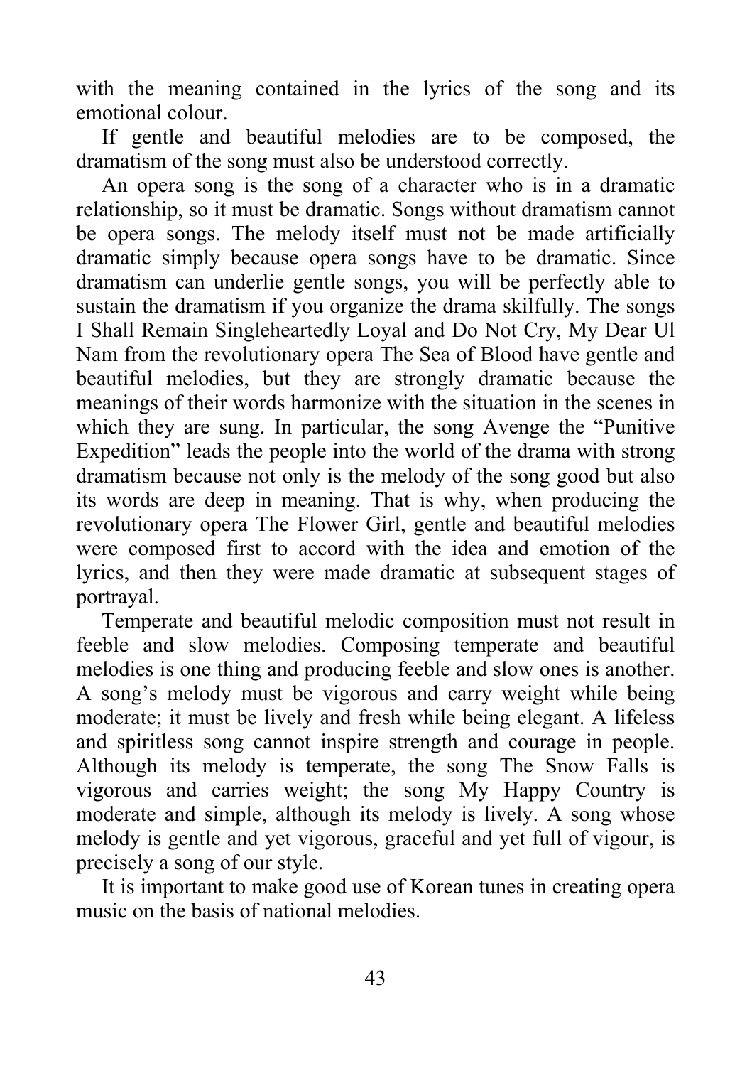with the meaning contained in the lyrics of the song and its emotional colour.

If gentle and beautiful melodies are to be composed, the dramatism of the song must also be understood correctly.

An opera song is the song of a character who is in a dramatic relationship, so it must be dramatic. Songs without dramatism cannot be opera songs. The melody itself must not be made artificially dramatic simply because opera songs have to be dramatic. Since dramatism can underlie gentle songs, you will be perfectly able to sustain the dramatism if you organize the drama skilfully. The songs I Shall Remain Singleheartedly Loyal and Do Not Cry, My Dear Ul Nam from the revolutionary opera The Sea of Blood have gentle and beautiful melodies, but they are strongly dramatic because the meanings of their words harmonize with the situation in the scenes in which they are sung. In particular, the song Avenge the "Punitive Expedition" leads the people into the world of the drama with strong dramatism because not only is the melody of the song good but also its words are deep in meaning. That is why, when producing the revolutionary opera The Flower Girl, gentle and beautiful melodies were composed first to accord with the idea and emotion of the lyrics, and then they were made dramatic at subsequent stages of portrayal.

Temperate and beautiful melodic composition must not result in feeble and slow melodies. Composing temperate and beautiful melodies is one thing and producing feeble and slow ones is another. A song's melody must be vigorous and carry weight while being moderate; it must be lively and fresh while being elegant. A lifeless and spiritless song cannot inspire strength and courage in people. Although its melody is temperate, the song The Snow Falls is vigorous and carries weight; the song My Happy Country is moderate and simple, although its melody is lively. A song whose melody is gentle and yet vigorous, graceful and yet full of vigour, is precisely a song of our style.

It is important to make good use of Korean tunes in creating opera music on the basis of national melodies.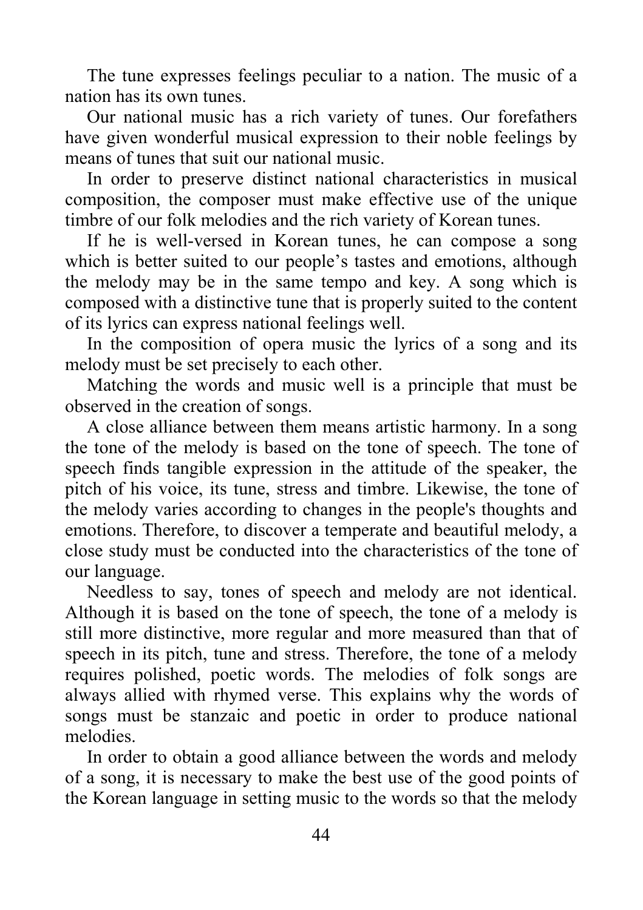The tune expresses feelings peculiar to a nation. The music of a nation has its own tunes.

Our national music has a rich variety of tunes. Our forefathers have given wonderful musical expression to their noble feelings by means of tunes that suit our national music.

In order to preserve distinct national characteristics in musical composition, the composer must make effective use of the unique timbre of our folk melodies and the rich variety of Korean tunes.

If he is well-versed in Korean tunes, he can compose a song which is better suited to our people's tastes and emotions, although the melody may be in the same tempo and key. A song which is composed with a distinctive tune that is properly suited to the content of its lyrics can express national feelings well.

In the composition of opera music the lyrics of a song and its melody must be set precisely to each other.

Matching the words and music well is a principle that must be observed in the creation of songs.

A close alliance between them means artistic harmony. In a song the tone of the melody is based on the tone of speech. The tone of speech finds tangible expression in the attitude of the speaker, the pitch of his voice, its tune, stress and timbre. Likewise, the tone of the melody varies according to changes in the people's thoughts and emotions. Therefore, to discover a temperate and beautiful melody, a close study must be conducted into the characteristics of the tone of our language.

Needless to say, tones of speech and melody are not identical. Although it is based on the tone of speech, the tone of a melody is still more distinctive, more regular and more measured than that of speech in its pitch, tune and stress. Therefore, the tone of a melody requires polished, poetic words. The melodies of folk songs are always allied with rhymed verse. This explains why the words of songs must be stanzaic and poetic in order to produce national melodies.

In order to obtain a good alliance between the words and melody of a song, it is necessary to make the best use of the good points of the Korean language in setting music to the words so that the melody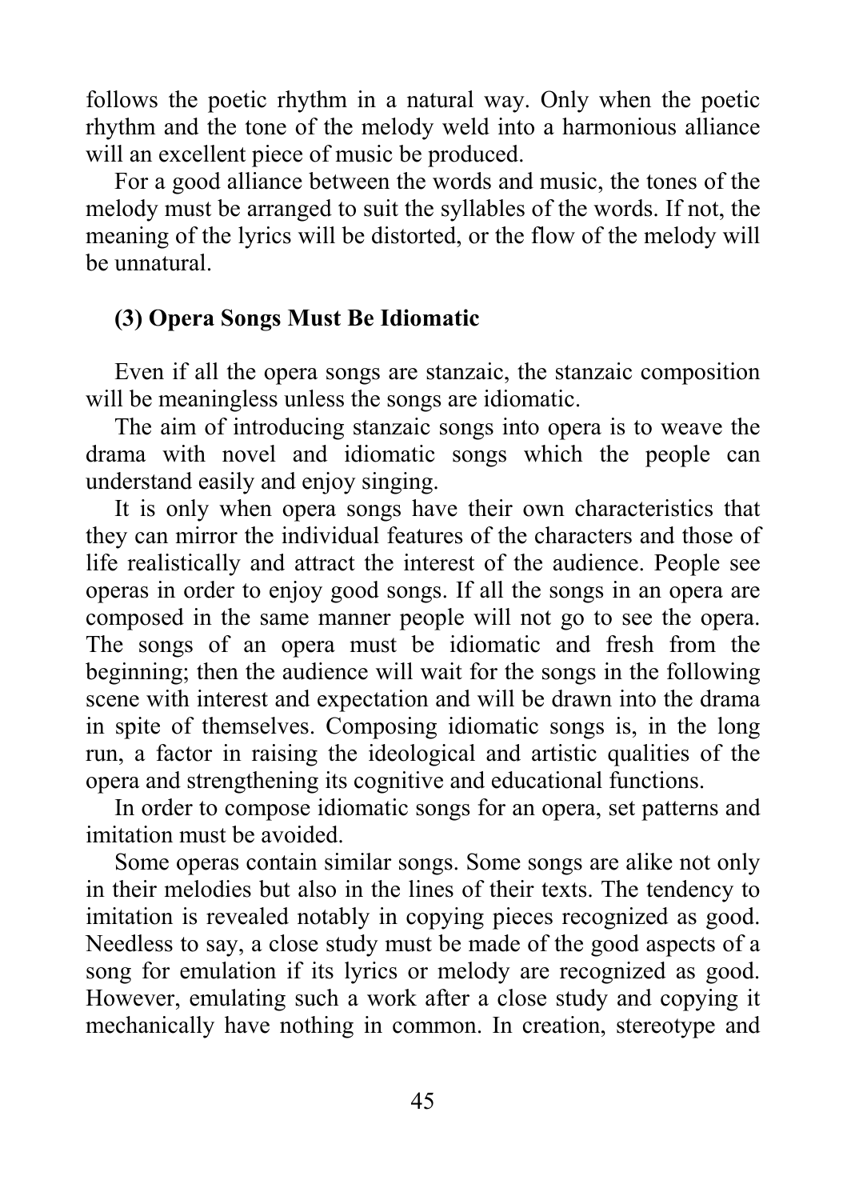follows the poetic rhythm in a natural way. Only when the poetic rhythm and the tone of the melody weld into a harmonious alliance will an excellent piece of music be produced.

For a good alliance between the words and music, the tones of the melody must be arranged to suit the syllables of the words. If not, the meaning of the lyrics will be distorted, or the flow of the melody will be unnatural.

### (3) Opera Songs Must Be Idiomatic

Even if all the opera songs are stanzaic, the stanzaic composition will be meaningless unless the songs are idiomatic.

The aim of introducing stanzaic songs into opera is to weave the drama with novel and idiomatic songs which the people can understand easily and enjoy singing.

It is only when opera songs have their own characteristics that they can mirror the individual features of the characters and those of life realistically and attract the interest of the audience. People see operas in order to enjoy good songs. If all the songs in an opera are composed in the same manner people will not go to see the opera. The songs of an opera must be idiomatic and fresh from the beginning; then the audience will wait for the songs in the following scene with interest and expectation and will be drawn into the drama in spite of themselves. Composing idiomatic songs is, in the long run, a factor in raising the ideological and artistic qualities of the opera and strengthening its cognitive and educational functions.

In order to compose idiomatic songs for an opera, set patterns and imitation must be avoided.

Some operas contain similar songs. Some songs are alike not only in their melodies but also in the lines of their texts. The tendency to imitation is revealed notably in copying pieces recognized as good. Needless to say, a close study must be made of the good aspects of a song for emulation if its lyrics or melody are recognized as good. However, emulating such a work after a close study and copying it mechanically have nothing in common. In creation, stereotype and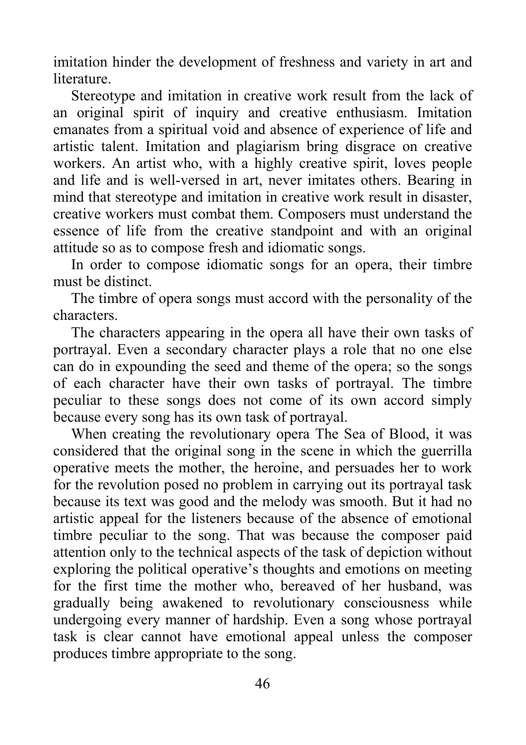imitation hinder the development of freshness and variety in art and literature.

Stereotype and imitation in creative work result from the lack of an original spirit of inquiry and creative enthusiasm. Imitation emanates from a spiritual void and absence of experience of life and artistic talent. Imitation and plagiarism bring disgrace on creative workers. An artist who, with a highly creative spirit, loves people and life and is well-versed in art, never imitates others. Bearing in mind that stereotype and imitation in creative work result in disaster, creative workers must combat them. Composers must understand the essence of life from the creative standpoint and with an original attitude so as to compose fresh and idiomatic songs.

In order to compose idiomatic songs for an opera, their timbre must be distinct.

The timbre of opera songs must accord with the personality of the characters.

The characters appearing in the opera all have their own tasks of portrayal. Even a secondary character plays a role that no one else can do in expounding the seed and theme of the opera; so the songs of each character have their own tasks of portrayal. The timbre peculiar to these songs does not come of its own accord simply because every song has its own task of portrayal.

When creating the revolutionary opera The Sea of Blood, it was considered that the original song in the scene in which the guerrilla operative meets the mother, the heroine, and persuades her to work for the revolution posed no problem in carrying out its portrayal task because its text was good and the melody was smooth. But it had no artistic appeal for the listeners because of the absence of emotional timbre peculiar to the song. That was because the composer paid attention only to the technical aspects of the task of depiction without exploring the political operative's thoughts and emotions on meeting for the first time the mother who, bereaved of her husband, was gradually being awakened to revolutionary consciousness while undergoing every manner of hardship. Even a song whose portrayal task is clear cannot have emotional appeal unless the composer produces timbre appropriate to the song.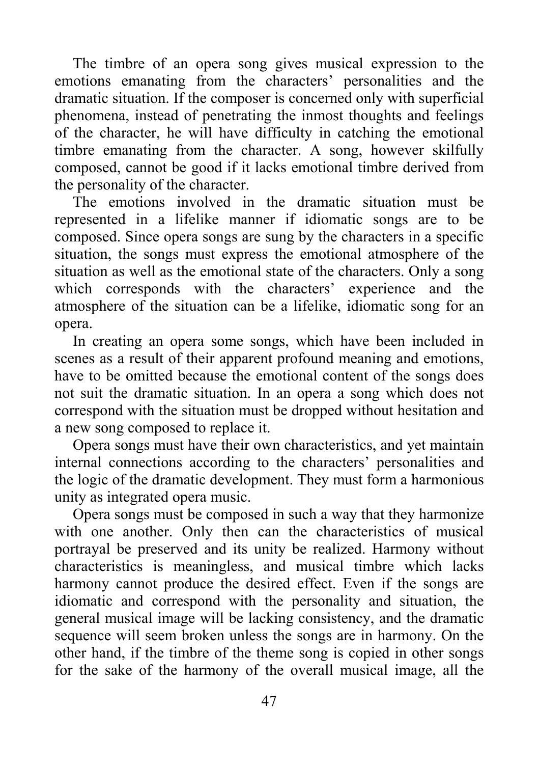The timbre of an opera song gives musical expression to the emotions emanating from the characters' personalities and the dramatic situation. If the composer is concerned only with superficial phenomena, instead of penetrating the inmost thoughts and feelings of the character, he will have difficulty in catching the emotional timbre emanating from the character. A song, however skilfully composed, cannot be good if it lacks emotional timbre derived from the personality of the character.

The emotions involved in the dramatic situation must be represented in a lifelike manner if idiomatic songs are to be composed. Since opera songs are sung by the characters in a specific situation, the songs must express the emotional atmosphere of the situation as well as the emotional state of the characters. Only a song which corresponds with the characters' experience and the atmosphere of the situation can be a lifelike, idiomatic song for an opera.

In creating an opera some songs, which have been included in scenes as a result of their apparent profound meaning and emotions, have to be omitted because the emotional content of the songs does not suit the dramatic situation. In an opera a song which does not correspond with the situation must be dropped without hesitation and a new song composed to replace it.

Opera songs must have their own characteristics, and yet maintain internal connections according to the characters' personalities and the logic of the dramatic development. They must form a harmonious unity as integrated opera music.

Opera songs must be composed in such a way that they harmonize with one another. Only then can the characteristics of musical portrayal be preserved and its unity be realized. Harmony without characteristics is meaningless, and musical timbre which lacks harmony cannot produce the desired effect. Even if the songs are idiomatic and correspond with the personality and situation, the general musical image will be lacking consistency, and the dramatic sequence will seem broken unless the songs are in harmony. On the other hand, if the timbre of the theme song is copied in other songs for the sake of the harmony of the overall musical image, all the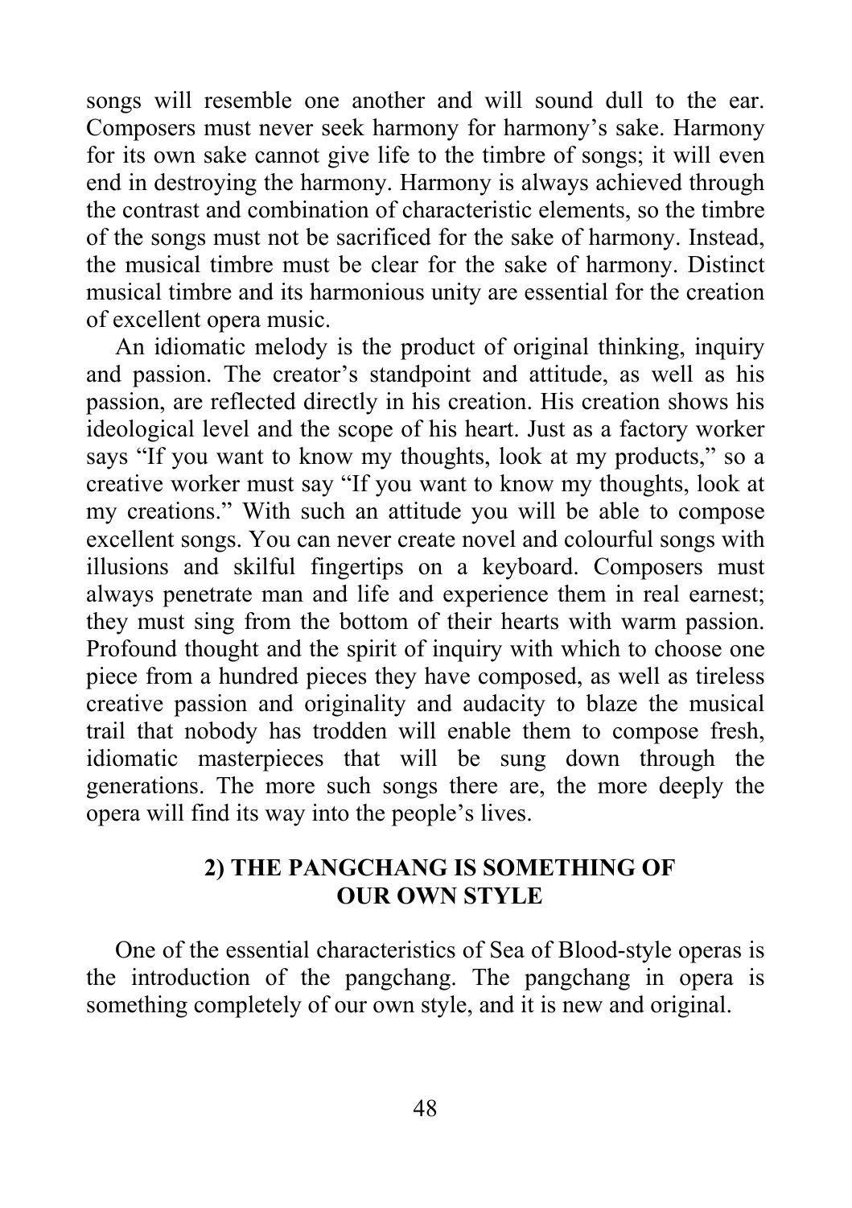songs will resemble one another and will sound dull to the ear. Composers must never seek harmony for harmony's sake. Harmony for its own sake cannot give life to the timbre of songs; it will even end in destroying the harmony. Harmony is always achieved through the contrast and combination of characteristic elements, so the timbre of the songs must not be sacrificed for the sake of harmony. Instead, the musical timbre must be clear for the sake of harmony. Distinct musical timbre and its harmonious unity are essential for the creation of excellent opera music.

An idiomatic melody is the product of original thinking, inquiry and passion. The creator's standpoint and attitude, as well as his passion, are reflected directly in his creation. His creation shows his ideological level and the scope of his heart. Just as a factory worker says "If you want to know my thoughts, look at my products," so a creative worker must say "If you want to know my thoughts, look at my creations." With such an attitude you will be able to compose excellent songs. You can never create novel and colourful songs with illusions and skilful fingertips on a keyboard. Composers must always penetrate man and life and experience them in real earnest; they must sing from the bottom of their hearts with warm passion. Profound thought and the spirit of inquiry with which to choose one piece from a hundred pieces they have composed, as well as tireless creative passion and originality and audacity to blaze the musical trail that nobody has trodden will enable them to compose fresh, idiomatic masterpieces that will be sung down through the generations. The more such songs there are, the more deeply the opera will find its way into the people's lives.

### 2) THE PANGCHANG IS SOMETHING OF OUR OWN STYLE

One of the essential characteristics of Sea of Blood-style operas is the introduction of the pangchang. The pangchang in opera is something completely of our own style, and it is new and original.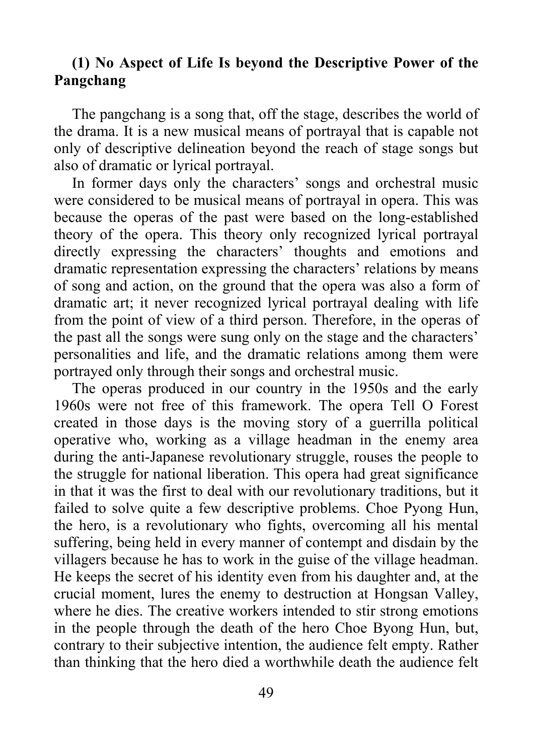### (1) No Aspect of Life Is beyond the Descriptive Power of the Pangchang

The pangchang is a song that, off the stage, describes the world of the drama. It is a new musical means of portrayal that is capable not only of descriptive delineation beyond the reach of stage songs but also of dramatic or lyrical portrayal.

In former days only the characters' songs and orchestral music were considered to be musical means of portrayal in opera. This was because the operas of the past were based on the long-established theory of the opera. This theory only recognized lyrical portrayal directly expressing the characters' thoughts and emotions and dramatic representation expressing the characters' relations by means of song and action, on the ground that the opera was also a form of dramatic art; it never recognized lyrical portrayal dealing with life from the point of view of a third person. Therefore, in the operas of the past all the songs were sung only on the stage and the characters' personalities and life, and the dramatic relations among them were portrayed only through their songs and orchestral music.

The operas produced in our country in the 1950s and the early 1960s were not free of this framework. The opera Tell O Forest created in those days is the moving story of a guerrilla political operative who, working as a village headman in the enemy area during the anti-Japanese revolutionary struggle, rouses the people to the struggle for national liberation. This opera had great significance in that it was the first to deal with our revolutionary traditions, but it failed to solve quite a few descriptive problems. Choe Pyong Hun, the hero, is a revolutionary who fights, overcoming all his mental suffering, being held in every manner of contempt and disdain by the villagers because he has to work in the guise of the village headman. He keeps the secret of his identity even from his daughter and, at the crucial moment, lures the enemy to destruction at Hongsan Valley, where he dies. The creative workers intended to stir strong emotions in the people through the death of the hero Choe Byong Hun, but, contrary to their subjective intention, the audience felt empty. Rather than thinking that the hero died a worthwhile death the audience felt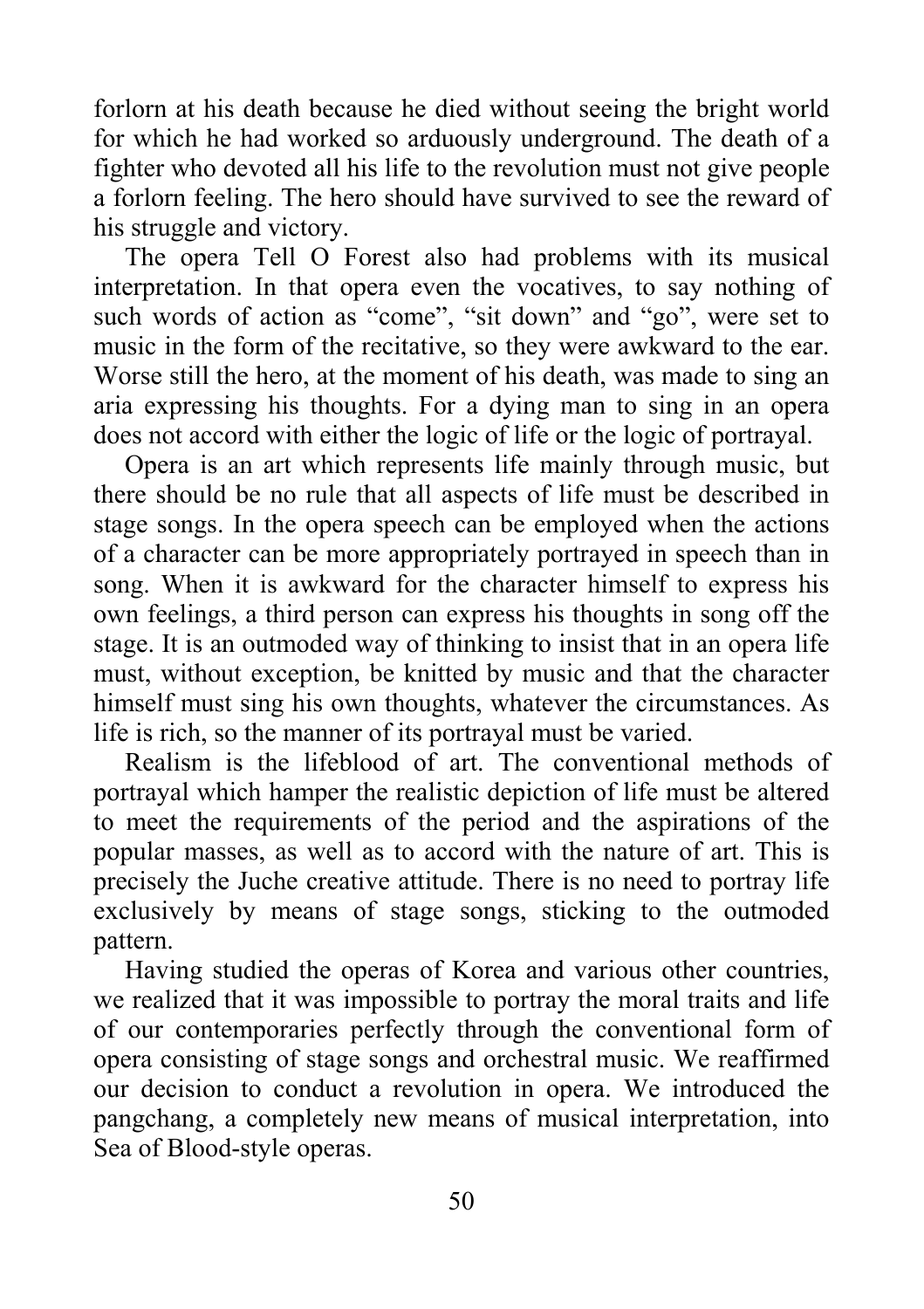forlorn at his death because he died without seeing the bright world for which he had worked so arduously underground. The death of a fighter who devoted all his life to the revolution must not give people a forlorn feeling. The hero should have survived to see the reward of his struggle and victory.

The opera Tell O Forest also had problems with its musical interpretation. In that opera even the vocatives, to say nothing of such words of action as “come”, “sit down” and “go”, were set to music in the form of the recitative, so they were awkward to the ear. Worse still the hero, at the moment of his death, was made to sing an aria expressing his thoughts. For a dying man to sing in an opera does not accord with either the logic of life or the logic of portrayal.

Opera is an art which represents life mainly through music, but there should be no rule that all aspects of life must be described in stage songs. In the opera speech can be employed when the actions of a character can be more appropriately portrayed in speech than in song. When it is awkward for the character himself to express his own feelings, a third person can express his thoughts in song off the stage. It is an outmoded way of thinking to insist that in an opera life must, without exception, be knitted by music and that the character himself must sing his own thoughts, whatever the circumstances. As life is rich, so the manner of its portrayal must be varied.

Realism is the lifeblood of art. The conventional methods of portrayal which hamper the realistic depiction of life must be altered to meet the requirements of the period and the aspirations of the popular masses, as well as to accord with the nature of art. This is precisely the Juche creative attitude. There is no need to portray life exclusively by means of stage songs, sticking to the outmoded pattern.

Having studied the operas of Korea and various other countries, we realized that it was impossible to portray the moral traits and life of our contemporaries perfectly through the conventional form of opera consisting of stage songs and orchestral music. We reaffirmed our decision to conduct a revolution in opera. We introduced the pangchang, a completely new means of musical interpretation, into Sea of Blood-style operas.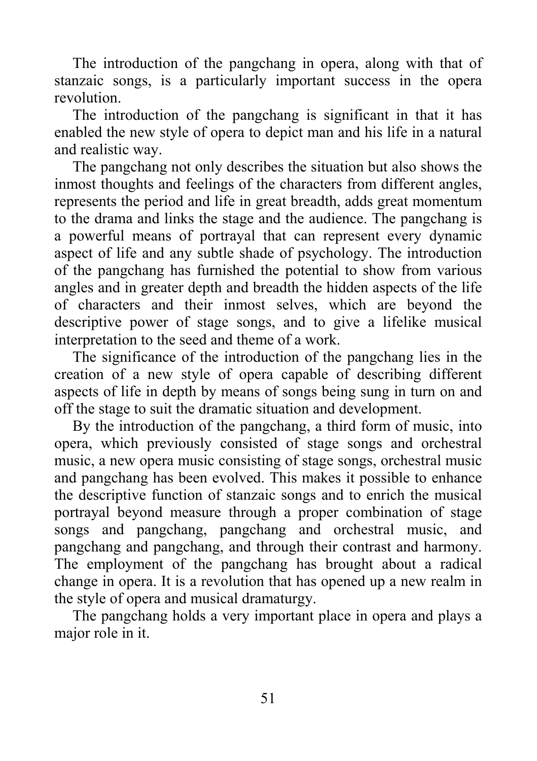The introduction of the pangchang in opera, along with that of stanzaic songs, is a particularly important success in the opera revolution.

The introduction of the pangchang is significant in that it has enabled the new style of opera to depict man and his life in a natural and realistic way.

The pangchang not only describes the situation but also shows the inmost thoughts and feelings of the characters from different angles, represents the period and life in great breadth, adds great momentum to the drama and links the stage and the audience. The pangchang is a powerful means of portrayal that can represent every dynamic aspect of life and any subtle shade of psychology. The introduction of the pangchang has furnished the potential to show from various angles and in greater depth and breadth the hidden aspects of the life of characters and their inmost selves, which are beyond the descriptive power of stage songs, and to give a lifelike musical interpretation to the seed and theme of a work.

The significance of the introduction of the pangchang lies in the creation of a new style of opera capable of describing different aspects of life in depth by means of songs being sung in turn on and off the stage to suit the dramatic situation and development.

By the introduction of the pangchang, a third form of music, into opera, which previously consisted of stage songs and orchestral music, a new opera music consisting of stage songs, orchestral music and pangchang has been evolved. This makes it possible to enhance the descriptive function of stanzaic songs and to enrich the musical portrayal beyond measure through a proper combination of stage songs and pangchang, pangchang and orchestral music, and pangchang and pangchang, and through their contrast and harmony. The employment of the pangchang has brought about a radical change in opera. It is a revolution that has opened up a new realm in the style of opera and musical dramaturgy.

The pangchang holds a very important place in opera and plays a major role in it.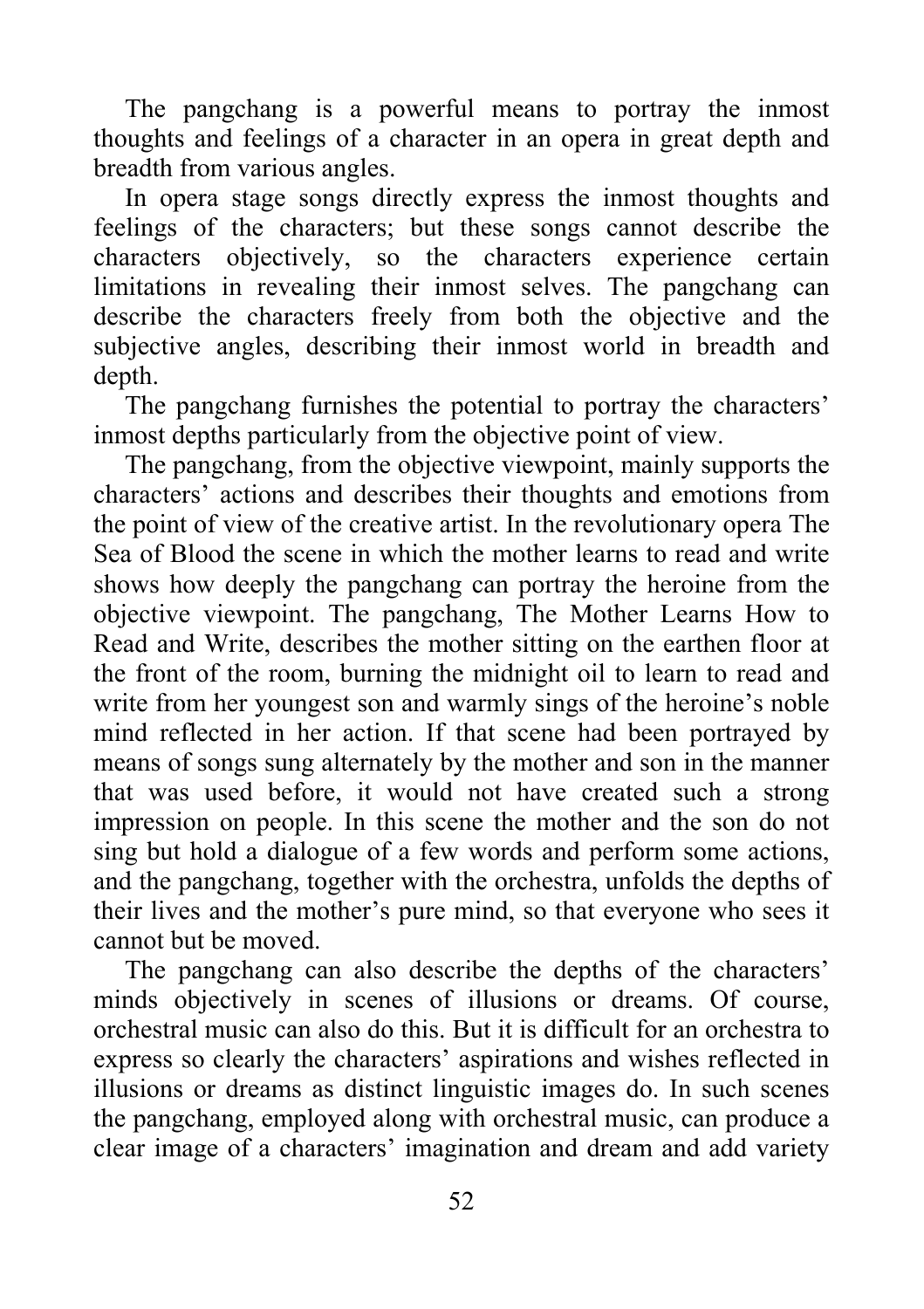The pangchang is a powerful means to portray the inmost thoughts and feelings of a character in an opera in great depth and breadth from various angles.

In opera stage songs directly express the inmost thoughts and feelings of the characters; but these songs cannot describe the characters objectively, so the characters experience certain limitations in revealing their inmost selves. The pangchang can describe the characters freely from both the objective and the subjective angles, describing their inmost world in breadth and depth.

The pangchang furnishes the potential to portray the characters' inmost depths particularly from the objective point of view.

The pangchang, from the objective viewpoint, mainly supports the characters' actions and describes their thoughts and emotions from the point of view of the creative artist. In the revolutionary opera The Sea of Blood the scene in which the mother learns to read and write shows how deeply the pangchang can portray the heroine from the objective viewpoint. The pangchang, The Mother Learns How to Read and Write, describes the mother sitting on the earthen floor at the front of the room, burning the midnight oil to learn to read and write from her youngest son and warmly sings of the heroine's noble mind reflected in her action. If that scene had been portrayed by means of songs sung alternately by the mother and son in the manner that was used before, it would not have created such a strong impression on people. In this scene the mother and the son do not sing but hold a dialogue of a few words and perform some actions, and the pangchang, together with the orchestra, unfolds the depths of their lives and the mother's pure mind, so that everyone who sees it cannot but be moved.

The pangchang can also describe the depths of the characters' minds objectively in scenes of illusions or dreams. Of course, orchestral music can also do this. But it is difficult for an orchestra to express so clearly the characters' aspirations and wishes reflected in illusions or dreams as distinct linguistic images do. In such scenes the pangchang, employed along with orchestral music, can produce a clear image of a characters' imagination and dream and add variety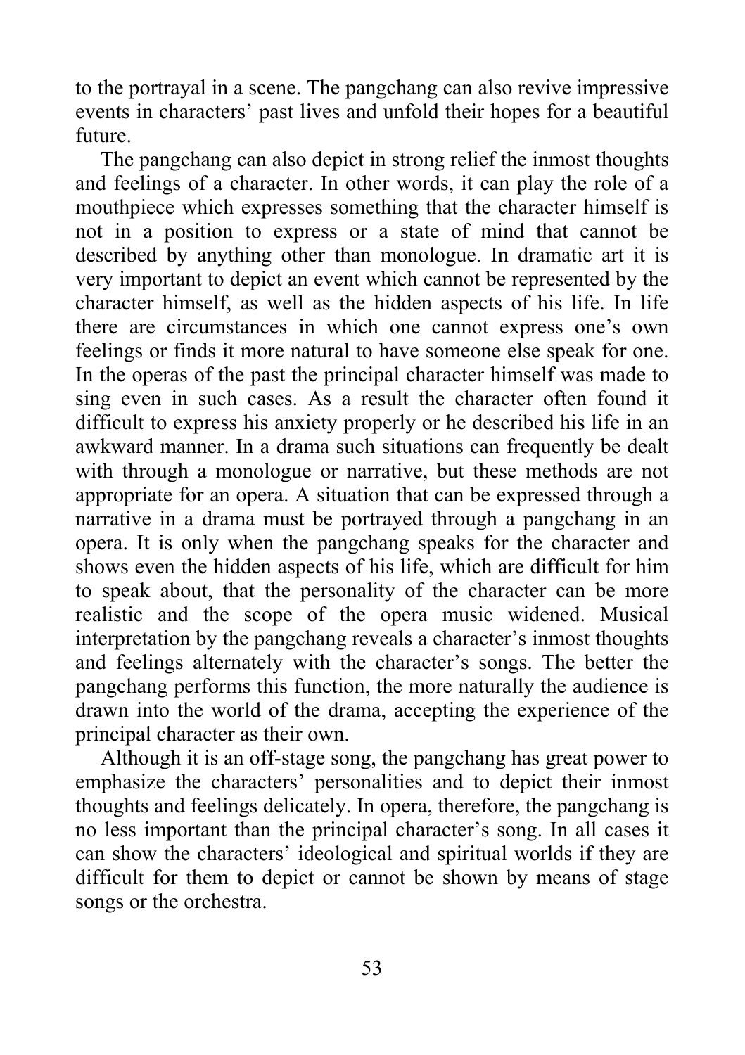to the portrayal in a scene. The pangchang can also revive impressive events in characters' past lives and unfold their hopes for a beautiful future.

The pangchang can also depict in strong relief the inmost thoughts and feelings of a character. In other words, it can play the role of a mouthpiece which expresses something that the character himself is not in a position to express or a state of mind that cannot be described by anything other than monologue. In dramatic art it is very important to depict an event which cannot be represented by the character himself, as well as the hidden aspects of his life. In life there are circumstances in which one cannot express one's own feelings or finds it more natural to have someone else speak for one. In the operas of the past the principal character himself was made to sing even in such cases. As a result the character often found it difficult to express his anxiety properly or he described his life in an awkward manner. In a drama such situations can frequently be dealt with through a monologue or narrative, but these methods are not appropriate for an opera. A situation that can be expressed through a narrative in a drama must be portrayed through a pangchang in an opera. It is only when the pangchang speaks for the character and shows even the hidden aspects of his life, which are difficult for him to speak about, that the personality of the character can be more realistic and the scope of the opera music widened. Musical interpretation by the pangchang reveals a character's inmost thoughts and feelings alternately with the character's songs. The better the pangchang performs this function, the more naturally the audience is drawn into the world of the drama, accepting the experience of the principal character as their own.

Although it is an off-stage song, the pangchang has great power to emphasize the characters' personalities and to depict their inmost thoughts and feelings delicately. In opera, therefore, the pangchang is no less important than the principal character's song. In all cases it can show the characters' ideological and spiritual worlds if they are difficult for them to depict or cannot be shown by means of stage songs or the orchestra.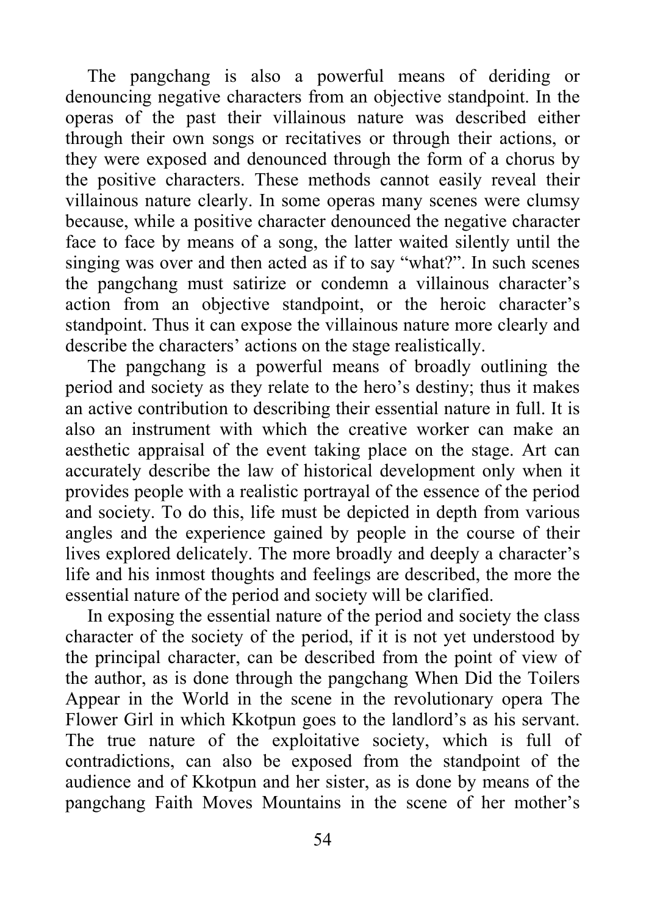The pangchang is also a powerful means of deriding or denouncing negative characters from an objective standpoint. In the operas of the past their villainous nature was described either through their own songs or recitatives or through their actions, or they were exposed and denounced through the form of a chorus by the positive characters. These methods cannot easily reveal their villainous nature clearly. In some operas many scenes were clumsy because, while a positive character denounced the negative character face to face by means of a song, the latter waited silently until the singing was over and then acted as if to say "what?". In such scenes the pangchang must satirize or condemn a villainous character's action from an objective standpoint, or the heroic character's standpoint. Thus it can expose the villainous nature more clearly and describe the characters' actions on the stage realistically.

The pangchang is a powerful means of broadly outlining the period and society as they relate to the hero's destiny; thus it makes an active contribution to describing their essential nature in full. It is also an instrument with which the creative worker can make an aesthetic appraisal of the event taking place on the stage. Art can accurately describe the law of historical development only when it provides people with a realistic portrayal of the essence of the period and society. To do this, life must be depicted in depth from various angles and the experience gained by people in the course of their lives explored delicately. The more broadly and deeply a character's life and his inmost thoughts and feelings are described, the more the essential nature of the period and society will be clarified.

In exposing the essential nature of the period and society the class character of the society of the period, if it is not yet understood by the principal character, can be described from the point of view of the author, as is done through the pangchang When Did the Toilers Appear in the World in the scene in the revolutionary opera The Flower Girl in which Kkotpun goes to the landlord's as his servant. The true nature of the exploitative society, which is full of contradictions, can also be exposed from the standpoint of the audience and of Kkotpun and her sister, as is done by means of the pangchang Faith Moves Mountains in the scene of her mother's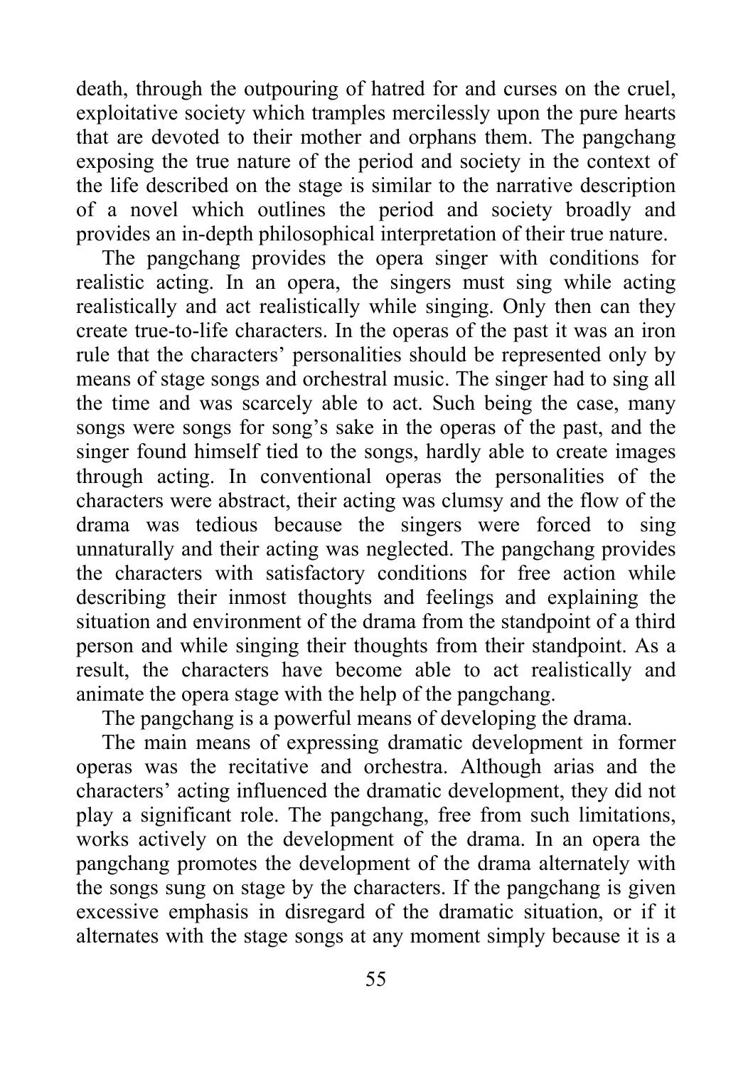death, through the outpouring of hatred for and curses on the cruel, exploitative society which tramples mercilessly upon the pure hearts that are devoted to their mother and orphans them. The pangchang exposing the true nature of the period and society in the context of the life described on the stage is similar to the narrative description of a novel which outlines the period and society broadly and provides an in-depth philosophical interpretation of their true nature.

The pangchang provides the opera singer with conditions for realistic acting. In an opera, the singers must sing while acting realistically and act realistically while singing. Only then can they create true-to-life characters. In the operas of the past it was an iron rule that the characters' personalities should be represented only by means of stage songs and orchestral music. The singer had to sing all the time and was scarcely able to act. Such being the case, many songs were songs for song's sake in the operas of the past, and the singer found himself tied to the songs, hardly able to create images through acting. In conventional operas the personalities of the characters were abstract, their acting was clumsy and the flow of the drama was tedious because the singers were forced to sing unnaturally and their acting was neglected. The pangchang provides the characters with satisfactory conditions for free action while describing their inmost thoughts and feelings and explaining the situation and environment of the drama from the standpoint of a third person and while singing their thoughts from their standpoint. As a result, the characters have become able to act realistically and animate the opera stage with the help of the pangchang.

The pangchang is a powerful means of developing the drama.

The main means of expressing dramatic development in former operas was the recitative and orchestra. Although arias and the characters' acting influenced the dramatic development, they did not play a significant role. The pangchang, free from such limitations, works actively on the development of the drama. In an opera the pangchang promotes the development of the drama alternately with the songs sung on stage by the characters. If the pangchang is given excessive emphasis in disregard of the dramatic situation, or if it alternates with the stage songs at any moment simply because it is a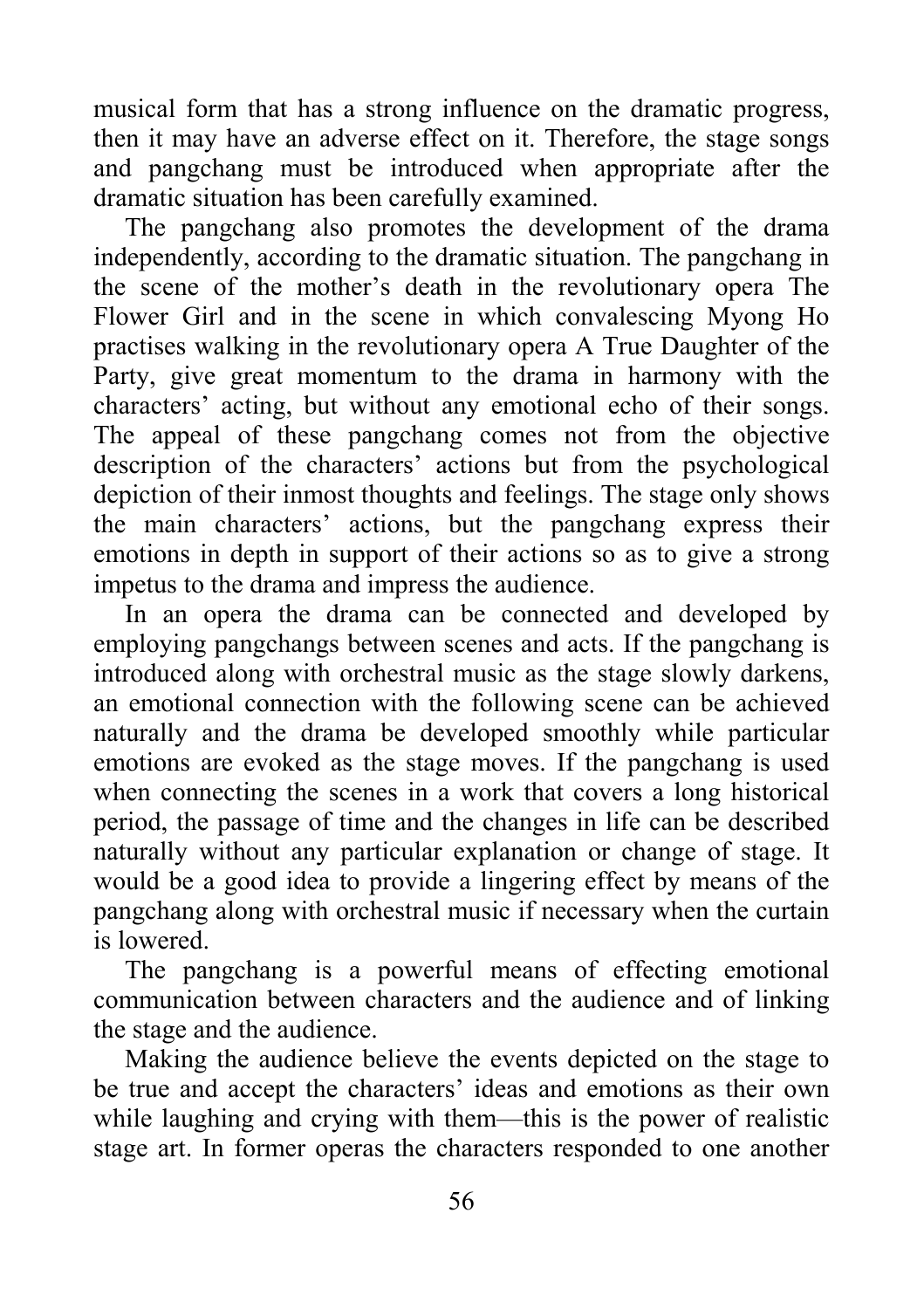musical form that has a strong influence on the dramatic progress, then it may have an adverse effect on it. Therefore, the stage songs and pangchang must be introduced when appropriate after the dramatic situation has been carefully examined.

The pangchang also promotes the development of the drama independently, according to the dramatic situation. The pangchang in the scene of the mother's death in the revolutionary opera The Flower Girl and in the scene in which convalescing Myong Ho practises walking in the revolutionary opera A True Daughter of the Party, give great momentum to the drama in harmony with the characters' acting, but without any emotional echo of their songs. The appeal of these pangchang comes not from the objective description of the characters' actions but from the psychological depiction of their inmost thoughts and feelings. The stage only shows the main characters' actions, but the pangchang express their emotions in depth in support of their actions so as to give a strong impetus to the drama and impress the audience.

In an opera the drama can be connected and developed by employing pangchangs between scenes and acts. If the pangchang is introduced along with orchestral music as the stage slowly darkens, an emotional connection with the following scene can be achieved naturally and the drama be developed smoothly while particular emotions are evoked as the stage moves. If the pangchang is used when connecting the scenes in a work that covers a long historical period, the passage of time and the changes in life can be described naturally without any particular explanation or change of stage. It would be a good idea to provide a lingering effect by means of the pangchang along with orchestral music if necessary when the curtain is lowered.

The pangchang is a powerful means of effecting emotional communication between characters and the audience and of linking the stage and the audience.

Making the audience believe the events depicted on the stage to be true and accept the characters' ideas and emotions as their own while laughing and crying with them—this is the power of realistic stage art. In former operas the characters responded to one another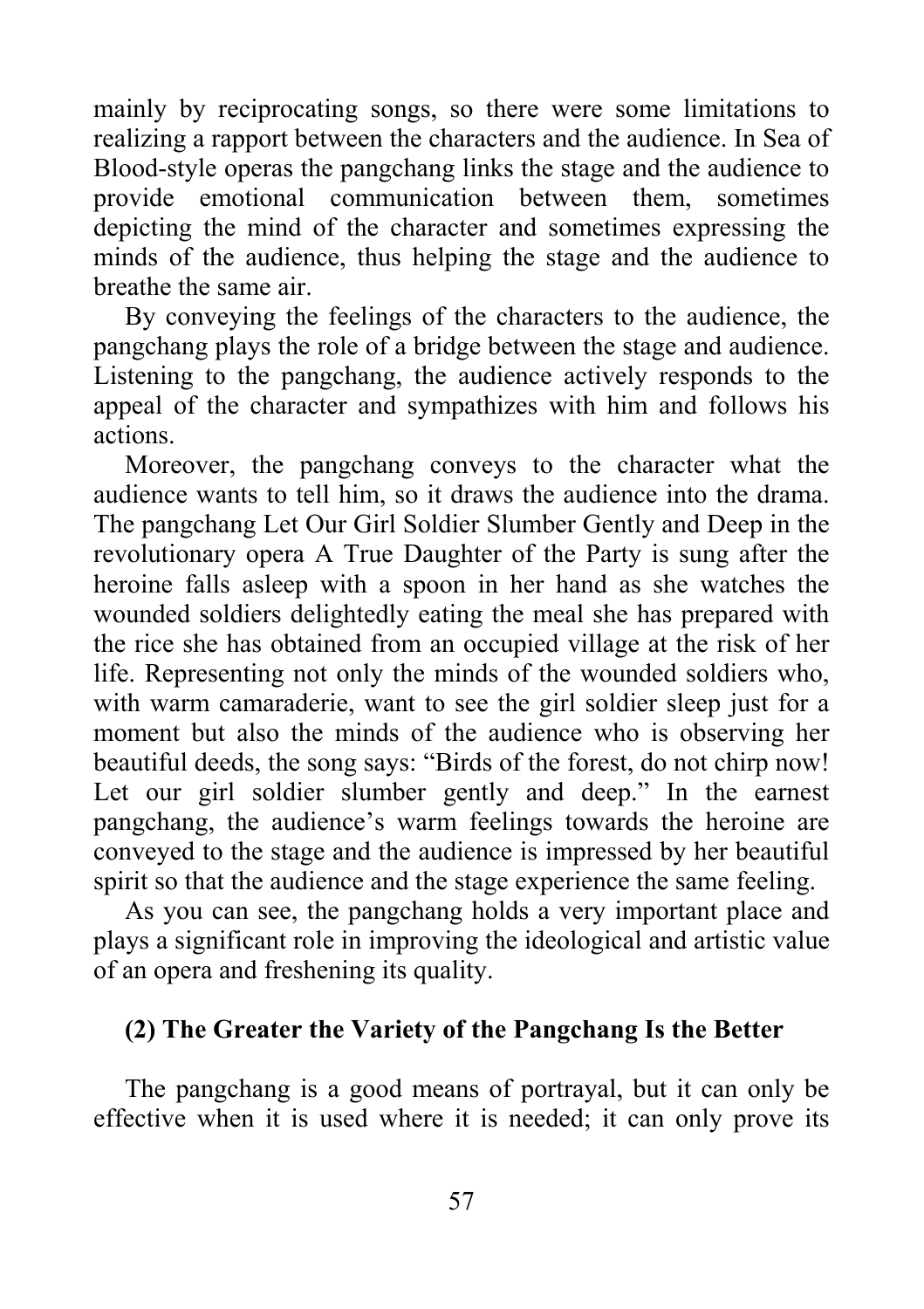mainly by reciprocating songs, so there were some limitations to realizing a rapport between the characters and the audience. In Sea of Blood-style operas the pangchang links the stage and the audience to provide emotional communication between them, sometimes depicting the mind of the character and sometimes expressing the minds of the audience, thus helping the stage and the audience to breathe the same air.

By conveying the feelings of the characters to the audience, the pangchang plays the role of a bridge between the stage and audience. Listening to the pangchang, the audience actively responds to the appeal of the character and sympathizes with him and follows his actions.

Moreover, the pangchang conveys to the character what the audience wants to tell him, so it draws the audience into the drama. The pangchang Let Our Girl Soldier Slumber Gently and Deep in the revolutionary opera A True Daughter of the Party is sung after the heroine falls asleep with a spoon in her hand as she watches the wounded soldiers delightedly eating the meal she has prepared with the rice she has obtained from an occupied village at the risk of her life. Representing not only the minds of the wounded soldiers who, with warm camaraderie, want to see the girl soldier sleep just for a moment but also the minds of the audience who is observing her beautiful deeds, the song says: "Birds of the forest, do not chirp now! Let our girl soldier slumber gently and deep." In the earnest pangchang, the audience's warm feelings towards the heroine are conveyed to the stage and the audience is impressed by her beautiful spirit so that the audience and the stage experience the same feeling.

As you can see, the pangchang holds a very important place and plays a significant role in improving the ideological and artistic value of an opera and freshening its quality.

### (2) The Greater the Variety of the Pangchang Is the Better

The pangchang is a good means of portrayal, but it can only be effective when it is used where it is needed; it can only prove its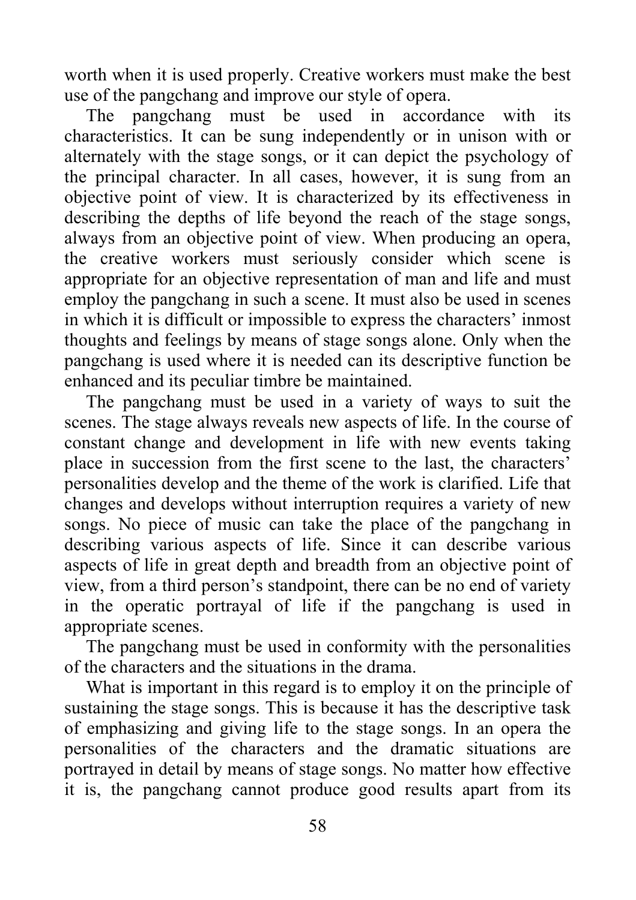worth when it is used properly. Creative workers must make the best use of the pangchang and improve our style of opera.

The pangchang must be used in accordance with its characteristics. It can be sung independently or in unison with or alternately with the stage songs, or it can depict the psychology of the principal character. In all cases, however, it is sung from an objective point of view. It is characterized by its effectiveness in describing the depths of life beyond the reach of the stage songs, always from an objective point of view. When producing an opera, the creative workers must seriously consider which scene is appropriate for an objective representation of man and life and must employ the pangchang in such a scene. It must also be used in scenes in which it is difficult or impossible to express the characters' inmost thoughts and feelings by means of stage songs alone. Only when the pangchang is used where it is needed can its descriptive function be enhanced and its peculiar timbre be maintained.

The pangchang must be used in a variety of ways to suit the scenes. The stage always reveals new aspects of life. In the course of constant change and development in life with new events taking place in succession from the first scene to the last, the characters' personalities develop and the theme of the work is clarified. Life that changes and develops without interruption requires a variety of new songs. No piece of music can take the place of the pangchang in describing various aspects of life. Since it can describe various aspects of life in great depth and breadth from an objective point of view, from a third person's standpoint, there can be no end of variety in the operatic portrayal of life if the pangchang is used in appropriate scenes.

The pangchang must be used in conformity with the personalities of the characters and the situations in the drama.

What is important in this regard is to employ it on the principle of sustaining the stage songs. This is because it has the descriptive task of emphasizing and giving life to the stage songs. In an opera the personalities of the characters and the dramatic situations are portrayed in detail by means of stage songs. No matter how effective it is, the pangchang cannot produce good results apart from its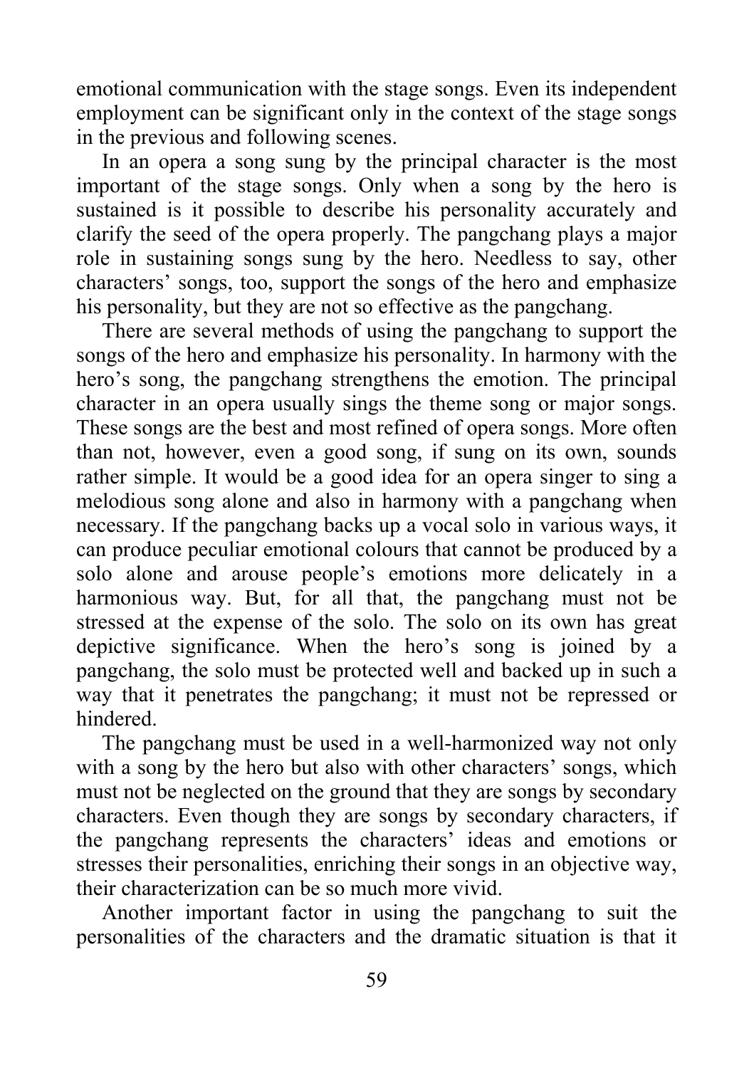emotional communication with the stage songs. Even its independent employment can be significant only in the context of the stage songs in the previous and following scenes.

In an opera a song sung by the principal character is the most important of the stage songs. Only when a song by the hero is sustained is it possible to describe his personality accurately and clarify the seed of the opera properly. The pangchang plays a major role in sustaining songs sung by the hero. Needless to say, other characters' songs, too, support the songs of the hero and emphasize his personality, but they are not so effective as the pangchang.

There are several methods of using the pangchang to support the songs of the hero and emphasize his personality. In harmony with the hero's song, the pangchang strengthens the emotion. The principal character in an opera usually sings the theme song or major songs. These songs are the best and most refined of opera songs. More often than not, however, even a good song, if sung on its own, sounds rather simple. It would be a good idea for an opera singer to sing a melodious song alone and also in harmony with a pangchang when necessary. If the pangchang backs up a vocal solo in various ways, it can produce peculiar emotional colours that cannot be produced by a solo alone and arouse people's emotions more delicately in a harmonious way. But, for all that, the pangchang must not be stressed at the expense of the solo. The solo on its own has great depictive significance. When the hero's song is joined by a pangchang, the solo must be protected well and backed up in such a way that it penetrates the pangchang; it must not be repressed or hindered.

The pangchang must be used in a well-harmonized way not only with a song by the hero but also with other characters' songs, which must not be neglected on the ground that they are songs by secondary characters. Even though they are songs by secondary characters, if the pangchang represents the characters' ideas and emotions or stresses their personalities, enriching their songs in an objective way, their characterization can be so much more vivid.

Another important factor in using the pangchang to suit the personalities of the characters and the dramatic situation is that it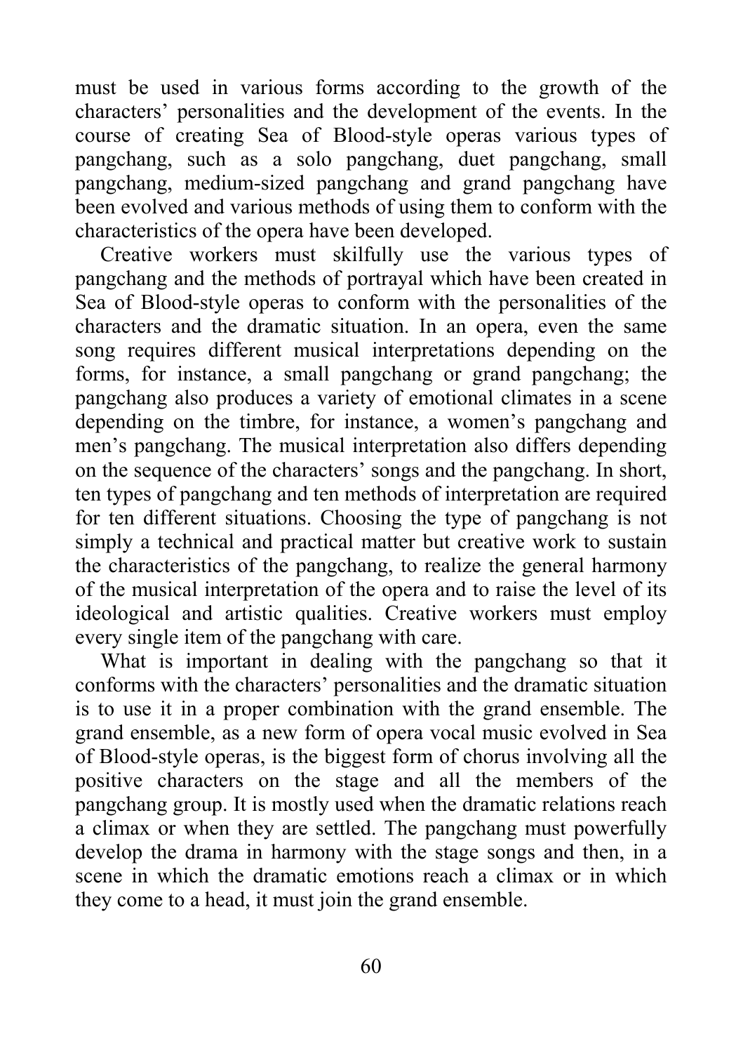must be used in various forms according to the growth of the characters' personalities and the development of the events. In the course of creating Sea of Blood-style operas various types of pangchang, such as a solo pangchang, duet pangchang, small pangchang, medium-sized pangchang and grand pangchang have been evolved and various methods of using them to conform with the characteristics of the opera have been developed.

Creative workers must skilfully use the various types of pangchang and the methods of portrayal which have been created in Sea of Blood-style operas to conform with the personalities of the characters and the dramatic situation. In an opera, even the same song requires different musical interpretations depending on the forms, for instance, a small pangchang or grand pangchang; the pangchang also produces a variety of emotional climates in a scene depending on the timbre, for instance, a women's pangchang and men's pangchang. The musical interpretation also differs depending on the sequence of the characters' songs and the pangchang. In short, ten types of pangchang and ten methods of interpretation are required for ten different situations. Choosing the type of pangchang is not simply a technical and practical matter but creative work to sustain the characteristics of the pangchang, to realize the general harmony of the musical interpretation of the opera and to raise the level of its ideological and artistic qualities. Creative workers must employ every single item of the pangchang with care.

What is important in dealing with the pangchang so that it conforms with the characters' personalities and the dramatic situation is to use it in a proper combination with the grand ensemble. The grand ensemble, as a new form of opera vocal music evolved in Sea of Blood-style operas, is the biggest form of chorus involving all the positive characters on the stage and all the members of the pangchang group. It is mostly used when the dramatic relations reach a climax or when they are settled. The pangchang must powerfully develop the drama in harmony with the stage songs and then, in a scene in which the dramatic emotions reach a climax or in which they come to a head, it must join the grand ensemble.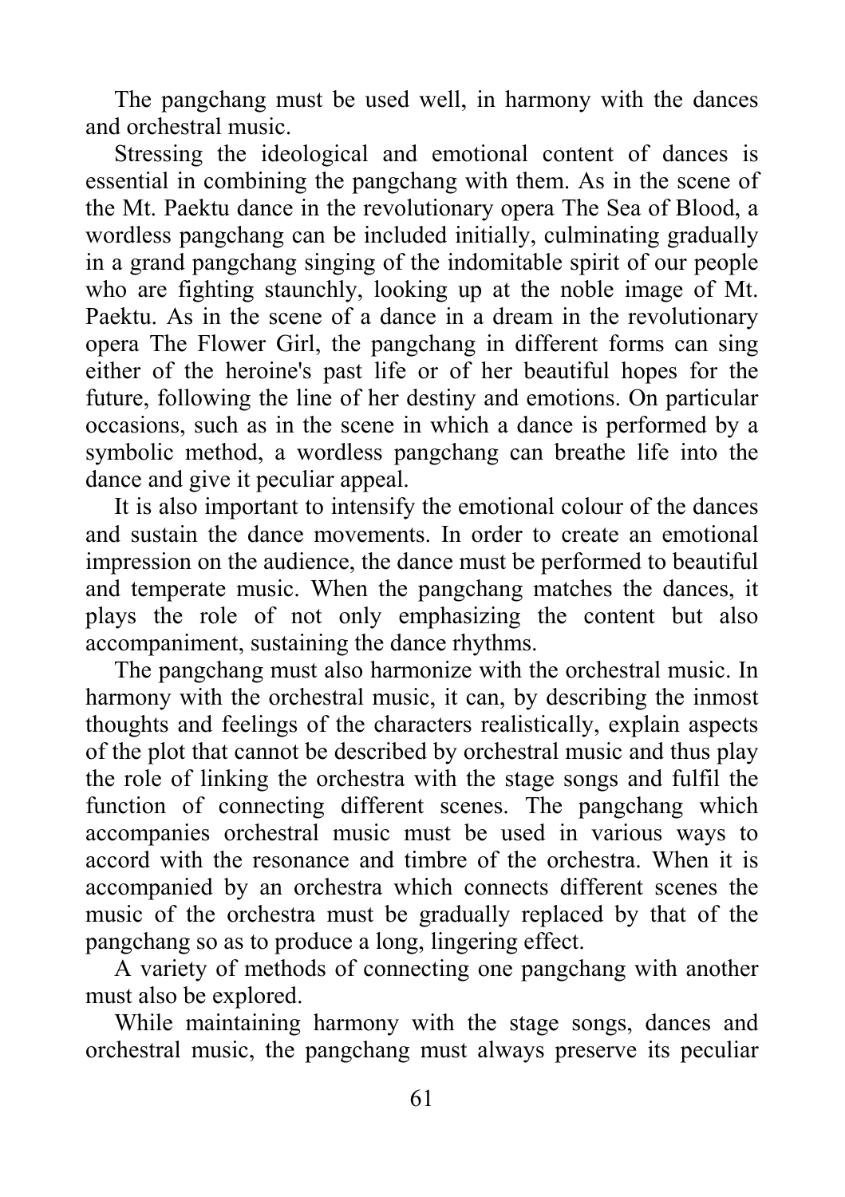The pangchang must be used well, in harmony with the dances and orchestral music.

Stressing the ideological and emotional content of dances is essential in combining the pangchang with them. As in the scene of the Mt. Paektu dance in the revolutionary opera The Sea of Blood, a wordless pangchang can be included initially, culminating gradually in a grand pangchang singing of the indomitable spirit of our people who are fighting staunchly, looking up at the noble image of Mt. Paektu. As in the scene of a dance in a dream in the revolutionary opera The Flower Girl, the pangchang in different forms can sing either of the heroine's past life or of her beautiful hopes for the future, following the line of her destiny and emotions. On particular occasions, such as in the scene in which a dance is performed by a symbolic method, a wordless pangchang can breathe life into the dance and give it peculiar appeal.

It is also important to intensify the emotional colour of the dances and sustain the dance movements. In order to create an emotional impression on the audience, the dance must be performed to beautiful and temperate music. When the pangchang matches the dances, it plays the role of not only emphasizing the content but also accompaniment, sustaining the dance rhythms.

The pangchang must also harmonize with the orchestral music. In harmony with the orchestral music, it can, by describing the inmost thoughts and feelings of the characters realistically, explain aspects of the plot that cannot be described by orchestral music and thus play the role of linking the orchestra with the stage songs and fulfil the function of connecting different scenes. The pangchang which accompanies orchestral music must be used in various ways to accord with the resonance and timbre of the orchestra. When it is accompanied by an orchestra which connects different scenes the music of the orchestra must be gradually replaced by that of the pangchang so as to produce a long, lingering effect.

A variety of methods of connecting one pangchang with another must also be explored.

While maintaining harmony with the stage songs, dances and orchestral music, the pangchang must always preserve its peculiar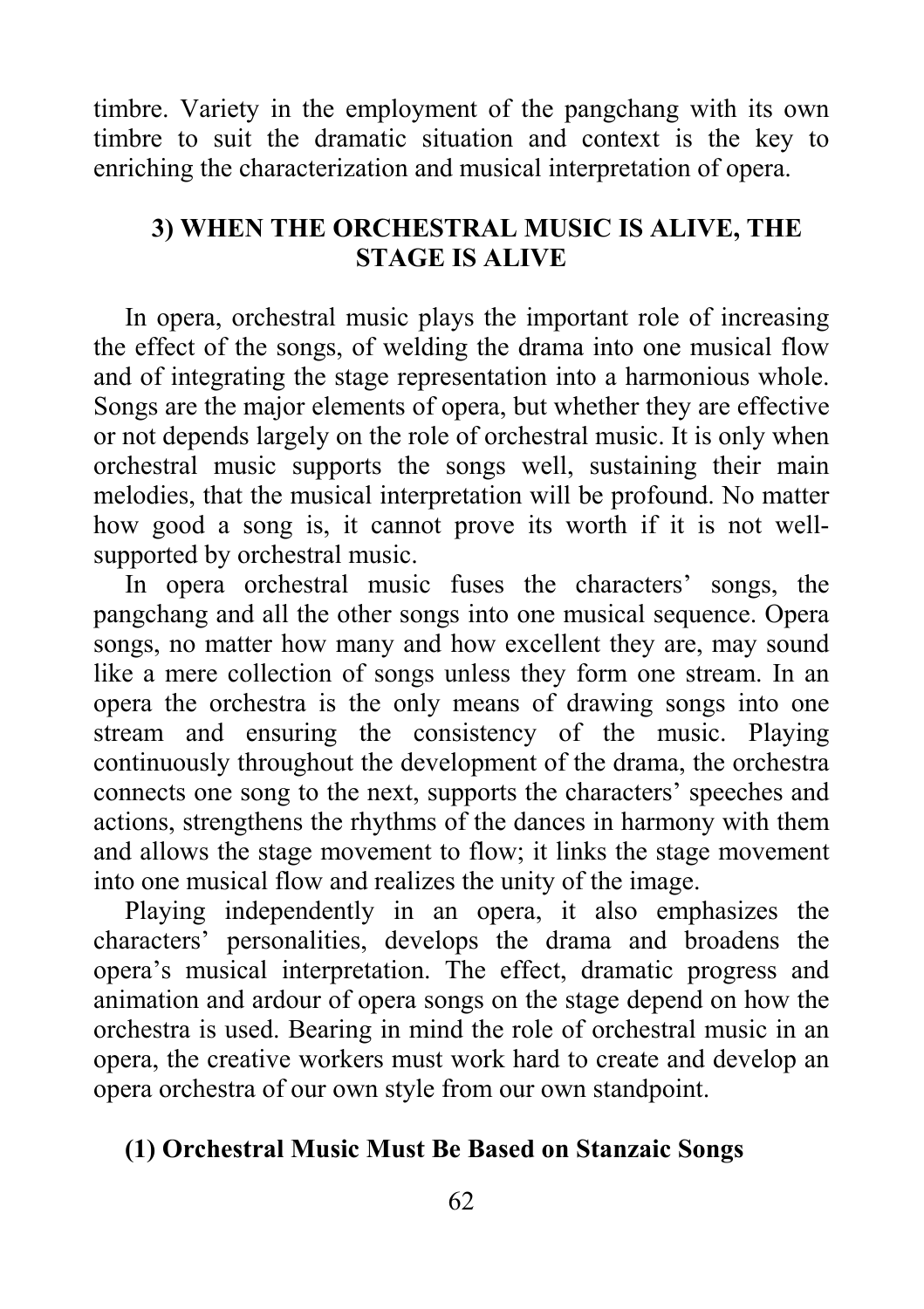timbre. Variety in the employment of the pangchang with its own timbre to suit the dramatic situation and context is the key to enriching the characterization and musical interpretation of opera.

### 3) WHEN THE ORCHESTRAL MUSIC IS ALIVE, THE STAGE IS ALIVE

In opera, orchestral music plays the important role of increasing the effect of the songs, of welding the drama into one musical flow and of integrating the stage representation into a harmonious whole. Songs are the major elements of opera, but whether they are effective or not depends largely on the role of orchestral music. It is only when orchestral music supports the songs well, sustaining their main melodies, that the musical interpretation will be profound. No matter how good a song is, it cannot prove its worth if it is not well-supported by orchestral music.

In opera orchestral music fuses the characters' songs, the pangchang and all the other songs into one musical sequence. Opera songs, no matter how many and how excellent they are, may sound like a mere collection of songs unless they form one stream. In an opera the orchestra is the only means of drawing songs into one stream and ensuring the consistency of the music. Playing continuously throughout the development of the drama, the orchestra connects one song to the next, supports the characters' speeches and actions, strengthens the rhythms of the dances in harmony with them and allows the stage movement to flow; it links the stage movement into one musical flow and realizes the unity of the image.

Playing independently in an opera, it also emphasizes the characters' personalities, develops the drama and broadens the opera's musical interpretation. The effect, dramatic progress and animation and ardour of opera songs on the stage depend on how the orchestra is used. Bearing in mind the role of orchestral music in an opera, the creative workers must work hard to create and develop an opera orchestra of our own style from our own standpoint.

#### (1) Orchestral Music Must Be Based on Stanzaic Songs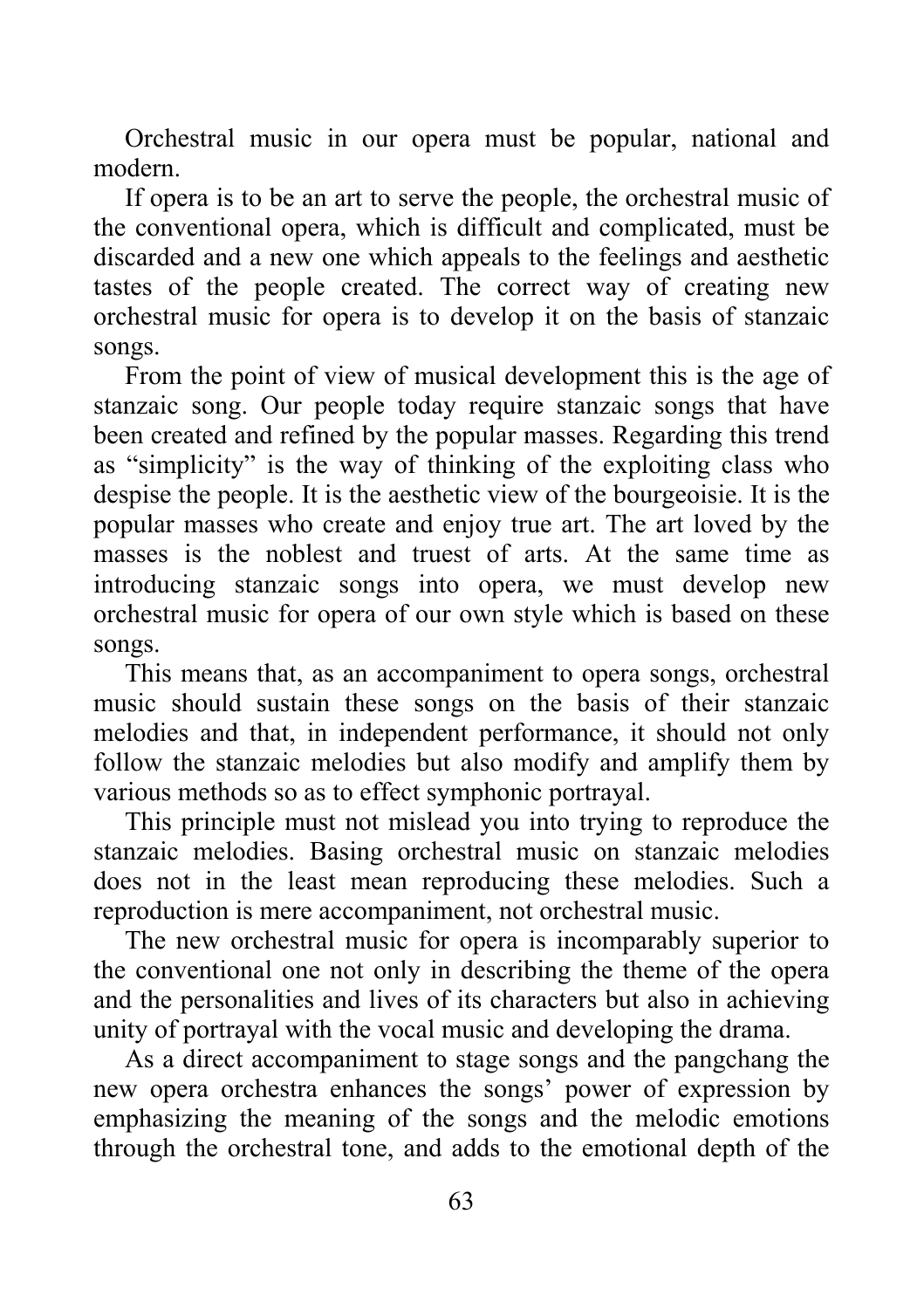Orchestral music in our opera must be popular, national and modern.

If opera is to be an art to serve the people, the orchestral music of the conventional opera, which is difficult and complicated, must be discarded and a new one which appeals to the feelings and aesthetic tastes of the people created. The correct way of creating new orchestral music for opera is to develop it on the basis of stanzaic songs.

From the point of view of musical development this is the age of stanzaic song. Our people today require stanzaic songs that have been created and refined by the popular masses. Regarding this trend as "simplicity" is the way of thinking of the exploiting class who despise the people. It is the aesthetic view of the bourgeoisie. It is the popular masses who create and enjoy true art. The art loved by the masses is the noblest and truest of arts. At the same time as introducing stanzaic songs into opera, we must develop new orchestral music for opera of our own style which is based on these songs.

This means that, as an accompaniment to opera songs, orchestral music should sustain these songs on the basis of their stanzaic melodies and that, in independent performance, it should not only follow the stanzaic melodies but also modify and amplify them by various methods so as to effect symphonic portrayal.

This principle must not mislead you into trying to reproduce the stanzaic melodies. Basing orchestral music on stanzaic melodies does not in the least mean reproducing these melodies. Such a reproduction is mere accompaniment, not orchestral music.

The new orchestral music for opera is incomparably superior to the conventional one not only in describing the theme of the opera and the personalities and lives of its characters but also in achieving unity of portrayal with the vocal music and developing the drama.

As a direct accompaniment to stage songs and the pangchang the new opera orchestra enhances the songs' power of expression by emphasizing the meaning of the songs and the melodic emotions through the orchestral tone, and adds to the emotional depth of the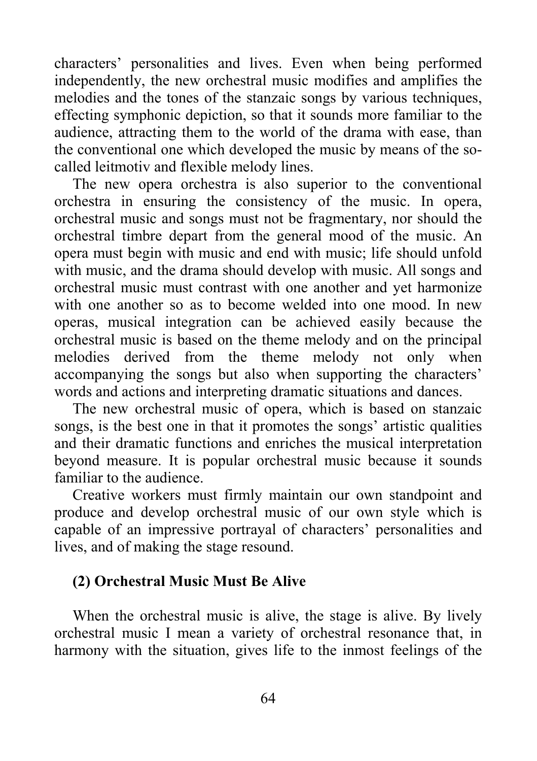characters' personalities and lives. Even when being performed independently, the new orchestral music modifies and amplifies the melodies and the tones of the stanzaic songs by various techniques, effecting symphonic depiction, so that it sounds more familiar to the audience, attracting them to the world of the drama with ease, than the conventional one which developed the music by means of the so-called leitmotiv and flexible melody lines.

The new opera orchestra is also superior to the conventional orchestra in ensuring the consistency of the music. In opera, orchestral music and songs must not be fragmentary, nor should the orchestral timbre depart from the general mood of the music. An opera must begin with music and end with music; life should unfold with music, and the drama should develop with music. All songs and orchestral music must contrast with one another and yet harmonize with one another so as to become welded into one mood. In new operas, musical integration can be achieved easily because the orchestral music is based on the theme melody and on the principal melodies derived from the theme melody not only when accompanying the songs but also when supporting the characters' words and actions and interpreting dramatic situations and dances.

The new orchestral music of opera, which is based on stanzaic songs, is the best one in that it promotes the songs' artistic qualities and their dramatic functions and enriches the musical interpretation beyond measure. It is popular orchestral music because it sounds familiar to the audience.

Creative workers must firmly maintain our own standpoint and produce and develop orchestral music of our own style which is capable of an impressive portrayal of characters' personalities and lives, and of making the stage resound.

### (2) Orchestral Music Must Be Alive

When the orchestral music is alive, the stage is alive. By lively orchestral music I mean a variety of orchestral resonance that, in harmony with the situation, gives life to the inmost feelings of the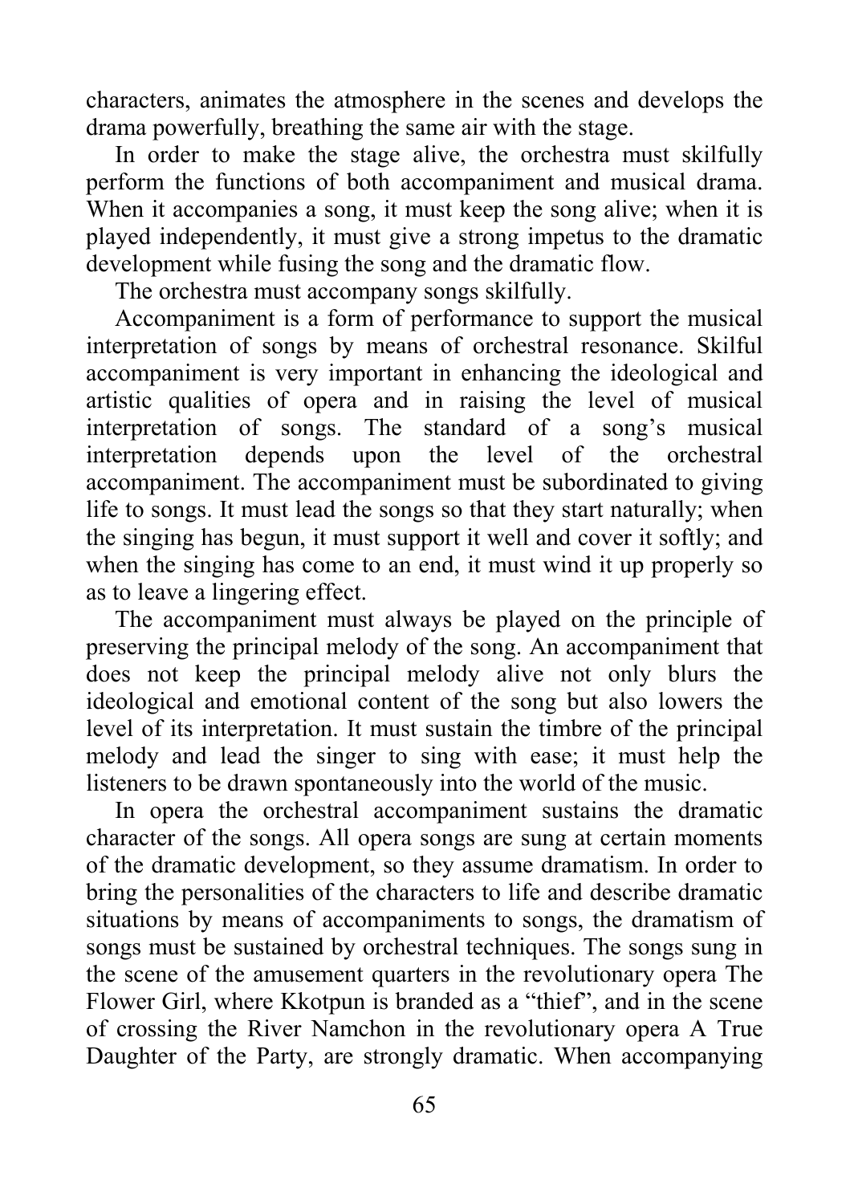characters, animates the atmosphere in the scenes and develops the drama powerfully, breathing the same air with the stage.

In order to make the stage alive, the orchestra must skilfully perform the functions of both accompaniment and musical drama. When it accompanies a song, it must keep the song alive; when it is played independently, it must give a strong impetus to the dramatic development while fusing the song and the dramatic flow.

The orchestra must accompany songs skilfully.

Accompaniment is a form of performance to support the musical interpretation of songs by means of orchestral resonance. Skilful accompaniment is very important in enhancing the ideological and artistic qualities of opera and in raising the level of musical interpretation of songs. The standard of a song's musical interpretation depends upon the level of the orchestral accompaniment. The accompaniment must be subordinated to giving life to songs. It must lead the songs so that they start naturally; when the singing has begun, it must support it well and cover it softly; and when the singing has come to an end, it must wind it up properly so as to leave a lingering effect.

The accompaniment must always be played on the principle of preserving the principal melody of the song. An accompaniment that does not keep the principal melody alive not only blurs the ideological and emotional content of the song but also lowers the level of its interpretation. It must sustain the timbre of the principal melody and lead the singer to sing with ease; it must help the listeners to be drawn spontaneously into the world of the music.

In opera the orchestral accompaniment sustains the dramatic character of the songs. All opera songs are sung at certain moments of the dramatic development, so they assume dramatism. In order to bring the personalities of the characters to life and describe dramatic situations by means of accompaniments to songs, the dramatism of songs must be sustained by orchestral techniques. The songs sung in the scene of the amusement quarters in the revolutionary opera The Flower Girl, where Kkotpun is branded as a "thief", and in the scene of crossing the River Namchon in the revolutionary opera A True Daughter of the Party, are strongly dramatic. When accompanying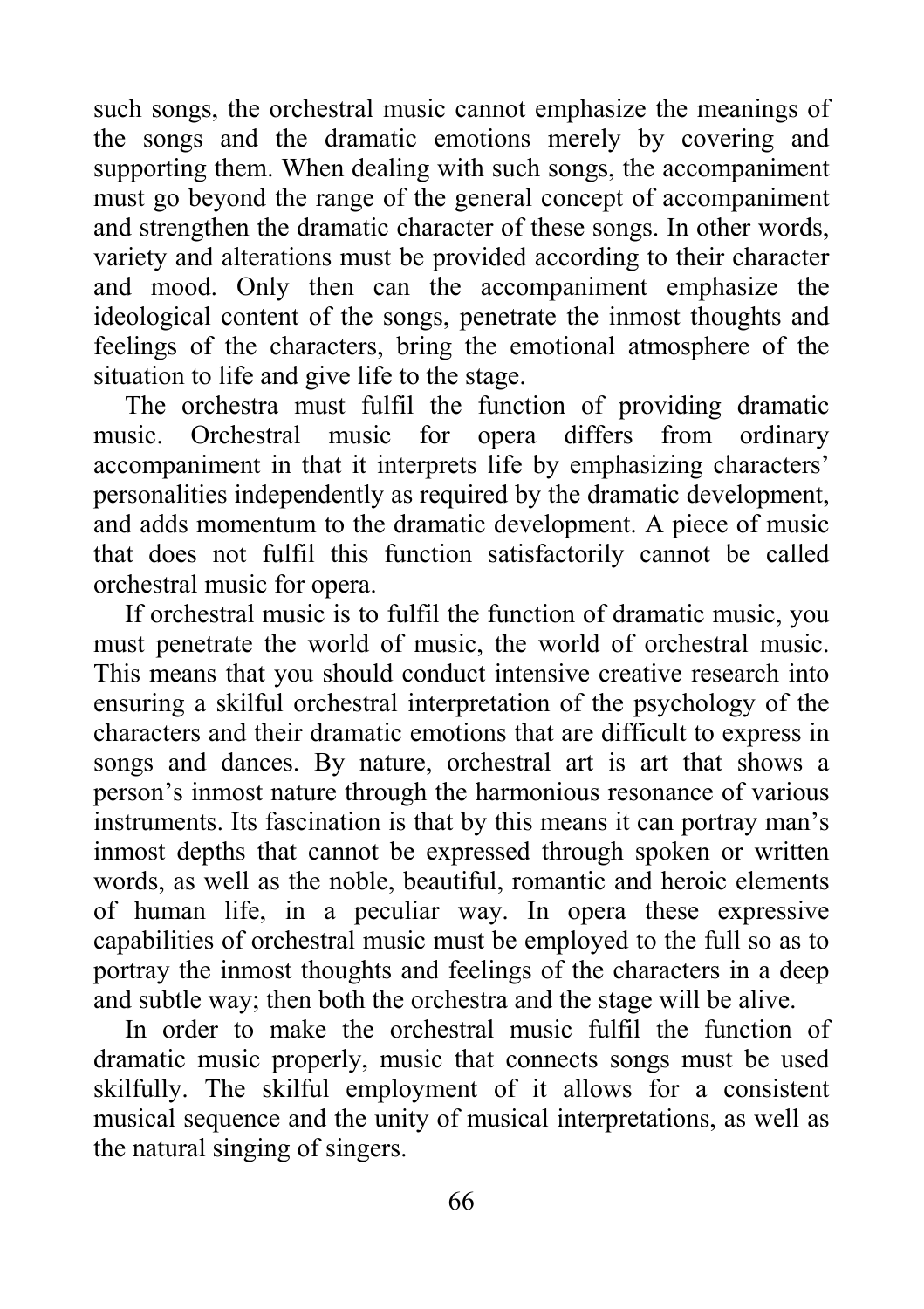such songs, the orchestral music cannot emphasize the meanings of the songs and the dramatic emotions merely by covering and supporting them. When dealing with such songs, the accompaniment must go beyond the range of the general concept of accompaniment and strengthen the dramatic character of these songs. In other words, variety and alterations must be provided according to their character and mood. Only then can the accompaniment emphasize the ideological content of the songs, penetrate the inmost thoughts and feelings of the characters, bring the emotional atmosphere of the situation to life and give life to the stage.

The orchestra must fulfil the function of providing dramatic music. Orchestral music for opera differs from ordinary accompaniment in that it interprets life by emphasizing characters' personalities independently as required by the dramatic development, and adds momentum to the dramatic development. A piece of music that does not fulfil this function satisfactorily cannot be called orchestral music for opera.

If orchestral music is to fulfil the function of dramatic music, you must penetrate the world of music, the world of orchestral music. This means that you should conduct intensive creative research into ensuring a skilful orchestral interpretation of the psychology of the characters and their dramatic emotions that are difficult to express in songs and dances. By nature, orchestral art is art that shows a person's inmost nature through the harmonious resonance of various instruments. Its fascination is that by this means it can portray man's inmost depths that cannot be expressed through spoken or written words, as well as the noble, beautiful, romantic and heroic elements of human life, in a peculiar way. In opera these expressive capabilities of orchestral music must be employed to the full so as to portray the inmost thoughts and feelings of the characters in a deep and subtle way; then both the orchestra and the stage will be alive.

In order to make the orchestral music fulfil the function of dramatic music properly, music that connects songs must be used skilfully. The skilful employment of it allows for a consistent musical sequence and the unity of musical interpretations, as well as the natural singing of singers.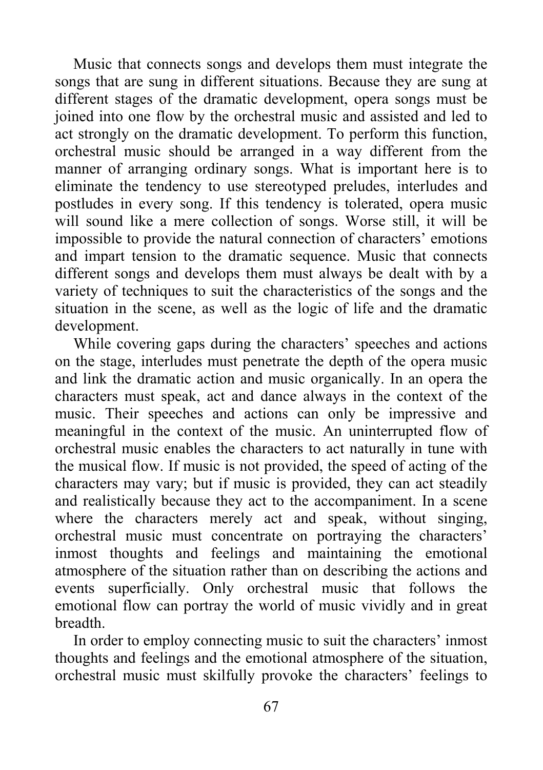Music that connects songs and develops them must integrate the songs that are sung in different situations. Because they are sung at different stages of the dramatic development, opera songs must be joined into one flow by the orchestral music and assisted and led to act strongly on the dramatic development. To perform this function, orchestral music should be arranged in a way different from the manner of arranging ordinary songs. What is important here is to eliminate the tendency to use stereotyped preludes, interludes and postludes in every song. If this tendency is tolerated, opera music will sound like a mere collection of songs. Worse still, it will be impossible to provide the natural connection of characters' emotions and impart tension to the dramatic sequence. Music that connects different songs and develops them must always be dealt with by a variety of techniques to suit the characteristics of the songs and the situation in the scene, as well as the logic of life and the dramatic development.

While covering gaps during the characters' speeches and actions on the stage, interludes must penetrate the depth of the opera music and link the dramatic action and music organically. In an opera the characters must speak, act and dance always in the context of the music. Their speeches and actions can only be impressive and meaningful in the context of the music. An uninterrupted flow of orchestral music enables the characters to act naturally in tune with the musical flow. If music is not provided, the speed of acting of the characters may vary; but if music is provided, they can act steadily and realistically because they act to the accompaniment. In a scene where the characters merely act and speak, without singing, orchestral music must concentrate on portraying the characters' inmost thoughts and feelings and maintaining the emotional atmosphere of the situation rather than on describing the actions and events superficially. Only orchestral music that follows the emotional flow can portray the world of music vividly and in great breadth.

In order to employ connecting music to suit the characters' inmost thoughts and feelings and the emotional atmosphere of the situation, orchestral music must skilfully provoke the characters' feelings to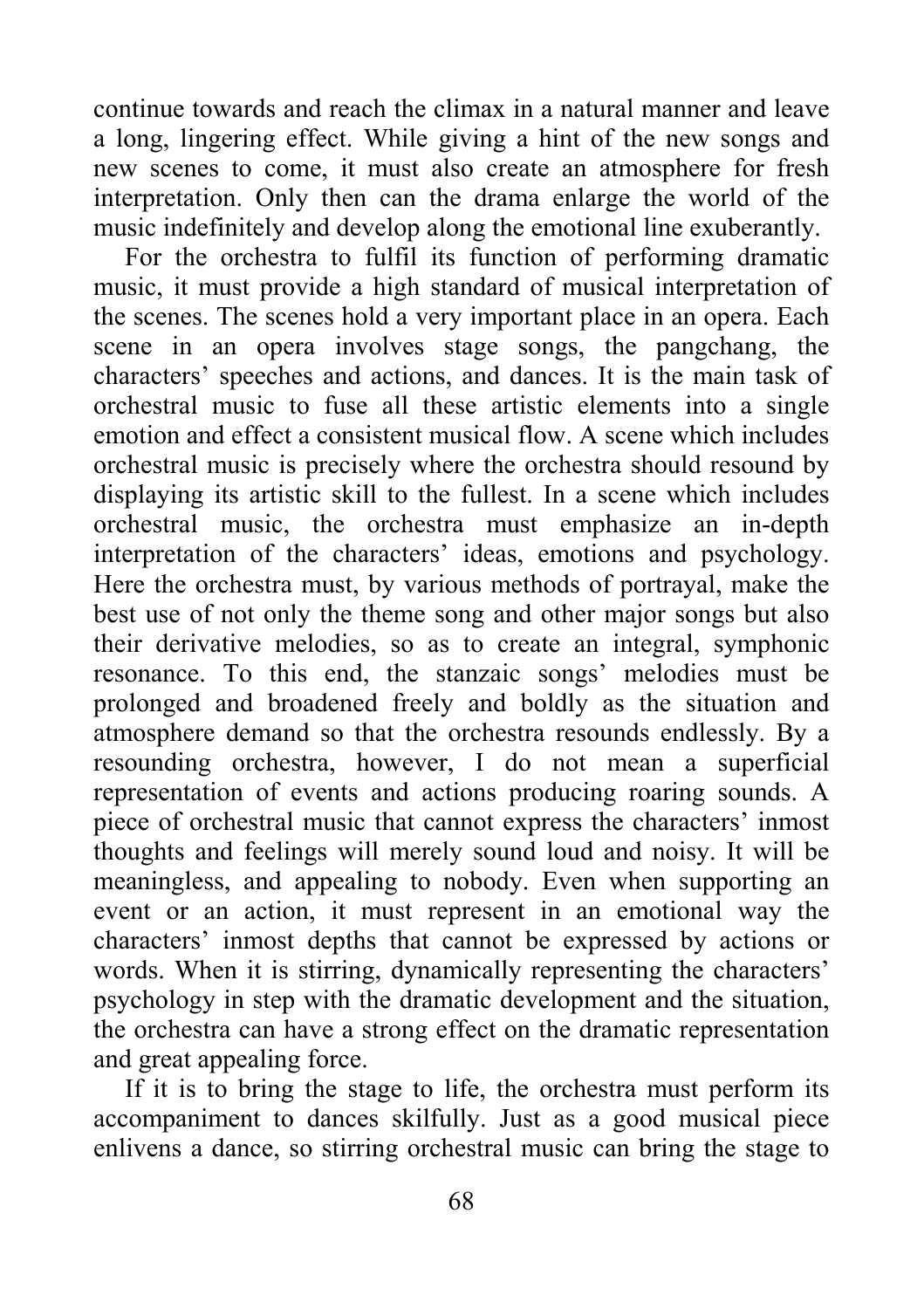continue towards and reach the climax in a natural manner and leave a long, lingering effect. While giving a hint of the new songs and new scenes to come, it must also create an atmosphere for fresh interpretation. Only then can the drama enlarge the world of the music indefinitely and develop along the emotional line exuberantly.

For the orchestra to fulfil its function of performing dramatic music, it must provide a high standard of musical interpretation of the scenes. The scenes hold a very important place in an opera. Each scene in an opera involves stage songs, the pangchang, the characters' speeches and actions, and dances. It is the main task of orchestral music to fuse all these artistic elements into a single emotion and effect a consistent musical flow. A scene which includes orchestral music is precisely where the orchestra should resound by displaying its artistic skill to the fullest. In a scene which includes orchestral music, the orchestra must emphasize an in-depth interpretation of the characters' ideas, emotions and psychology. Here the orchestra must, by various methods of portrayal, make the best use of not only the theme song and other major songs but also their derivative melodies, so as to create an integral, symphonic resonance. To this end, the stanzaic songs' melodies must be prolonged and broadened freely and boldly as the situation and atmosphere demand so that the orchestra resounds endlessly. By a resounding orchestra, however, I do not mean a superficial representation of events and actions producing roaring sounds. A piece of orchestral music that cannot express the characters' inmost thoughts and feelings will merely sound loud and noisy. It will be meaningless, and appealing to nobody. Even when supporting an event or an action, it must represent in an emotional way the characters' inmost depths that cannot be expressed by actions or words. When it is stirring, dynamically representing the characters' psychology in step with the dramatic development and the situation, the orchestra can have a strong effect on the dramatic representation and great appealing force.

If it is to bring the stage to life, the orchestra must perform its accompaniment to dances skilfully. Just as a good musical piece enlivens a dance, so stirring orchestral music can bring the stage to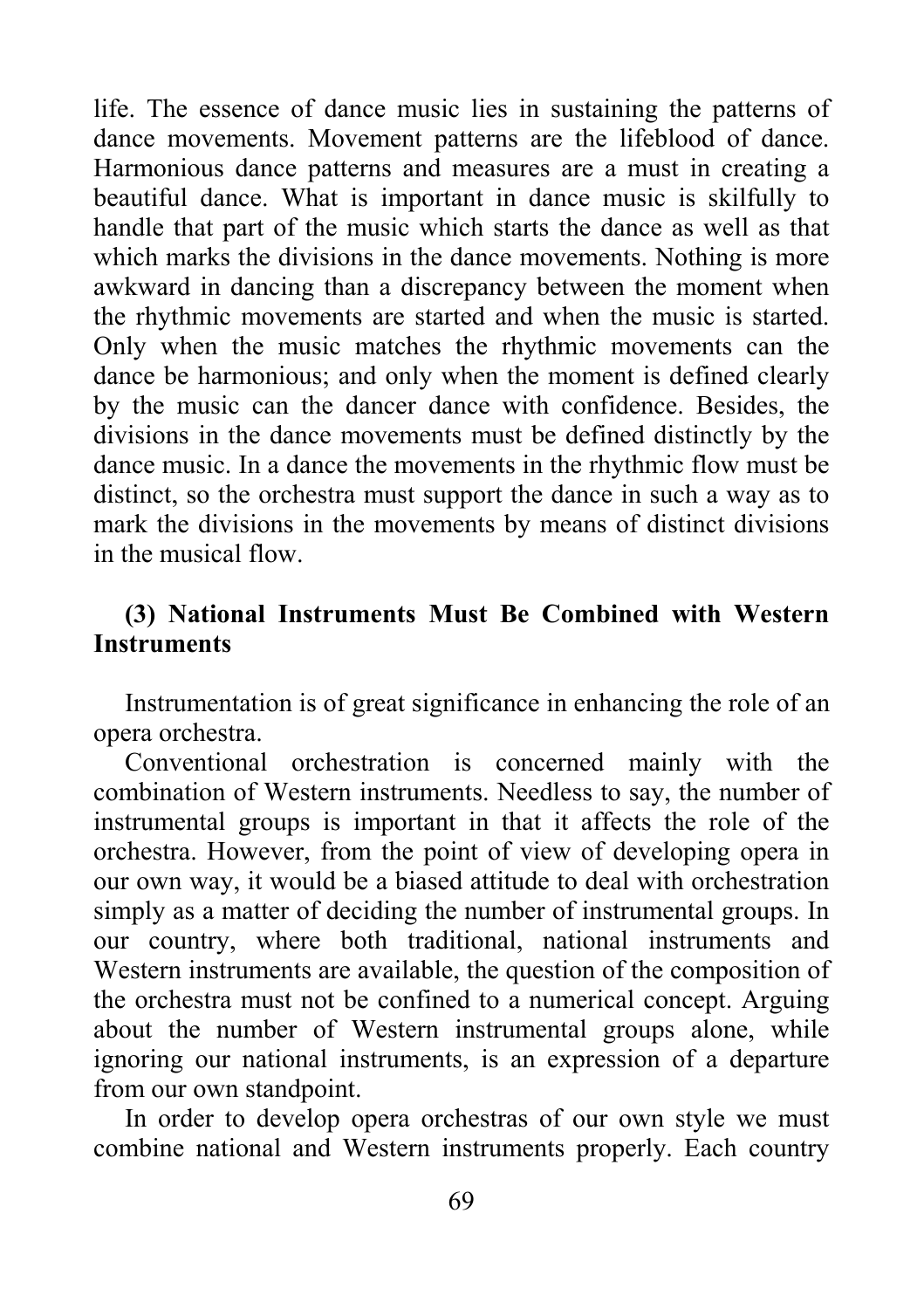life. The essence of dance music lies in sustaining the patterns of dance movements. Movement patterns are the lifeblood of dance. Harmonious dance patterns and measures are a must in creating a beautiful dance. What is important in dance music is skilfully to handle that part of the music which starts the dance as well as that which marks the divisions in the dance movements. Nothing is more awkward in dancing than a discrepancy between the moment when the rhythmic movements are started and when the music is started. Only when the music matches the rhythmic movements can the dance be harmonious; and only when the moment is defined clearly by the music can the dancer dance with confidence. Besides, the divisions in the dance movements must be defined distinctly by the dance music. In a dance the movements in the rhythmic flow must be distinct, so the orchestra must support the dance in such a way as to mark the divisions in the movements by means of distinct divisions in the musical flow.

### (3) National Instruments Must Be Combined with Western Instruments

Instrumentation is of great significance in enhancing the role of an opera orchestra.

Conventional orchestration is concerned mainly with the combination of Western instruments. Needless to say, the number of instrumental groups is important in that it affects the role of the orchestra. However, from the point of view of developing opera in our own way, it would be a biased attitude to deal with orchestration simply as a matter of deciding the number of instrumental groups. In our country, where both traditional, national instruments and Western instruments are available, the question of the composition of the orchestra must not be confined to a numerical concept. Arguing about the number of Western instrumental groups alone, while ignoring our national instruments, is an expression of a departure from our own standpoint.

In order to develop opera orchestras of our own style we must combine national and Western instruments properly. Each country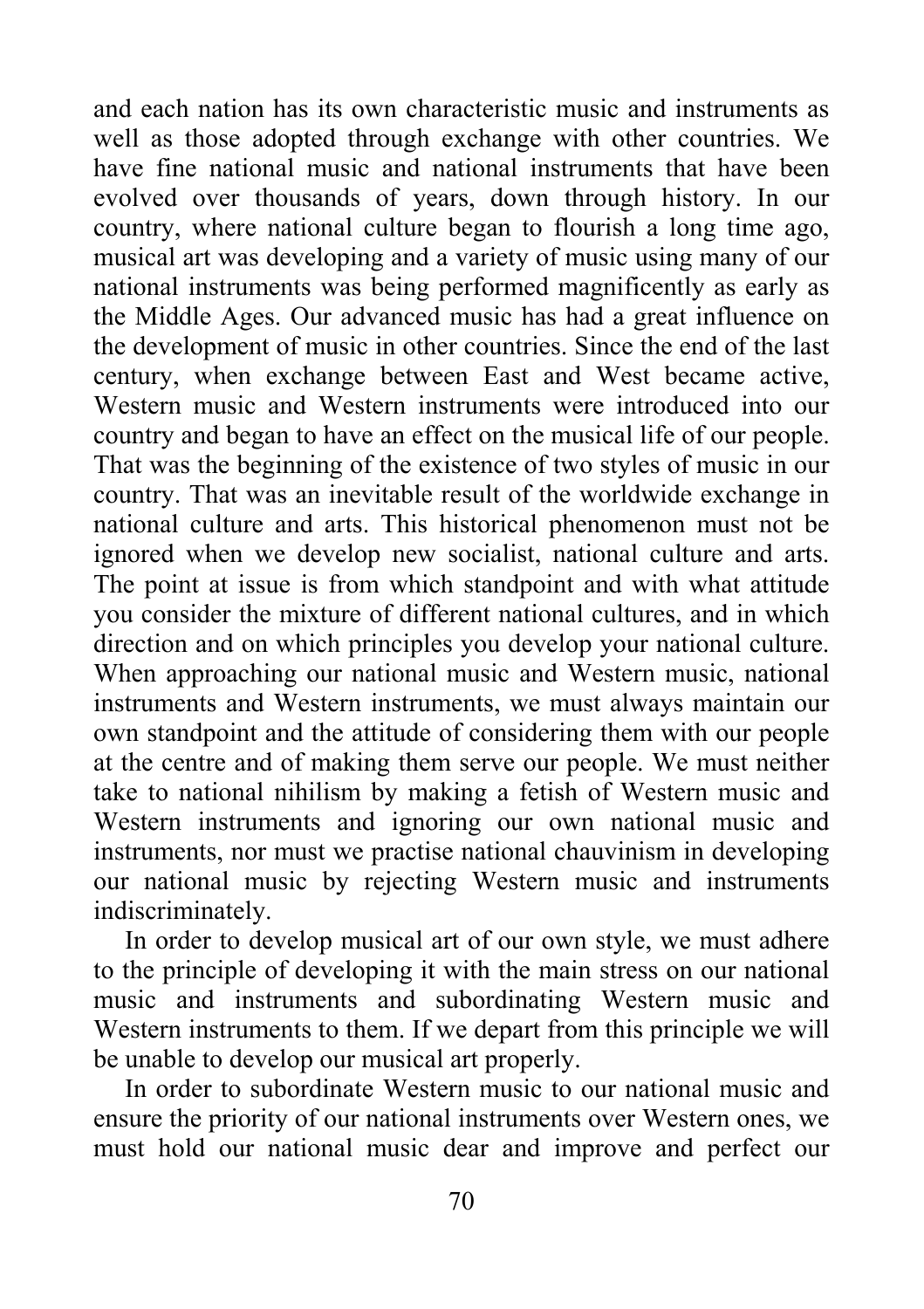and each nation has its own characteristic music and instruments as well as those adopted through exchange with other countries. We have fine national music and national instruments that have been evolved over thousands of years, down through history. In our country, where national culture began to flourish a long time ago, musical art was developing and a variety of music using many of our national instruments was being performed magnificently as early as the Middle Ages. Our advanced music has had a great influence on the development of music in other countries. Since the end of the last century, when exchange between East and West became active, Western music and Western instruments were introduced into our country and began to have an effect on the musical life of our people. That was the beginning of the existence of two styles of music in our country. That was an inevitable result of the worldwide exchange in national culture and arts. This historical phenomenon must not be ignored when we develop new socialist, national culture and arts. The point at issue is from which standpoint and with what attitude you consider the mixture of different national cultures, and in which direction and on which principles you develop your national culture. When approaching our national music and Western music, national instruments and Western instruments, we must always maintain our own standpoint and the attitude of considering them with our people at the centre and of making them serve our people. We must neither take to national nihilism by making a fetish of Western music and Western instruments and ignoring our own national music and instruments, nor must we practise national chauvinism in developing our national music by rejecting Western music and instruments indiscriminately.

In order to develop musical art of our own style, we must adhere to the principle of developing it with the main stress on our national music and instruments and subordinating Western music and Western instruments to them. If we depart from this principle we will be unable to develop our musical art properly.

In order to subordinate Western music to our national music and ensure the priority of our national instruments over Western ones, we must hold our national music dear and improve and perfect our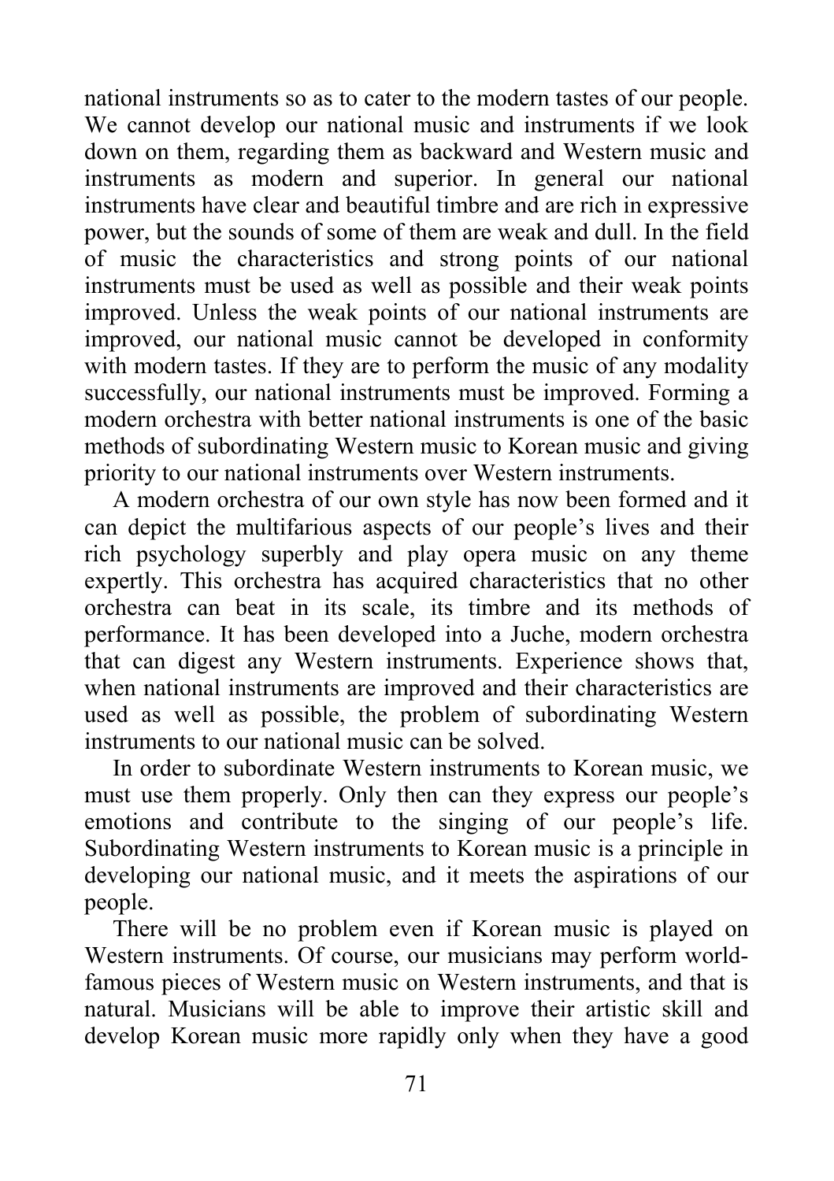national instruments so as to cater to the modern tastes of our people. We cannot develop our national music and instruments if we look down on them, regarding them as backward and Western music and instruments as modern and superior. In general our national instruments have clear and beautiful timbre and are rich in expressive power, but the sounds of some of them are weak and dull. In the field of music the characteristics and strong points of our national instruments must be used as well as possible and their weak points improved. Unless the weak points of our national instruments are improved, our national music cannot be developed in conformity with modern tastes. If they are to perform the music of any modality successfully, our national instruments must be improved. Forming a modern orchestra with better national instruments is one of the basic methods of subordinating Western music to Korean music and giving priority to our national instruments over Western instruments.

A modern orchestra of our own style has now been formed and it can depict the multifarious aspects of our people's lives and their rich psychology superbly and play opera music on any theme expertly. This orchestra has acquired characteristics that no other orchestra can beat in its scale, its timbre and its methods of performance. It has been developed into a Juche, modern orchestra that can digest any Western instruments. Experience shows that, when national instruments are improved and their characteristics are used as well as possible, the problem of subordinating Western instruments to our national music can be solved.

In order to subordinate Western instruments to Korean music, we must use them properly. Only then can they express our people's emotions and contribute to the singing of our people's life. Subordinating Western instruments to Korean music is a principle in developing our national music, and it meets the aspirations of our people.

There will be no problem even if Korean music is played on Western instruments. Of course, our musicians may perform world-famous pieces of Western music on Western instruments, and that is natural. Musicians will be able to improve their artistic skill and develop Korean music more rapidly only when they have a good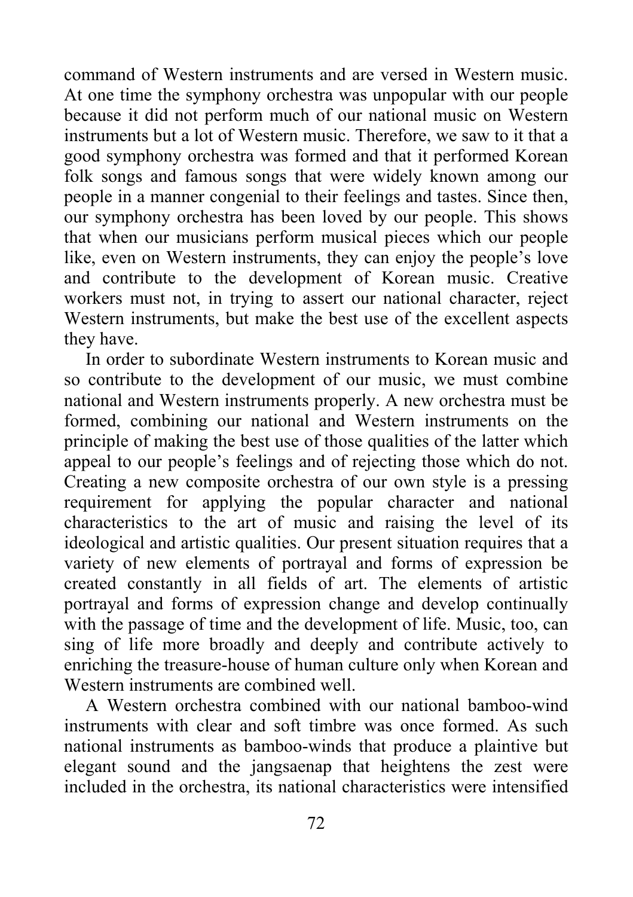command of Western instruments and are versed in Western music. At one time the symphony orchestra was unpopular with our people because it did not perform much of our national music on Western instruments but a lot of Western music. Therefore, we saw to it that a good symphony orchestra was formed and that it performed Korean folk songs and famous songs that were widely known among our people in a manner congenial to their feelings and tastes. Since then, our symphony orchestra has been loved by our people. This shows that when our musicians perform musical pieces which our people like, even on Western instruments, they can enjoy the people's love and contribute to the development of Korean music. Creative workers must not, in trying to assert our national character, reject Western instruments, but make the best use of the excellent aspects they have.

In order to subordinate Western instruments to Korean music and so contribute to the development of our music, we must combine national and Western instruments properly. A new orchestra must be formed, combining our national and Western instruments on the principle of making the best use of those qualities of the latter which appeal to our people's feelings and of rejecting those which do not. Creating a new composite orchestra of our own style is a pressing requirement for applying the popular character and national characteristics to the art of music and raising the level of its ideological and artistic qualities. Our present situation requires that a variety of new elements of portrayal and forms of expression be created constantly in all fields of art. The elements of artistic portrayal and forms of expression change and develop continually with the passage of time and the development of life. Music, too, can sing of life more broadly and deeply and contribute actively to enriching the treasure-house of human culture only when Korean and Western instruments are combined well.

A Western orchestra combined with our national bamboo-wind instruments with clear and soft timbre was once formed. As such national instruments as bamboo-winds that produce a plaintive but elegant sound and the jangsaenap that heightens the zest were included in the orchestra, its national characteristics were intensified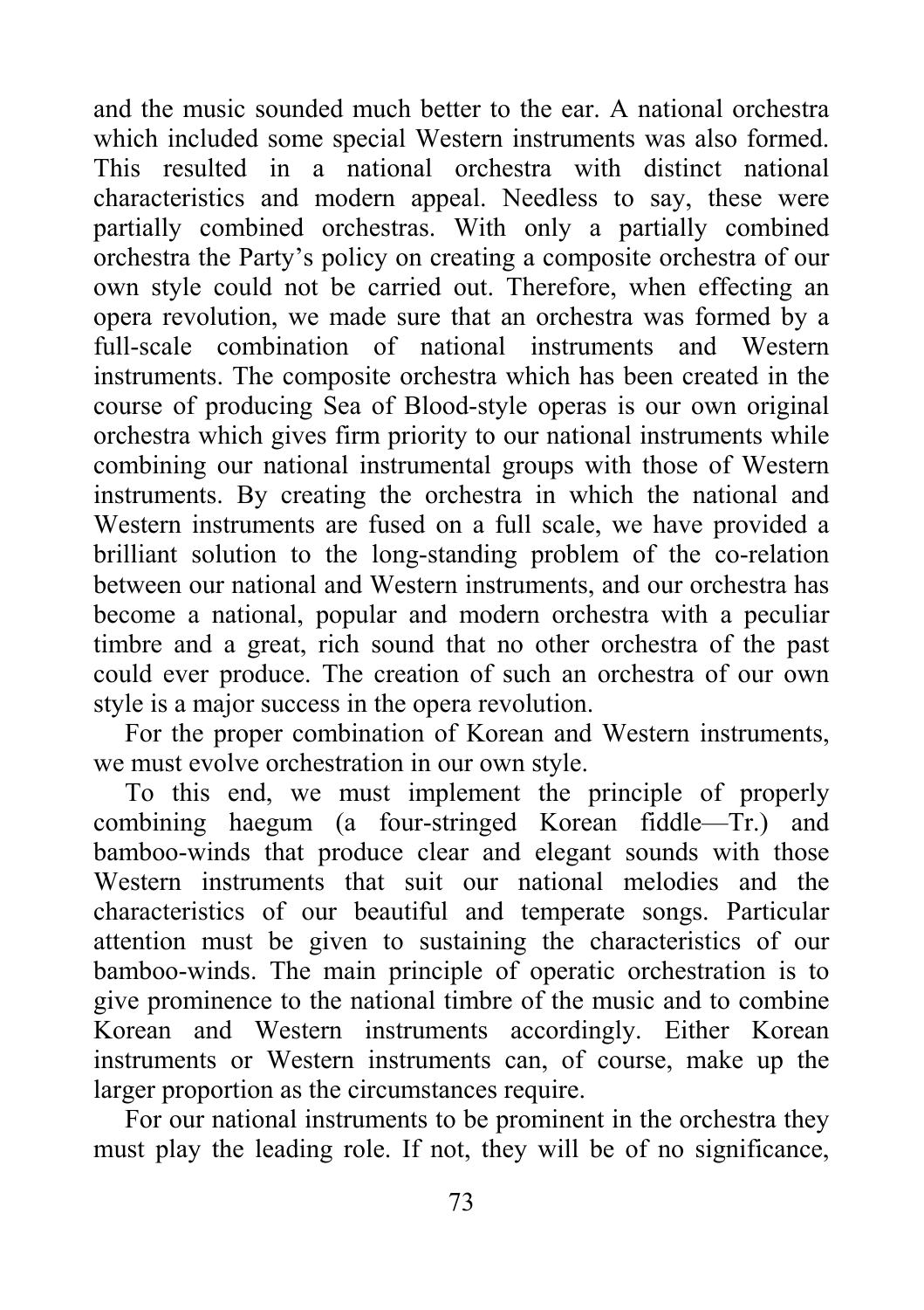and the music sounded much better to the ear. A national orchestra which included some special Western instruments was also formed. This resulted in a national orchestra with distinct national characteristics and modern appeal. Needless to say, these were partially combined orchestras. With only a partially combined orchestra the Party's policy on creating a composite orchestra of our own style could not be carried out. Therefore, when effecting an opera revolution, we made sure that an orchestra was formed by a full-scale combination of national instruments and Western instruments. The composite orchestra which has been created in the course of producing Sea of Blood-style operas is our own original orchestra which gives firm priority to our national instruments while combining our national instrumental groups with those of Western instruments. By creating the orchestra in which the national and Western instruments are fused on a full scale, we have provided a brilliant solution to the long-standing problem of the co-relation between our national and Western instruments, and our orchestra has become a national, popular and modern orchestra with a peculiar timbre and a great, rich sound that no other orchestra of the past could ever produce. The creation of such an orchestra of our own style is a major success in the opera revolution.

For the proper combination of Korean and Western instruments, we must evolve orchestration in our own style.

To this end, we must implement the principle of properly combining haegum (a four-stringed Korean fiddle—Tr.) and bamboo-winds that produce clear and elegant sounds with those Western instruments that suit our national melodies and the characteristics of our beautiful and temperate songs. Particular attention must be given to sustaining the characteristics of our bamboo-winds. The main principle of operatic orchestration is to give prominence to the national timbre of the music and to combine Korean and Western instruments accordingly. Either Korean instruments or Western instruments can, of course, make up the larger proportion as the circumstances require.

For our national instruments to be prominent in the orchestra they must play the leading role. If not, they will be of no significance,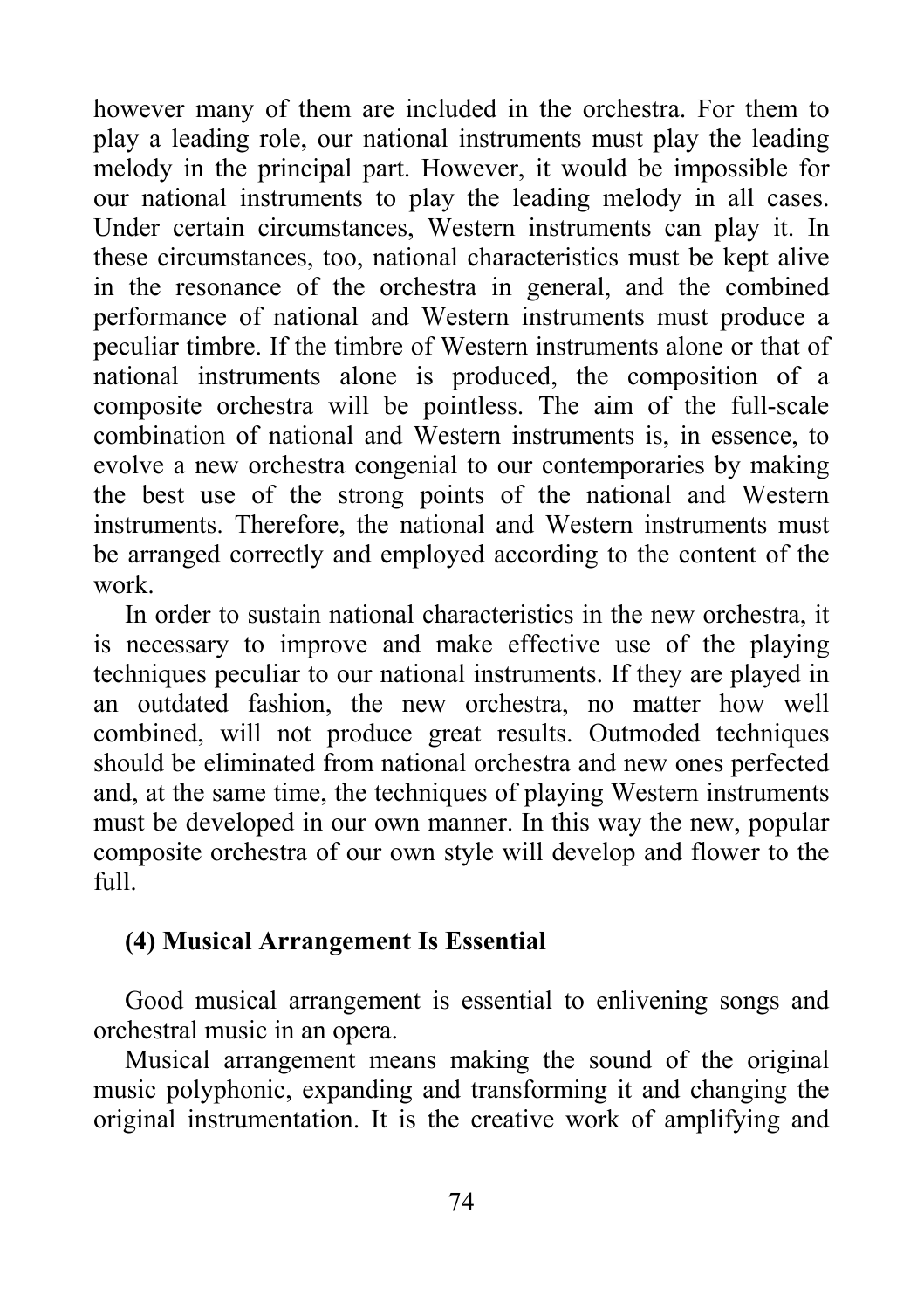however many of them are included in the orchestra. For them to play a leading role, our national instruments must play the leading melody in the principal part. However, it would be impossible for our national instruments to play the leading melody in all cases. Under certain circumstances, Western instruments can play it. In these circumstances, too, national characteristics must be kept alive in the resonance of the orchestra in general, and the combined performance of national and Western instruments must produce a peculiar timbre. If the timbre of Western instruments alone or that of national instruments alone is produced, the composition of a composite orchestra will be pointless. The aim of the full-scale combination of national and Western instruments is, in essence, to evolve a new orchestra congenial to our contemporaries by making the best use of the strong points of the national and Western instruments. Therefore, the national and Western instruments must be arranged correctly and employed according to the content of the work.

In order to sustain national characteristics in the new orchestra, it is necessary to improve and make effective use of the playing techniques peculiar to our national instruments. If they are played in an outdated fashion, the new orchestra, no matter how well combined, will not produce great results. Outmoded techniques should be eliminated from national orchestra and new ones perfected and, at the same time, the techniques of playing Western instruments must be developed in our own manner. In this way the new, popular composite orchestra of our own style will develop and flower to the full.

### (4) Musical Arrangement Is Essential

Good musical arrangement is essential to enlivening songs and orchestral music in an opera.

Musical arrangement means making the sound of the original music polyphonic, expanding and transforming it and changing the original instrumentation. It is the creative work of amplifying and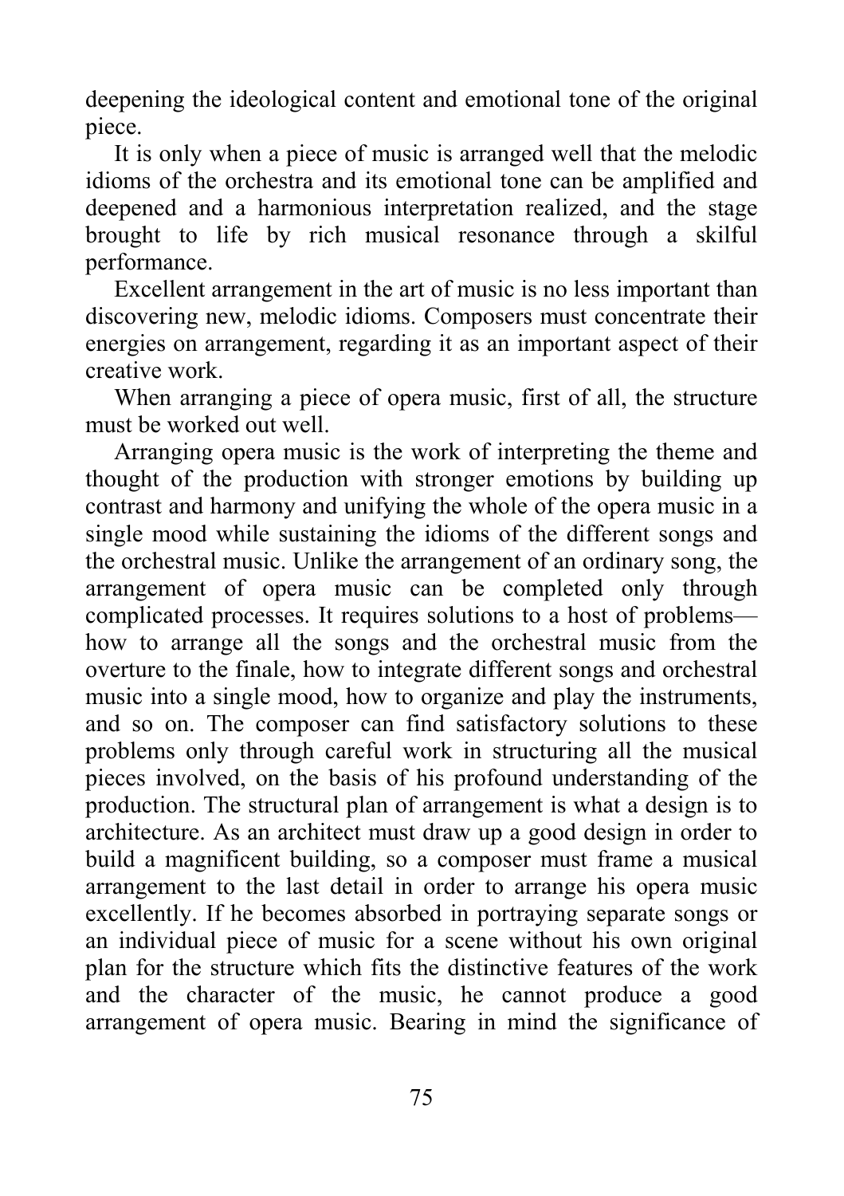deepening the ideological content and emotional tone of the original piece.

It is only when a piece of music is arranged well that the melodic idioms of the orchestra and its emotional tone can be amplified and deepened and a harmonious interpretation realized, and the stage brought to life by rich musical resonance through a skilful performance.

Excellent arrangement in the art of music is no less important than discovering new, melodic idioms. Composers must concentrate their energies on arrangement, regarding it as an important aspect of their creative work.

When arranging a piece of opera music, first of all, the structure must be worked out well.

Arranging opera music is the work of interpreting the theme and thought of the production with stronger emotions by building up contrast and harmony and unifying the whole of the opera music in a single mood while sustaining the idioms of the different songs and the orchestral music. Unlike the arrangement of an ordinary song, the arrangement of opera music can be completed only through complicated processes. It requires solutions to a host of problems—how to arrange all the songs and the orchestral music from the overture to the finale, how to integrate different songs and orchestral music into a single mood, how to organize and play the instruments, and so on. The composer can find satisfactory solutions to these problems only through careful work in structuring all the musical pieces involved, on the basis of his profound understanding of the production. The structural plan of arrangement is what a design is to architecture. As an architect must draw up a good design in order to build a magnificent building, so a composer must frame a musical arrangement to the last detail in order to arrange his opera music excellently. If he becomes absorbed in portraying separate songs or an individual piece of music for a scene without his own original plan for the structure which fits the distinctive features of the work and the character of the music, he cannot produce a good arrangement of opera music. Bearing in mind the significance of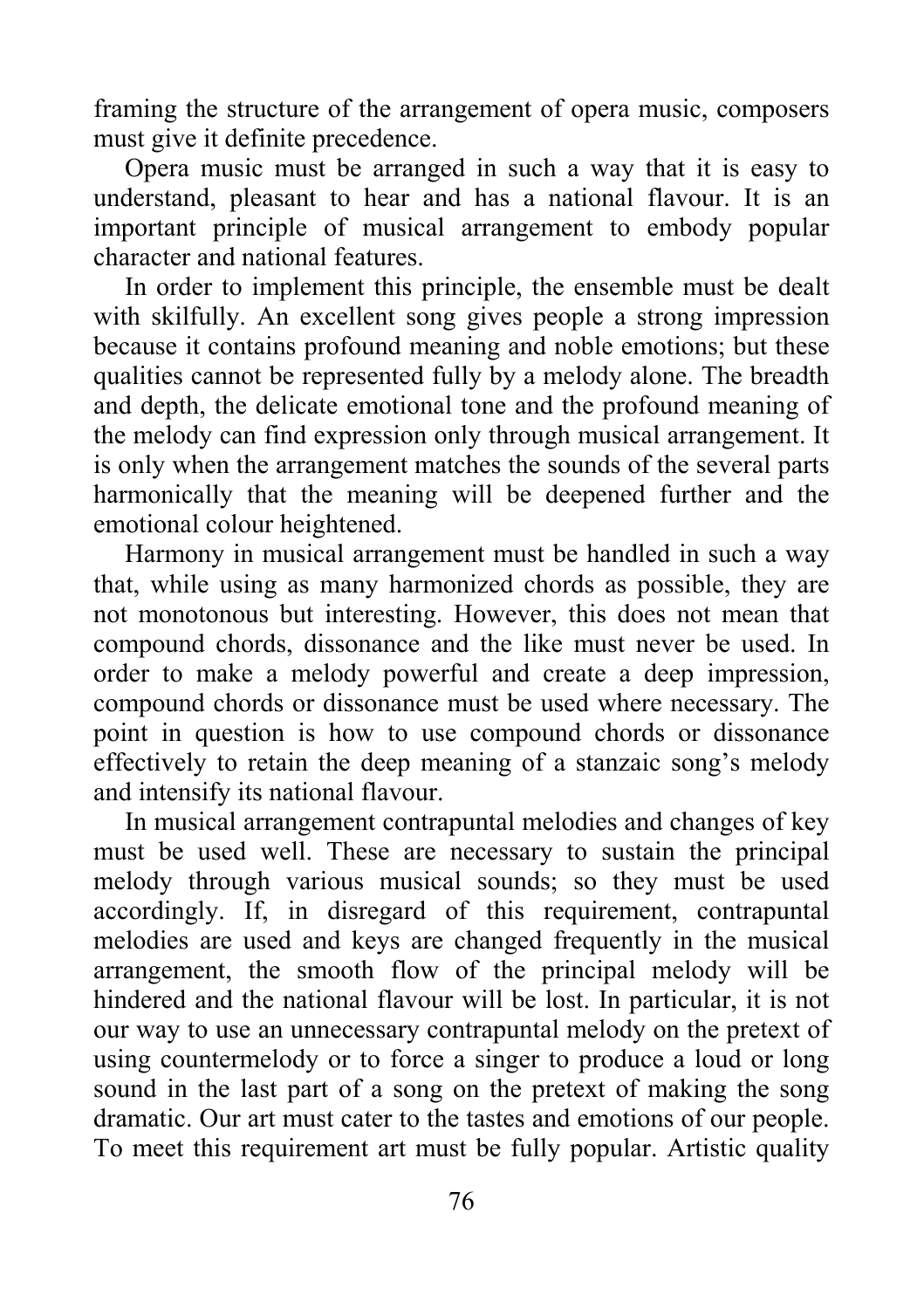framing the structure of the arrangement of opera music, composers must give it definite precedence.

Opera music must be arranged in such a way that it is easy to understand, pleasant to hear and has a national flavour. It is an important principle of musical arrangement to embody popular character and national features.

In order to implement this principle, the ensemble must be dealt with skilfully. An excellent song gives people a strong impression because it contains profound meaning and noble emotions; but these qualities cannot be represented fully by a melody alone. The breadth and depth, the delicate emotional tone and the profound meaning of the melody can find expression only through musical arrangement. It is only when the arrangement matches the sounds of the several parts harmonically that the meaning will be deepened further and the emotional colour heightened.

Harmony in musical arrangement must be handled in such a way that, while using as many harmonized chords as possible, they are not monotonous but interesting. However, this does not mean that compound chords, dissonance and the like must never be used. In order to make a melody powerful and create a deep impression, compound chords or dissonance must be used where necessary. The point in question is how to use compound chords or dissonance effectively to retain the deep meaning of a stanzaic song's melody and intensify its national flavour.

In musical arrangement contrapuntal melodies and changes of key must be used well. These are necessary to sustain the principal melody through various musical sounds; so they must be used accordingly. If, in disregard of this requirement, contrapuntal melodies are used and keys are changed frequently in the musical arrangement, the smooth flow of the principal melody will be hindered and the national flavour will be lost. In particular, it is not our way to use an unnecessary contrapuntal melody on the pretext of using countermelody or to force a singer to produce a loud or long sound in the last part of a song on the pretext of making the song dramatic. Our art must cater to the tastes and emotions of our people. To meet this requirement art must be fully popular. Artistic quality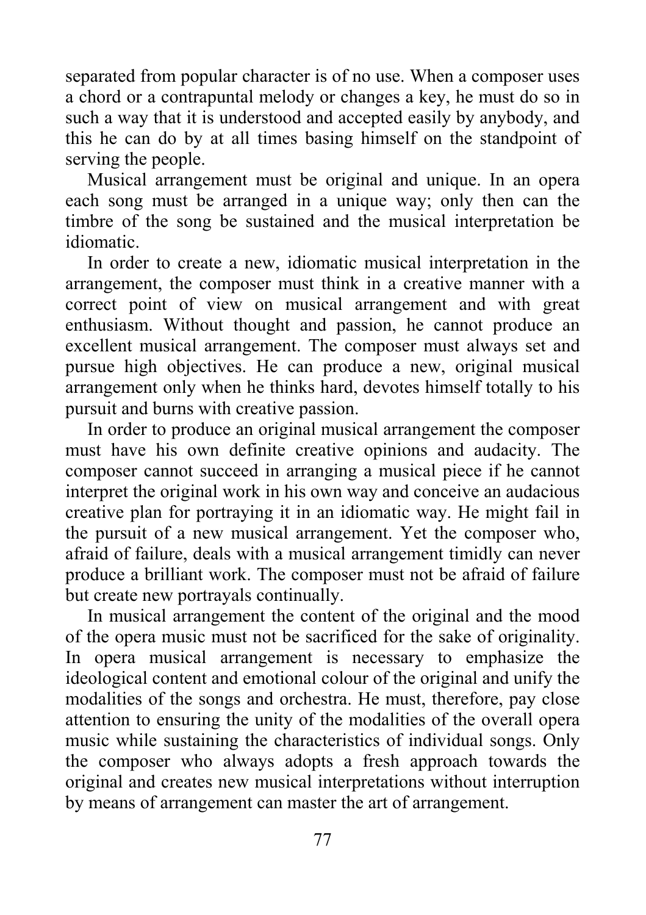separated from popular character is of no use. When a composer uses a chord or a contrapuntal melody or changes a key, he must do so in such a way that it is understood and accepted easily by anybody, and this he can do by at all times basing himself on the standpoint of serving the people.

Musical arrangement must be original and unique. In an opera each song must be arranged in a unique way; only then can the timbre of the song be sustained and the musical interpretation be idiomatic.

In order to create a new, idiomatic musical interpretation in the arrangement, the composer must think in a creative manner with a correct point of view on musical arrangement and with great enthusiasm. Without thought and passion, he cannot produce an excellent musical arrangement. The composer must always set and pursue high objectives. He can produce a new, original musical arrangement only when he thinks hard, devotes himself totally to his pursuit and burns with creative passion.

In order to produce an original musical arrangement the composer must have his own definite creative opinions and audacity. The composer cannot succeed in arranging a musical piece if he cannot interpret the original work in his own way and conceive an audacious creative plan for portraying it in an idiomatic way. He might fail in the pursuit of a new musical arrangement. Yet the composer who, afraid of failure, deals with a musical arrangement timidly can never produce a brilliant work. The composer must not be afraid of failure but create new portrayals continually.

In musical arrangement the content of the original and the mood of the opera music must not be sacrificed for the sake of originality. In opera musical arrangement is necessary to emphasize the ideological content and emotional colour of the original and unify the modalities of the songs and orchestra. He must, therefore, pay close attention to ensuring the unity of the modalities of the overall opera music while sustaining the characteristics of individual songs. Only the composer who always adopts a fresh approach towards the original and creates new musical interpretations without interruption by means of arrangement can master the art of arrangement.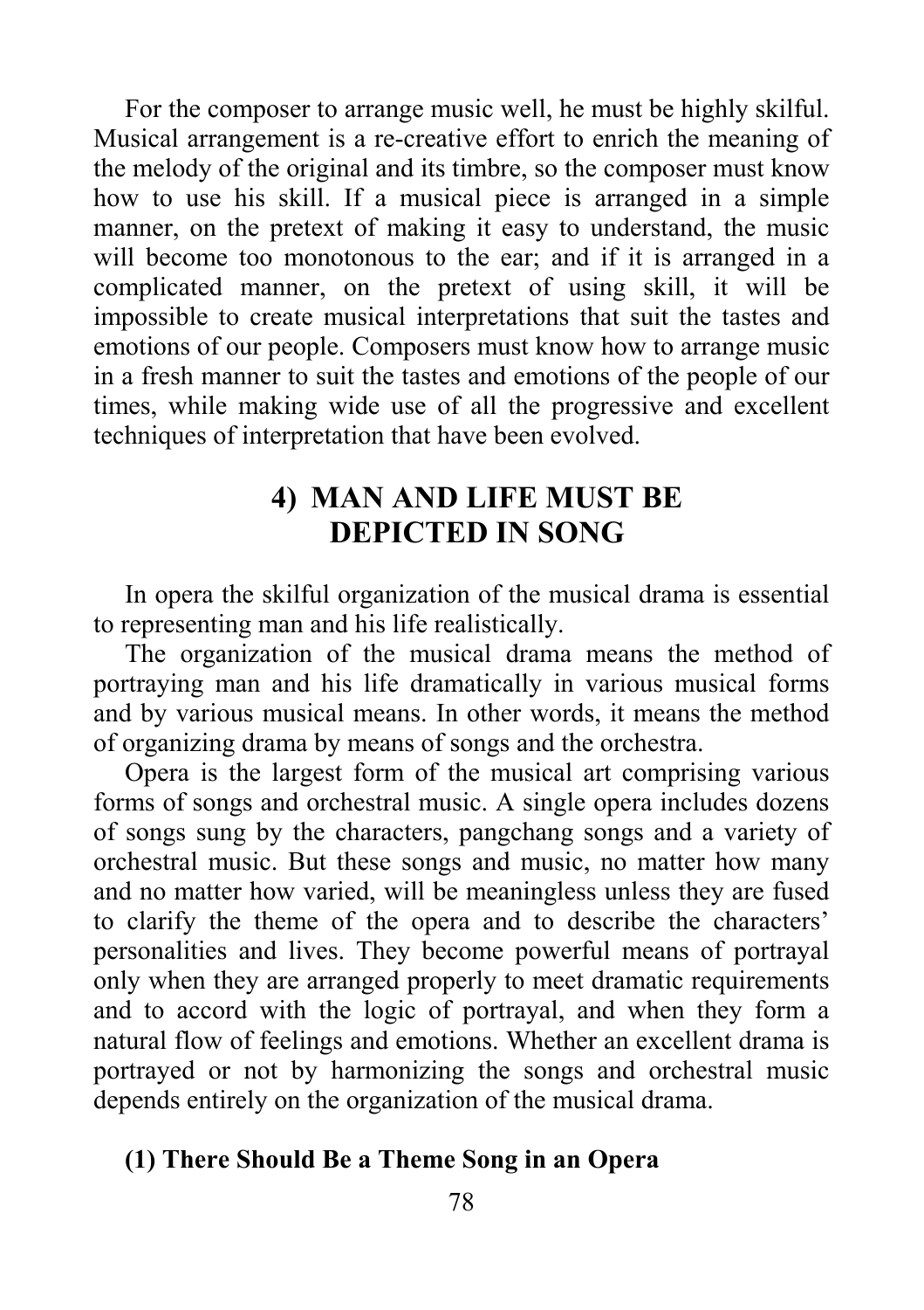For the composer to arrange music well, he must be highly skilful. Musical arrangement is a re-creative effort to enrich the meaning of the melody of the original and its timbre, so the composer must know how to use his skill. If a musical piece is arranged in a simple manner, on the pretext of making it easy to understand, the music will become too monotonous to the ear; and if it is arranged in a complicated manner, on the pretext of using skill, it will be impossible to create musical interpretations that suit the tastes and emotions of our people. Composers must know how to arrange music in a fresh manner to suit the tastes and emotions of the people of our times, while making wide use of all the progressive and excellent techniques of interpretation that have been evolved.

## 4) MAN AND LIFE MUST BE DEPICTED IN SONG

In opera the skilful organization of the musical drama is essential to representing man and his life realistically.

The organization of the musical drama means the method of portraying man and his life dramatically in various musical forms and by various musical means. In other words, it means the method of organizing drama by means of songs and the orchestra.

Opera is the largest form of the musical art comprising various forms of songs and orchestral music. A single opera includes dozens of songs sung by the characters, pangchang songs and a variety of orchestral music. But these songs and music, no matter how many and no matter how varied, will be meaningless unless they are fused to clarify the theme of the opera and to describe the characters' personalities and lives. They become powerful means of portrayal only when they are arranged properly to meet dramatic requirements and to accord with the logic of portrayal, and when they form a natural flow of feelings and emotions. Whether an excellent drama is portrayed or not by harmonizing the songs and orchestral music depends entirely on the organization of the musical drama.

### (1) There Should Be a Theme Song in an Opera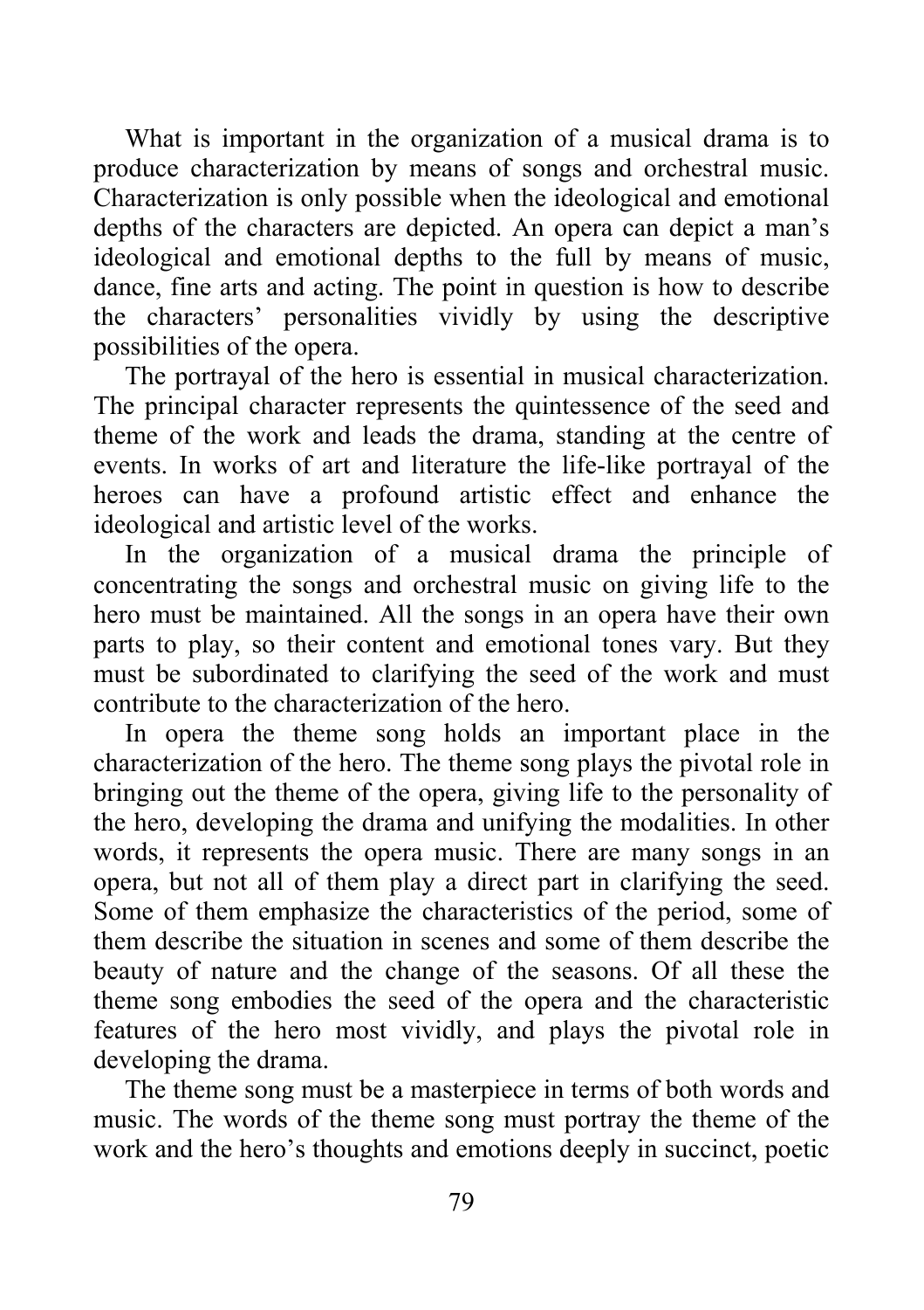What is important in the organization of a musical drama is to produce characterization by means of songs and orchestral music. Characterization is only possible when the ideological and emotional depths of the characters are depicted. An opera can depict a man's ideological and emotional depths to the full by means of music, dance, fine arts and acting. The point in question is how to describe the characters' personalities vividly by using the descriptive possibilities of the opera.

The portrayal of the hero is essential in musical characterization. The principal character represents the quintessence of the seed and theme of the work and leads the drama, standing at the centre of events. In works of art and literature the life-like portrayal of the heroes can have a profound artistic effect and enhance the ideological and artistic level of the works.

In the organization of a musical drama the principle of concentrating the songs and orchestral music on giving life to the hero must be maintained. All the songs in an opera have their own parts to play, so their content and emotional tones vary. But they must be subordinated to clarifying the seed of the work and must contribute to the characterization of the hero.

In opera the theme song holds an important place in the characterization of the hero. The theme song plays the pivotal role in bringing out the theme of the opera, giving life to the personality of the hero, developing the drama and unifying the modalities. In other words, it represents the opera music. There are many songs in an opera, but not all of them play a direct part in clarifying the seed. Some of them emphasize the characteristics of the period, some of them describe the situation in scenes and some of them describe the beauty of nature and the change of the seasons. Of all these the theme song embodies the seed of the opera and the characteristic features of the hero most vividly, and plays the pivotal role in developing the drama.

The theme song must be a masterpiece in terms of both words and music. The words of the theme song must portray the theme of the work and the hero's thoughts and emotions deeply in succinct, poetic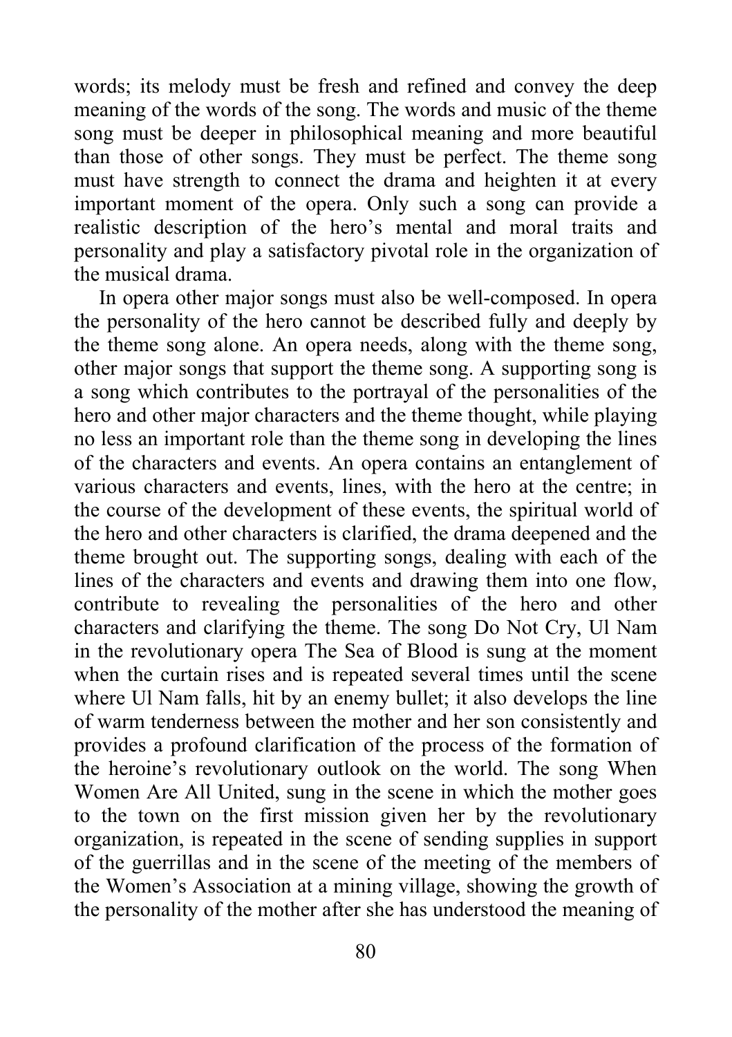words; its melody must be fresh and refined and convey the deep meaning of the words of the song. The words and music of the theme song must be deeper in philosophical meaning and more beautiful than those of other songs. They must be perfect. The theme song must have strength to connect the drama and heighten it at every important moment of the opera. Only such a song can provide a realistic description of the hero's mental and moral traits and personality and play a satisfactory pivotal role in the organization of the musical drama.

In opera other major songs must also be well-composed. In opera the personality of the hero cannot be described fully and deeply by the theme song alone. An opera needs, along with the theme song, other major songs that support the theme song. A supporting song is a song which contributes to the portrayal of the personalities of the hero and other major characters and the theme thought, while playing no less an important role than the theme song in developing the lines of the characters and events. An opera contains an entanglement of various characters and events, lines, with the hero at the centre; in the course of the development of these events, the spiritual world of the hero and other characters is clarified, the drama deepened and the theme brought out. The supporting songs, dealing with each of the lines of the characters and events and drawing them into one flow, contribute to revealing the personalities of the hero and other characters and clarifying the theme. The song Do Not Cry, Ul Nam in the revolutionary opera The Sea of Blood is sung at the moment when the curtain rises and is repeated several times until the scene where Ul Nam falls, hit by an enemy bullet; it also develops the line of warm tenderness between the mother and her son consistently and provides a profound clarification of the process of the formation of the heroine's revolutionary outlook on the world. The song When Women Are All United, sung in the scene in which the mother goes to the town on the first mission given her by the revolutionary organization, is repeated in the scene of sending supplies in support of the guerrillas and in the scene of the meeting of the members of the Women's Association at a mining village, showing the growth of the personality of the mother after she has understood the meaning of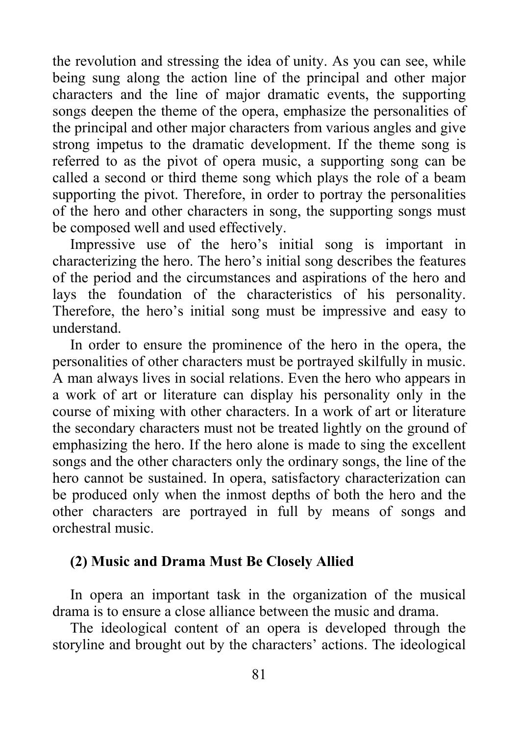the revolution and stressing the idea of unity. As you can see, while being sung along the action line of the principal and other major characters and the line of major dramatic events, the supporting songs deepen the theme of the opera, emphasize the personalities of the principal and other major characters from various angles and give strong impetus to the dramatic development. If the theme song is referred to as the pivot of opera music, a supporting song can be called a second or third theme song which plays the role of a beam supporting the pivot. Therefore, in order to portray the personalities of the hero and other characters in song, the supporting songs must be composed well and used effectively.

Impressive use of the hero's initial song is important in characterizing the hero. The hero's initial song describes the features of the period and the circumstances and aspirations of the hero and lays the foundation of the characteristics of his personality. Therefore, the hero's initial song must be impressive and easy to understand.

In order to ensure the prominence of the hero in the opera, the personalities of other characters must be portrayed skilfully in music. A man always lives in social relations. Even the hero who appears in a work of art or literature can display his personality only in the course of mixing with other characters. In a work of art or literature the secondary characters must not be treated lightly on the ground of emphasizing the hero. If the hero alone is made to sing the excellent songs and the other characters only the ordinary songs, the line of the hero cannot be sustained. In opera, satisfactory characterization can be produced only when the inmost depths of both the hero and the other characters are portrayed in full by means of songs and orchestral music.

### (2) Music and Drama Must Be Closely Allied

In opera an important task in the organization of the musical drama is to ensure a close alliance between the music and drama.

The ideological content of an opera is developed through the storyline and brought out by the characters' actions. The ideological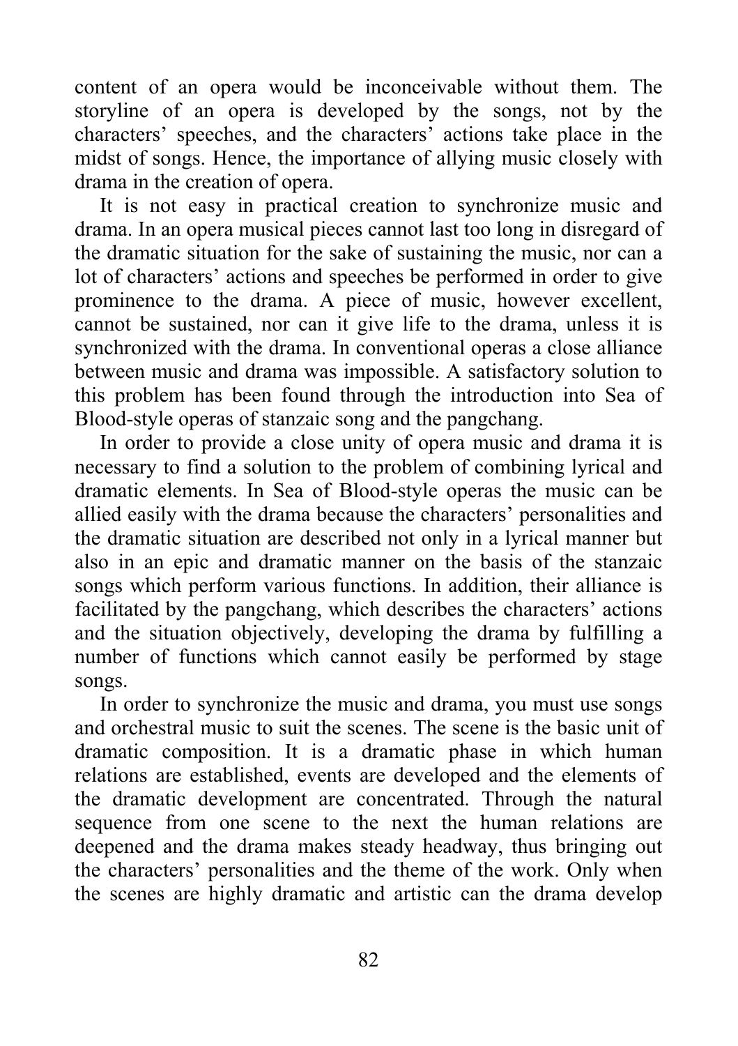content of an opera would be inconceivable without them. The storyline of an opera is developed by the songs, not by the characters' speeches, and the characters' actions take place in the midst of songs. Hence, the importance of allying music closely with drama in the creation of opera.

It is not easy in practical creation to synchronize music and drama. In an opera musical pieces cannot last too long in disregard of the dramatic situation for the sake of sustaining the music, nor can a lot of characters' actions and speeches be performed in order to give prominence to the drama. A piece of music, however excellent, cannot be sustained, nor can it give life to the drama, unless it is synchronized with the drama. In conventional operas a close alliance between music and drama was impossible. A satisfactory solution to this problem has been found through the introduction into Sea of Blood-style operas of stanzaic song and the pangchang.

In order to provide a close unity of opera music and drama it is necessary to find a solution to the problem of combining lyrical and dramatic elements. In Sea of Blood-style operas the music can be allied easily with the drama because the characters' personalities and the dramatic situation are described not only in a lyrical manner but also in an epic and dramatic manner on the basis of the stanzaic songs which perform various functions. In addition, their alliance is facilitated by the pangchang, which describes the characters' actions and the situation objectively, developing the drama by fulfilling a number of functions which cannot easily be performed by stage songs.

In order to synchronize the music and drama, you must use songs and orchestral music to suit the scenes. The scene is the basic unit of dramatic composition. It is a dramatic phase in which human relations are established, events are developed and the elements of the dramatic development are concentrated. Through the natural sequence from one scene to the next the human relations are deepened and the drama makes steady headway, thus bringing out the characters' personalities and the theme of the work. Only when the scenes are highly dramatic and artistic can the drama develop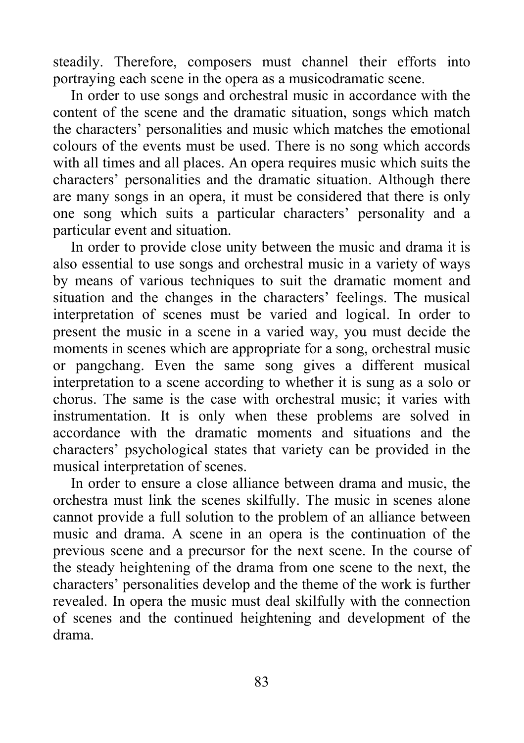steadily. Therefore, composers must channel their efforts into portraying each scene in the opera as a musicodramatic scene.

In order to use songs and orchestral music in accordance with the content of the scene and the dramatic situation, songs which match the characters' personalities and music which matches the emotional colours of the events must be used. There is no song which accords with all times and all places. An opera requires music which suits the characters' personalities and the dramatic situation. Although there are many songs in an opera, it must be considered that there is only one song which suits a particular characters' personality and a particular event and situation.

In order to provide close unity between the music and drama it is also essential to use songs and orchestral music in a variety of ways by means of various techniques to suit the dramatic moment and situation and the changes in the characters' feelings. The musical interpretation of scenes must be varied and logical. In order to present the music in a scene in a varied way, you must decide the moments in scenes which are appropriate for a song, orchestral music or pangchang. Even the same song gives a different musical interpretation to a scene according to whether it is sung as a solo or chorus. The same is the case with orchestral music; it varies with instrumentation. It is only when these problems are solved in accordance with the dramatic moments and situations and the characters' psychological states that variety can be provided in the musical interpretation of scenes.

In order to ensure a close alliance between drama and music, the orchestra must link the scenes skilfully. The music in scenes alone cannot provide a full solution to the problem of an alliance between music and drama. A scene in an opera is the continuation of the previous scene and a precursor for the next scene. In the course of the steady heightening of the drama from one scene to the next, the characters' personalities develop and the theme of the work is further revealed. In opera the music must deal skilfully with the connection of scenes and the continued heightening and development of the drama.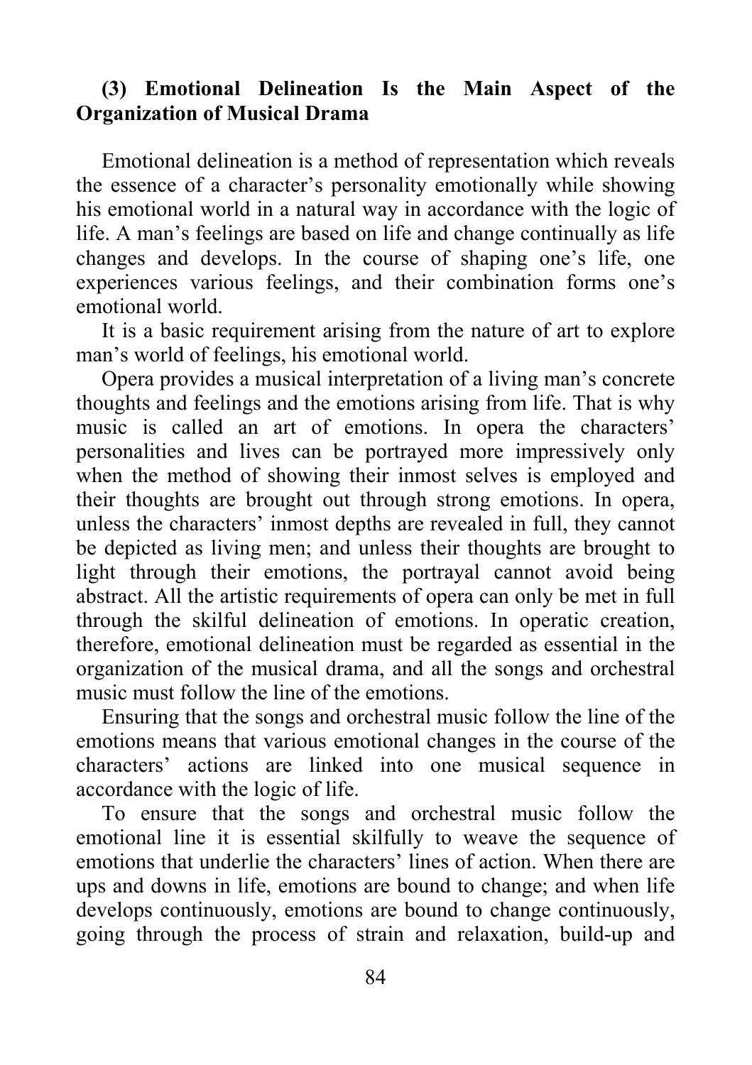### (3) Emotional Delineation Is the Main Aspect of the Organization of Musical Drama

Emotional delineation is a method of representation which reveals the essence of a character's personality emotionally while showing his emotional world in a natural way in accordance with the logic of life. A man's feelings are based on life and change continually as life changes and develops. In the course of shaping one's life, one experiences various feelings, and their combination forms one's emotional world.

It is a basic requirement arising from the nature of art to explore man's world of feelings, his emotional world.

Opera provides a musical interpretation of a living man's concrete thoughts and feelings and the emotions arising from life. That is why music is called an art of emotions. In opera the characters' personalities and lives can be portrayed more impressively only when the method of showing their inmost selves is employed and their thoughts are brought out through strong emotions. In opera, unless the characters' inmost depths are revealed in full, they cannot be depicted as living men; and unless their thoughts are brought to light through their emotions, the portrayal cannot avoid being abstract. All the artistic requirements of opera can only be met in full through the skilful delineation of emotions. In operatic creation, therefore, emotional delineation must be regarded as essential in the organization of the musical drama, and all the songs and orchestral music must follow the line of the emotions.

Ensuring that the songs and orchestral music follow the line of the emotions means that various emotional changes in the course of the characters' actions are linked into one musical sequence in accordance with the logic of life.

To ensure that the songs and orchestral music follow the emotional line it is essential skilfully to weave the sequence of emotions that underlie the characters' lines of action. When there are ups and downs in life, emotions are bound to change; and when life develops continuously, emotions are bound to change continuously, going through the process of strain and relaxation, build-up and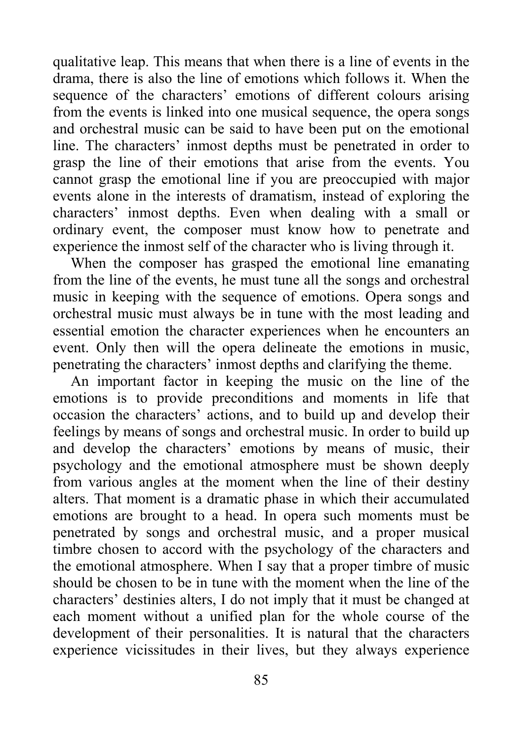qualitative leap. This means that when there is a line of events in the drama, there is also the line of emotions which follows it. When the sequence of the characters' emotions of different colours arising from the events is linked into one musical sequence, the opera songs and orchestral music can be said to have been put on the emotional line. The characters' inmost depths must be penetrated in order to grasp the line of their emotions that arise from the events. You cannot grasp the emotional line if you are preoccupied with major events alone in the interests of dramatism, instead of exploring the characters' inmost depths. Even when dealing with a small or ordinary event, the composer must know how to penetrate and experience the inmost self of the character who is living through it.

When the composer has grasped the emotional line emanating from the line of the events, he must tune all the songs and orchestral music in keeping with the sequence of emotions. Opera songs and orchestral music must always be in tune with the most leading and essential emotion the character experiences when he encounters an event. Only then will the opera delineate the emotions in music, penetrating the characters' inmost depths and clarifying the theme.

An important factor in keeping the music on the line of the emotions is to provide preconditions and moments in life that occasion the characters' actions, and to build up and develop their feelings by means of songs and orchestral music. In order to build up and develop the characters' emotions by means of music, their psychology and the emotional atmosphere must be shown deeply from various angles at the moment when the line of their destiny alters. That moment is a dramatic phase in which their accumulated emotions are brought to a head. In opera such moments must be penetrated by songs and orchestral music, and a proper musical timbre chosen to accord with the psychology of the characters and the emotional atmosphere. When I say that a proper timbre of music should be chosen to be in tune with the moment when the line of the characters' destinies alters, I do not imply that it must be changed at each moment without a unified plan for the whole course of the development of their personalities. It is natural that the characters experience vicissitudes in their lives, but they always experience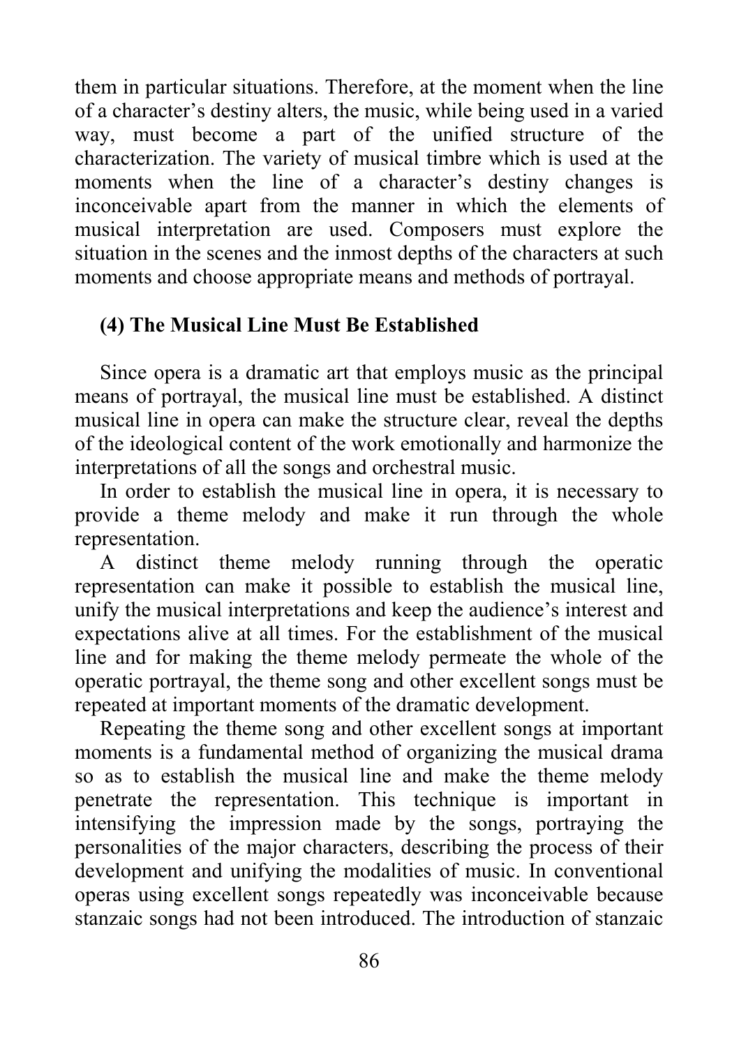them in particular situations. Therefore, at the moment when the line of a character's destiny alters, the music, while being used in a varied way, must become a part of the unified structure of the characterization. The variety of musical timbre which is used at the moments when the line of a character's destiny changes is inconceivable apart from the manner in which the elements of musical interpretation are used. Composers must explore the situation in the scenes and the inmost depths of the characters at such moments and choose appropriate means and methods of portrayal.

### (4) The Musical Line Must Be Established

Since opera is a dramatic art that employs music as the principal means of portrayal, the musical line must be established. A distinct musical line in opera can make the structure clear, reveal the depths of the ideological content of the work emotionally and harmonize the interpretations of all the songs and orchestral music.

In order to establish the musical line in opera, it is necessary to provide a theme melody and make it run through the whole representation.

A distinct theme melody running through the operatic representation can make it possible to establish the musical line, unify the musical interpretations and keep the audience's interest and expectations alive at all times. For the establishment of the musical line and for making the theme melody permeate the whole of the operatic portrayal, the theme song and other excellent songs must be repeated at important moments of the dramatic development.

Repeating the theme song and other excellent songs at important moments is a fundamental method of organizing the musical drama so as to establish the musical line and make the theme melody penetrate the representation. This technique is important in intensifying the impression made by the songs, portraying the personalities of the major characters, describing the process of their development and unifying the modalities of music. In conventional operas using excellent songs repeatedly was inconceivable because stanzaic songs had not been introduced. The introduction of stanzaic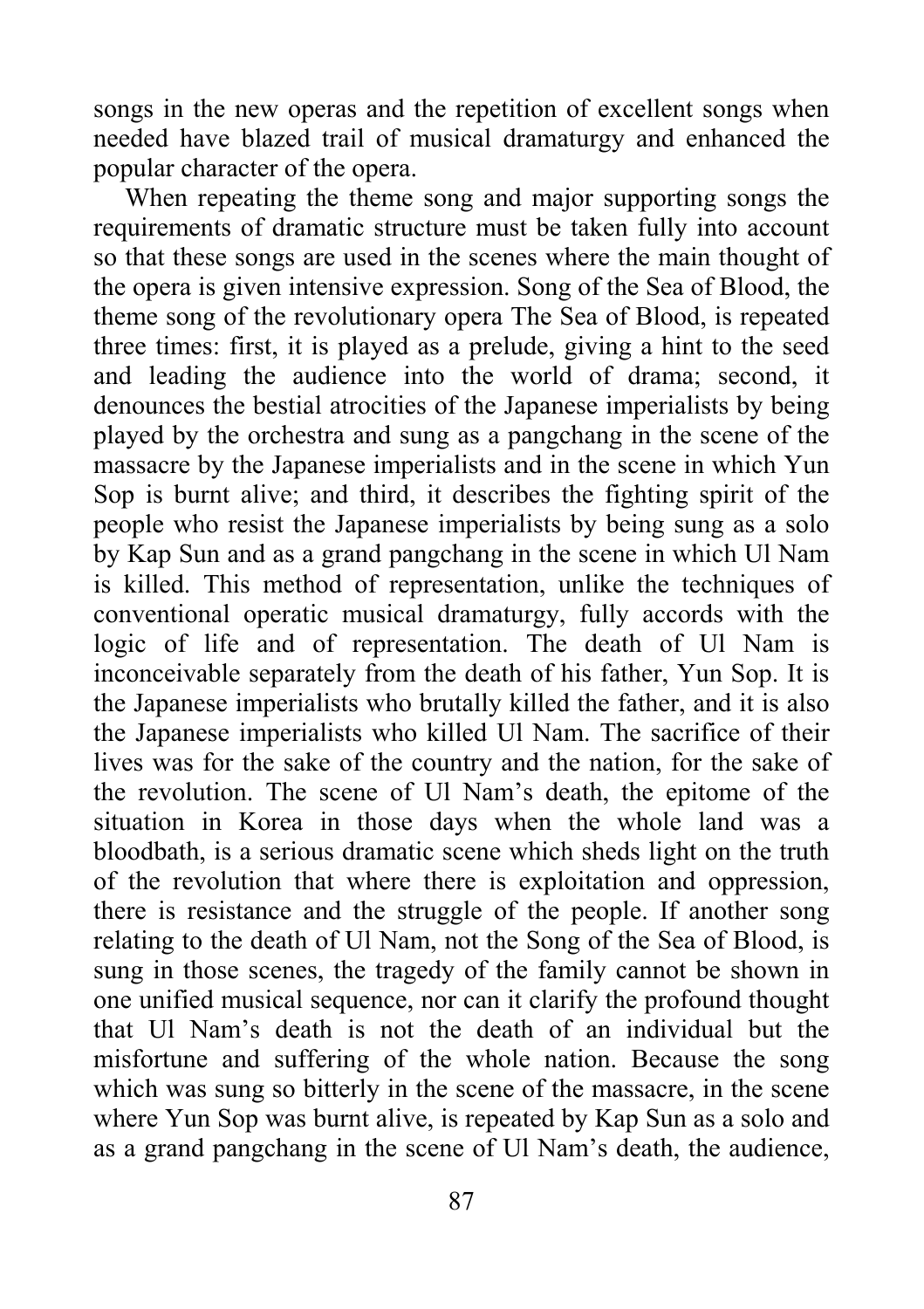songs in the new operas and the repetition of excellent songs when needed have blazed trail of musical dramaturgy and enhanced the popular character of the opera.

When repeating the theme song and major supporting songs the requirements of dramatic structure must be taken fully into account so that these songs are used in the scenes where the main thought of the opera is given intensive expression. Song of the Sea of Blood, the theme song of the revolutionary opera The Sea of Blood, is repeated three times: first, it is played as a prelude, giving a hint to the seed and leading the audience into the world of drama; second, it denounces the bestial atrocities of the Japanese imperialists by being played by the orchestra and sung as a pangchang in the scene of the massacre by the Japanese imperialists and in the scene in which Yun Sop is burnt alive; and third, it describes the fighting spirit of the people who resist the Japanese imperialists by being sung as a solo by Kap Sun and as a grand pangchang in the scene in which Ul Nam is killed. This method of representation, unlike the techniques of conventional operatic musical dramaturgy, fully accords with the logic of life and of representation. The death of Ul Nam is inconceivable separately from the death of his father, Yun Sop. It is the Japanese imperialists who brutally killed the father, and it is also the Japanese imperialists who killed Ul Nam. The sacrifice of their lives was for the sake of the country and the nation, for the sake of the revolution. The scene of Ul Nam's death, the epitome of the situation in Korea in those days when the whole land was a bloodbath, is a serious dramatic scene which sheds light on the truth of the revolution that where there is exploitation and oppression, there is resistance and the struggle of the people. If another song relating to the death of Ul Nam, not the Song of the Sea of Blood, is sung in those scenes, the tragedy of the family cannot be shown in one unified musical sequence, nor can it clarify the profound thought that Ul Nam's death is not the death of an individual but the misfortune and suffering of the whole nation. Because the song which was sung so bitterly in the scene of the massacre, in the scene where Yun Sop was burnt alive, is repeated by Kap Sun as a solo and as a grand pangchang in the scene of Ul Nam's death, the audience,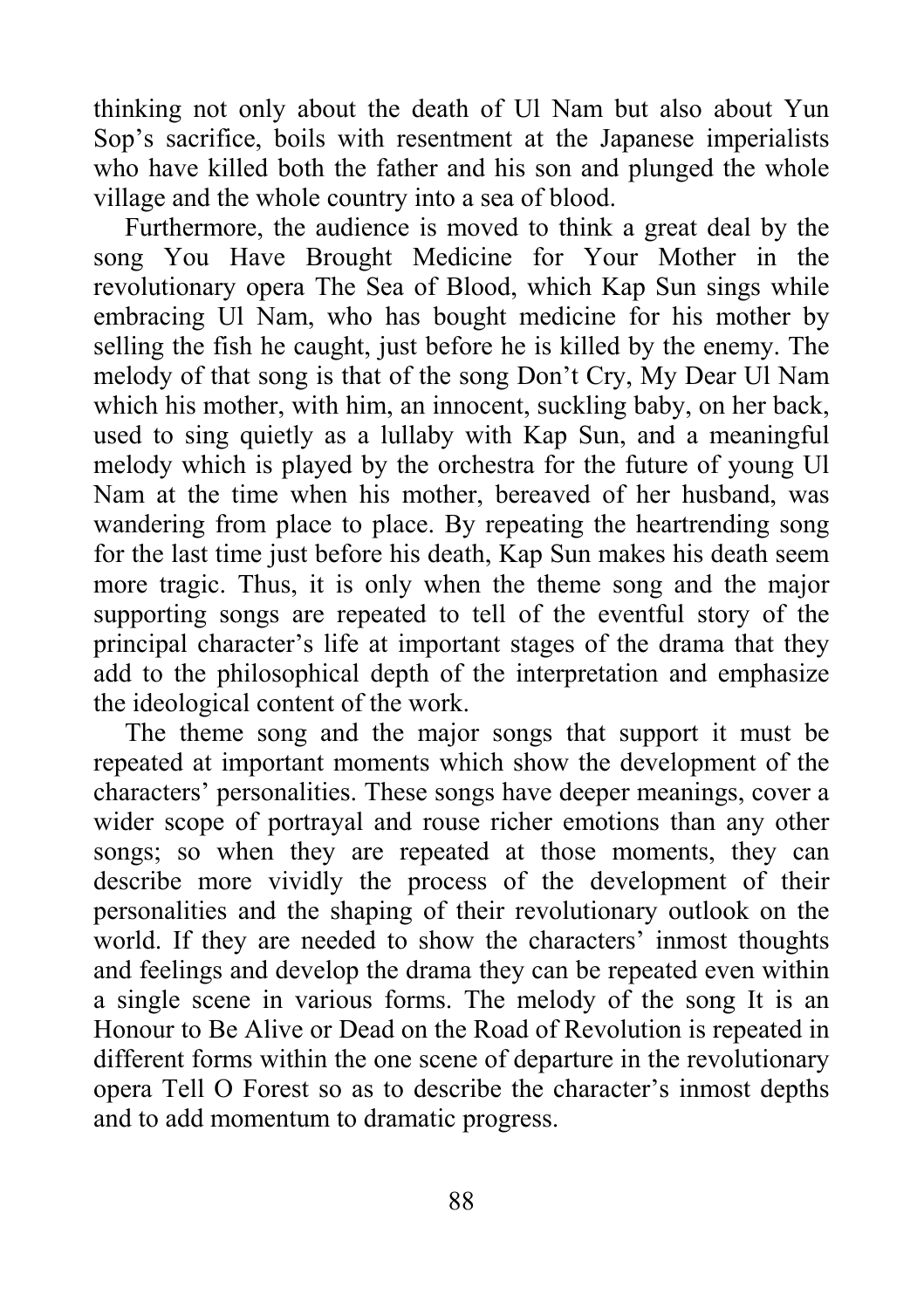thinking not only about the death of Ul Nam but also about Yun Sop's sacrifice, boils with resentment at the Japanese imperialists who have killed both the father and his son and plunged the whole village and the whole country into a sea of blood.

Furthermore, the audience is moved to think a great deal by the song You Have Brought Medicine for Your Mother in the revolutionary opera The Sea of Blood, which Kap Sun sings while embracing Ul Nam, who has bought medicine for his mother by selling the fish he caught, just before he is killed by the enemy. The melody of that song is that of the song Don't Cry, My Dear Ul Nam which his mother, with him, an innocent, suckling baby, on her back, used to sing quietly as a lullaby with Kap Sun, and a meaningful melody which is played by the orchestra for the future of young Ul Nam at the time when his mother, bereaved of her husband, was wandering from place to place. By repeating the heartrending song for the last time just before his death, Kap Sun makes his death seem more tragic. Thus, it is only when the theme song and the major supporting songs are repeated to tell of the eventful story of the principal character's life at important stages of the drama that they add to the philosophical depth of the interpretation and emphasize the ideological content of the work.

The theme song and the major songs that support it must be repeated at important moments which show the development of the characters' personalities. These songs have deeper meanings, cover a wider scope of portrayal and rouse richer emotions than any other songs; so when they are repeated at those moments, they can describe more vividly the process of the development of their personalities and the shaping of their revolutionary outlook on the world. If they are needed to show the characters' inmost thoughts and feelings and develop the drama they can be repeated even within a single scene in various forms. The melody of the song It is an Honour to Be Alive or Dead on the Road of Revolution is repeated in different forms within the one scene of departure in the revolutionary opera Tell O Forest so as to describe the character's inmost depths and to add momentum to dramatic progress.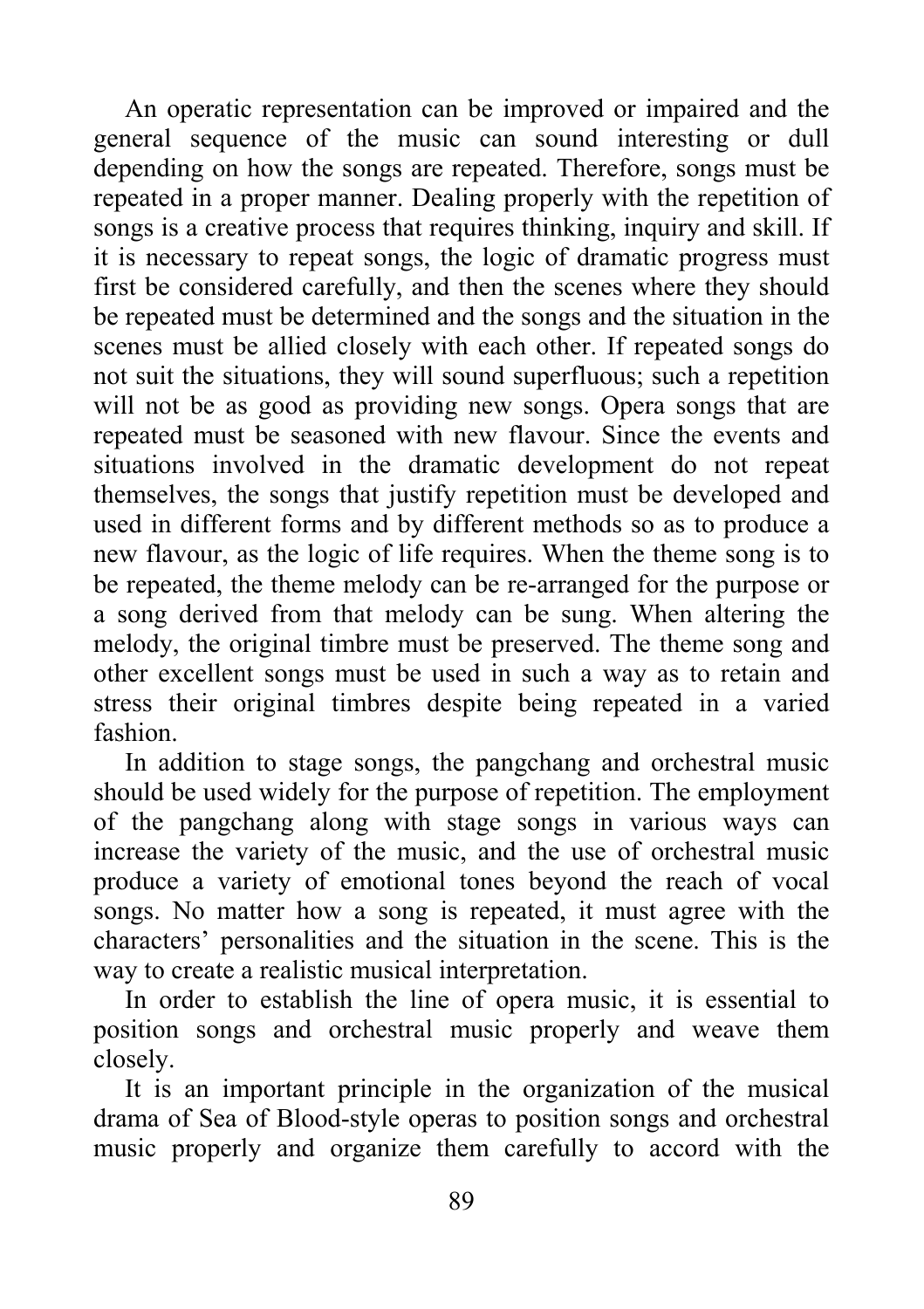An operatic representation can be improved or impaired and the general sequence of the music can sound interesting or dull depending on how the songs are repeated. Therefore, songs must be repeated in a proper manner. Dealing properly with the repetition of songs is a creative process that requires thinking, inquiry and skill. If it is necessary to repeat songs, the logic of dramatic progress must first be considered carefully, and then the scenes where they should be repeated must be determined and the songs and the situation in the scenes must be allied closely with each other. If repeated songs do not suit the situations, they will sound superfluous; such a repetition will not be as good as providing new songs. Opera songs that are repeated must be seasoned with new flavour. Since the events and situations involved in the dramatic development do not repeat themselves, the songs that justify repetition must be developed and used in different forms and by different methods so as to produce a new flavour, as the logic of life requires. When the theme song is to be repeated, the theme melody can be re-arranged for the purpose or a song derived from that melody can be sung. When altering the melody, the original timbre must be preserved. The theme song and other excellent songs must be used in such a way as to retain and stress their original timbres despite being repeated in a varied fashion.

In addition to stage songs, the pangchang and orchestral music should be used widely for the purpose of repetition. The employment of the pangchang along with stage songs in various ways can increase the variety of the music, and the use of orchestral music produce a variety of emotional tones beyond the reach of vocal songs. No matter how a song is repeated, it must agree with the characters' personalities and the situation in the scene. This is the way to create a realistic musical interpretation.

In order to establish the line of opera music, it is essential to position songs and orchestral music properly and weave them closely.

It is an important principle in the organization of the musical drama of Sea of Blood-style operas to position songs and orchestral music properly and organize them carefully to accord with the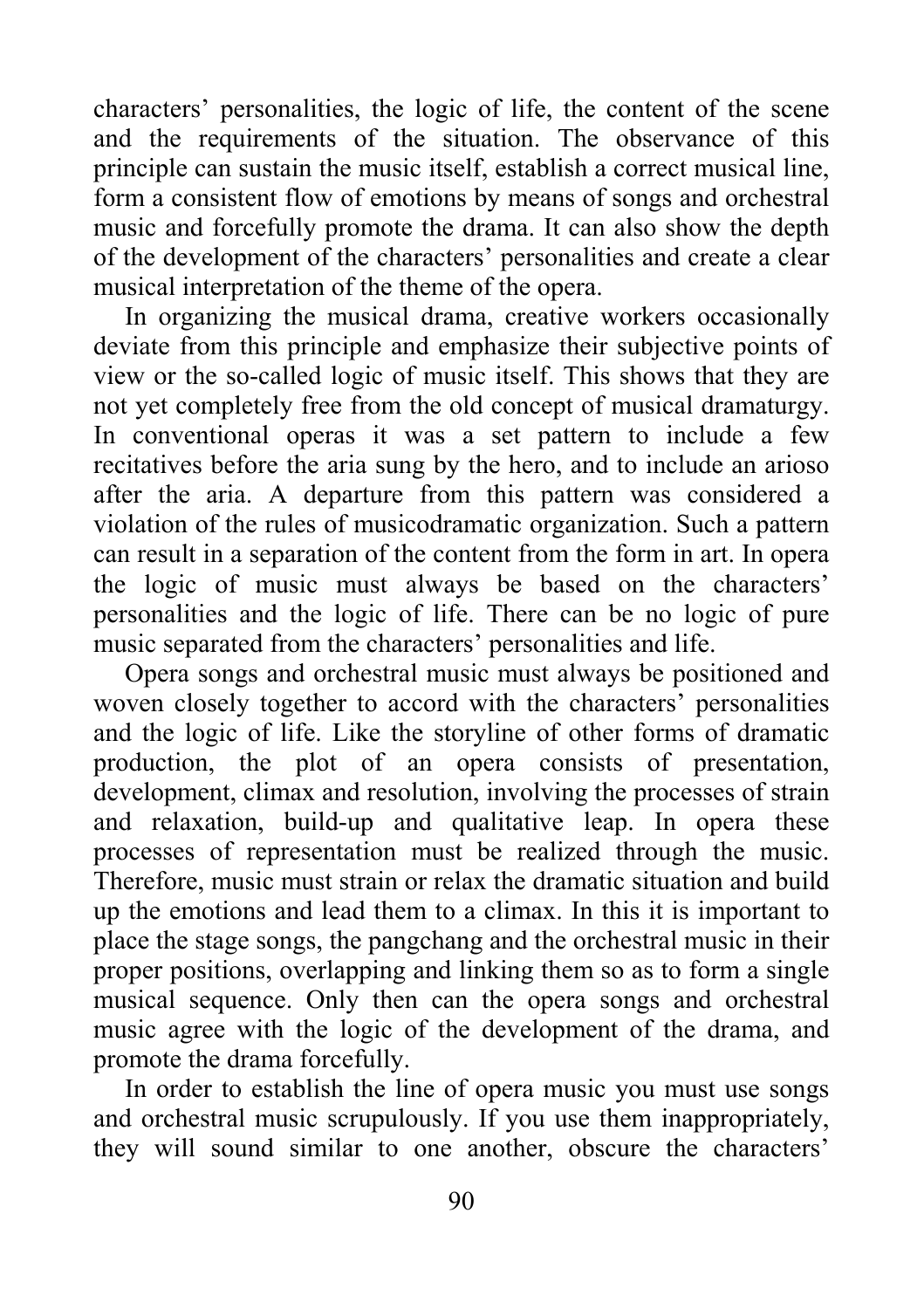characters' personalities, the logic of life, the content of the scene and the requirements of the situation. The observance of this principle can sustain the music itself, establish a correct musical line, form a consistent flow of emotions by means of songs and orchestral music and forcefully promote the drama. It can also show the depth of the development of the characters' personalities and create a clear musical interpretation of the theme of the opera.

In organizing the musical drama, creative workers occasionally deviate from this principle and emphasize their subjective points of view or the so-called logic of music itself. This shows that they are not yet completely free from the old concept of musical dramaturgy. In conventional operas it was a set pattern to include a few recitatives before the aria sung by the hero, and to include an arioso after the aria. A departure from this pattern was considered a violation of the rules of musicodramatic organization. Such a pattern can result in a separation of the content from the form in art. In opera the logic of music must always be based on the characters' personalities and the logic of life. There can be no logic of pure music separated from the characters' personalities and life.

Opera songs and orchestral music must always be positioned and woven closely together to accord with the characters' personalities and the logic of life. Like the storyline of other forms of dramatic production, the plot of an opera consists of presentation, development, climax and resolution, involving the processes of strain and relaxation, build-up and qualitative leap. In opera these processes of representation must be realized through the music. Therefore, music must strain or relax the dramatic situation and build up the emotions and lead them to a climax. In this it is important to place the stage songs, the pangchang and the orchestral music in their proper positions, overlapping and linking them so as to form a single musical sequence. Only then can the opera songs and orchestral music agree with the logic of the development of the drama, and promote the drama forcefully.

In order to establish the line of opera music you must use songs and orchestral music scrupulously. If you use them inappropriately, they will sound similar to one another, obscure the characters'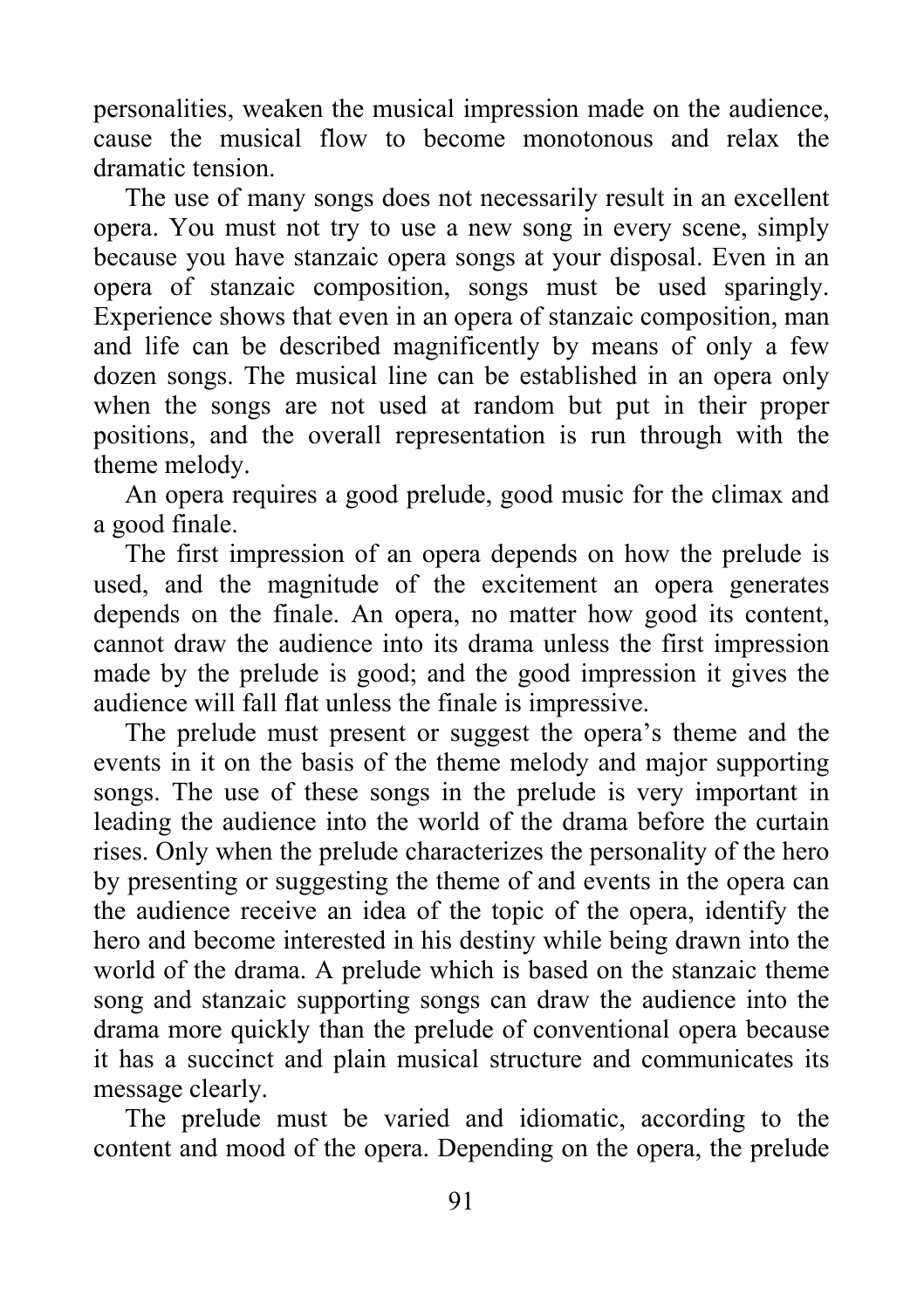personalities, weaken the musical impression made on the audience, cause the musical flow to become monotonous and relax the dramatic tension.

The use of many songs does not necessarily result in an excellent opera. You must not try to use a new song in every scene, simply because you have stanzaic opera songs at your disposal. Even in an opera of stanzaic composition, songs must be used sparingly. Experience shows that even in an opera of stanzaic composition, man and life can be described magnificently by means of only a few dozen songs. The musical line can be established in an opera only when the songs are not used at random but put in their proper positions, and the overall representation is run through with the theme melody.

An opera requires a good prelude, good music for the climax and a good finale.

The first impression of an opera depends on how the prelude is used, and the magnitude of the excitement an opera generates depends on the finale. An opera, no matter how good its content, cannot draw the audience into its drama unless the first impression made by the prelude is good; and the good impression it gives the audience will fall flat unless the finale is impressive.

The prelude must present or suggest the opera's theme and the events in it on the basis of the theme melody and major supporting songs. The use of these songs in the prelude is very important in leading the audience into the world of the drama before the curtain rises. Only when the prelude characterizes the personality of the hero by presenting or suggesting the theme of and events in the opera can the audience receive an idea of the topic of the opera, identify the hero and become interested in his destiny while being drawn into the world of the drama. A prelude which is based on the stanzaic theme song and stanzaic supporting songs can draw the audience into the drama more quickly than the prelude of conventional opera because it has a succinct and plain musical structure and communicates its message clearly.

The prelude must be varied and idiomatic, according to the content and mood of the opera. Depending on the opera, the prelude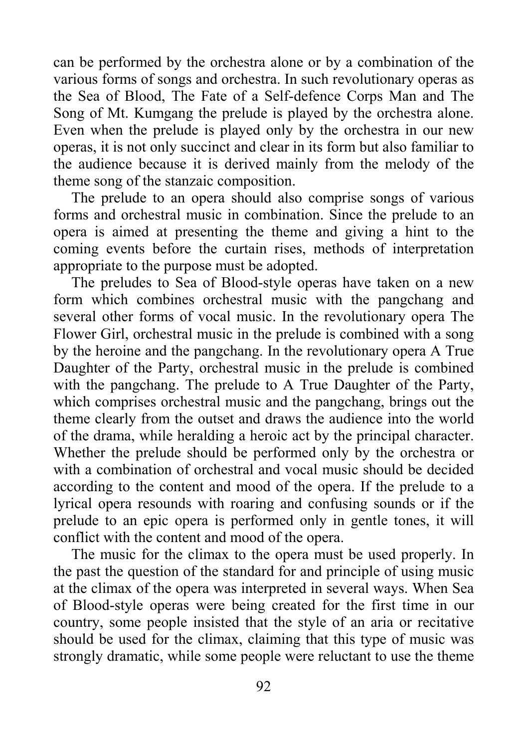can be performed by the orchestra alone or by a combination of the various forms of songs and orchestra. In such revolutionary operas as the Sea of Blood, The Fate of a Self-defence Corps Man and The Song of Mt. Kumgang the prelude is played by the orchestra alone. Even when the prelude is played only by the orchestra in our new operas, it is not only succinct and clear in its form but also familiar to the audience because it is derived mainly from the melody of the theme song of the stanzaic composition.

The prelude to an opera should also comprise songs of various forms and orchestral music in combination. Since the prelude to an opera is aimed at presenting the theme and giving a hint to the coming events before the curtain rises, methods of interpretation appropriate to the purpose must be adopted.

The preludes to Sea of Blood-style operas have taken on a new form which combines orchestral music with the pangchang and several other forms of vocal music. In the revolutionary opera The Flower Girl, orchestral music in the prelude is combined with a song by the heroine and the pangchang. In the revolutionary opera A True Daughter of the Party, orchestral music in the prelude is combined with the pangchang. The prelude to A True Daughter of the Party, which comprises orchestral music and the pangchang, brings out the theme clearly from the outset and draws the audience into the world of the drama, while heralding a heroic act by the principal character. Whether the prelude should be performed only by the orchestra or with a combination of orchestral and vocal music should be decided according to the content and mood of the opera. If the prelude to a lyrical opera resounds with roaring and confusing sounds or if the prelude to an epic opera is performed only in gentle tones, it will conflict with the content and mood of the opera.

The music for the climax to the opera must be used properly. In the past the question of the standard for and principle of using music at the climax of the opera was interpreted in several ways. When Sea of Blood-style operas were being created for the first time in our country, some people insisted that the style of an aria or recitative should be used for the climax, claiming that this type of music was strongly dramatic, while some people were reluctant to use the theme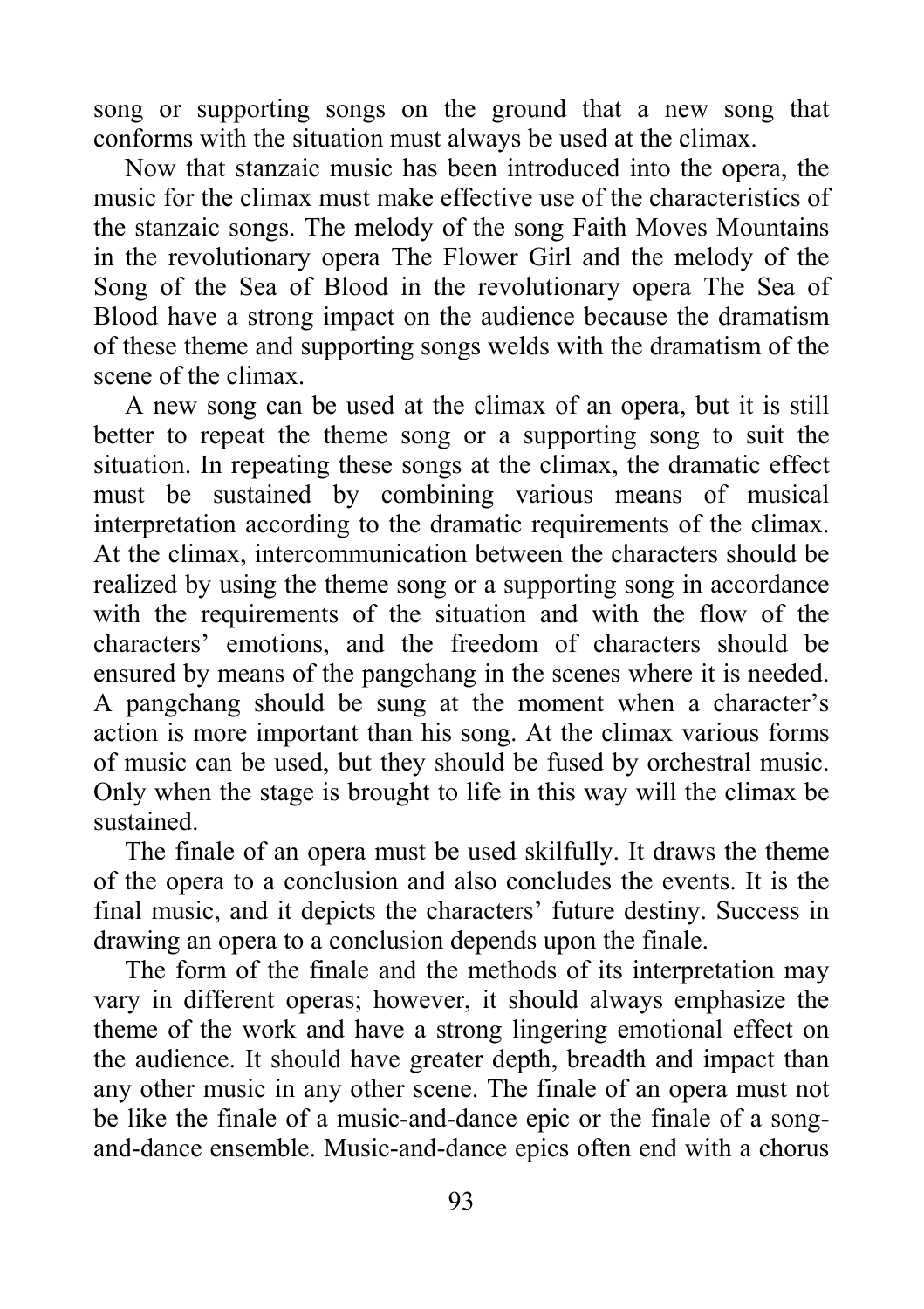song or supporting songs on the ground that a new song that conforms with the situation must always be used at the climax.

Now that stanzaic music has been introduced into the opera, the music for the climax must make effective use of the characteristics of the stanzaic songs. The melody of the song Faith Moves Mountains in the revolutionary opera The Flower Girl and the melody of the Song of the Sea of Blood in the revolutionary opera The Sea of Blood have a strong impact on the audience because the dramatism of these theme and supporting songs welds with the dramatism of the scene of the climax.

A new song can be used at the climax of an opera, but it is still better to repeat the theme song or a supporting song to suit the situation. In repeating these songs at the climax, the dramatic effect must be sustained by combining various means of musical interpretation according to the dramatic requirements of the climax. At the climax, intercommunication between the characters should be realized by using the theme song or a supporting song in accordance with the requirements of the situation and with the flow of the characters' emotions, and the freedom of characters should be ensured by means of the pangchang in the scenes where it is needed. A pangchang should be sung at the moment when a character's action is more important than his song. At the climax various forms of music can be used, but they should be fused by orchestral music. Only when the stage is brought to life in this way will the climax be sustained.

The finale of an opera must be used skilfully. It draws the theme of the opera to a conclusion and also concludes the events. It is the final music, and it depicts the characters' future destiny. Success in drawing an opera to a conclusion depends upon the finale.

The form of the finale and the methods of its interpretation may vary in different operas; however, it should always emphasize the theme of the work and have a strong lingering emotional effect on the audience. It should have greater depth, breadth and impact than any other music in any other scene. The finale of an opera must not be like the finale of a music-and-dance epic or the finale of a song-and-dance ensemble. Music-and-dance epics often end with a chorus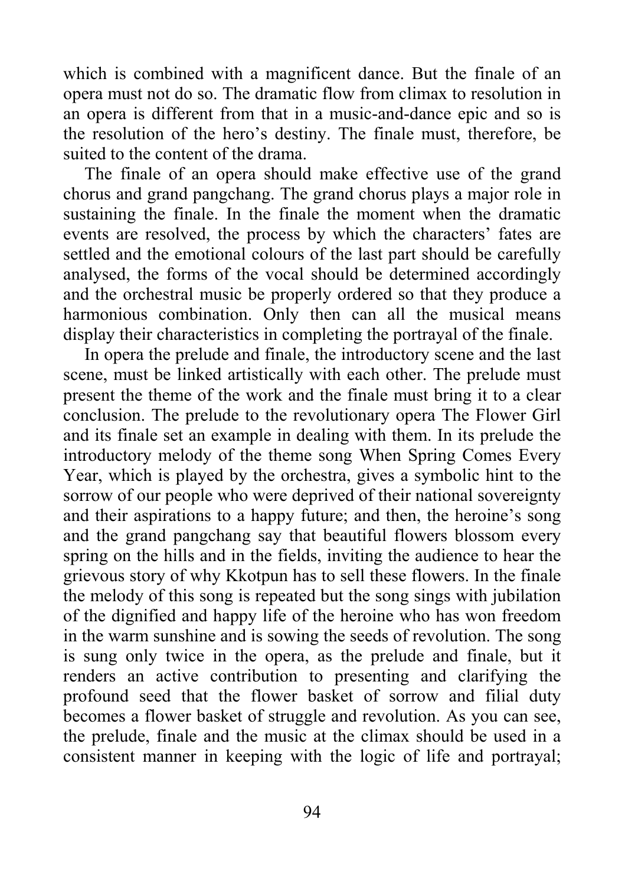which is combined with a magnificent dance. But the finale of an opera must not do so. The dramatic flow from climax to resolution in an opera is different from that in a music-and-dance epic and so is the resolution of the hero's destiny. The finale must, therefore, be suited to the content of the drama.

The finale of an opera should make effective use of the grand chorus and grand pangchang. The grand chorus plays a major role in sustaining the finale. In the finale the moment when the dramatic events are resolved, the process by which the characters' fates are settled and the emotional colours of the last part should be carefully analysed, the forms of the vocal should be determined accordingly and the orchestral music be properly ordered so that they produce a harmonious combination. Only then can all the musical means display their characteristics in completing the portrayal of the finale.

In opera the prelude and finale, the introductory scene and the last scene, must be linked artistically with each other. The prelude must present the theme of the work and the finale must bring it to a clear conclusion. The prelude to the revolutionary opera The Flower Girl and its finale set an example in dealing with them. In its prelude the introductory melody of the theme song When Spring Comes Every Year, which is played by the orchestra, gives a symbolic hint to the sorrow of our people who were deprived of their national sovereignty and their aspirations to a happy future; and then, the heroine's song and the grand pangchang say that beautiful flowers blossom every spring on the hills and in the fields, inviting the audience to hear the grievous story of why Kkotpun has to sell these flowers. In the finale the melody of this song is repeated but the song sings with jubilation of the dignified and happy life of the heroine who has won freedom in the warm sunshine and is sowing the seeds of revolution. The song is sung only twice in the opera, as the prelude and finale, but it renders an active contribution to presenting and clarifying the profound seed that the flower basket of sorrow and filial duty becomes a flower basket of struggle and revolution. As you can see, the prelude, finale and the music at the climax should be used in a consistent manner in keeping with the logic of life and portrayal;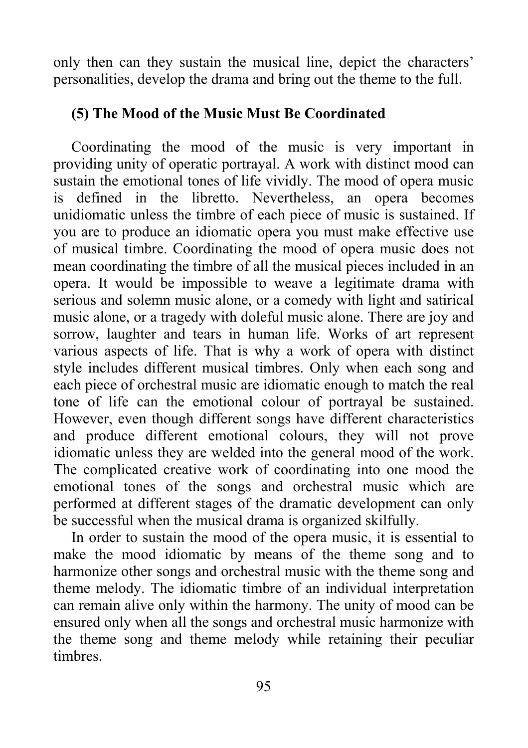only then can they sustain the musical line, depict the characters' personalities, develop the drama and bring out the theme to the full.

### (5) The Mood of the Music Must Be Coordinated

Coordinating the mood of the music is very important in providing unity of operatic portrayal. A work with distinct mood can sustain the emotional tones of life vividly. The mood of opera music is defined in the libretto. Nevertheless, an opera becomes unidiomatic unless the timbre of each piece of music is sustained. If you are to produce an idiomatic opera you must make effective use of musical timbre. Coordinating the mood of opera music does not mean coordinating the timbre of all the musical pieces included in an opera. It would be impossible to weave a legitimate drama with serious and solemn music alone, or a comedy with light and satirical music alone, or a tragedy with doleful music alone. There are joy and sorrow, laughter and tears in human life. Works of art represent various aspects of life. That is why a work of opera with distinct style includes different musical timbres. Only when each song and each piece of orchestral music are idiomatic enough to match the real tone of life can the emotional colour of portrayal be sustained. However, even though different songs have different characteristics and produce different emotional colours, they will not prove idiomatic unless they are welded into the general mood of the work. The complicated creative work of coordinating into one mood the emotional tones of the songs and orchestral music which are performed at different stages of the dramatic development can only be successful when the musical drama is organized skilfully.

In order to sustain the mood of the opera music, it is essential to make the mood idiomatic by means of the theme song and to harmonize other songs and orchestral music with the theme song and theme melody. The idiomatic timbre of an individual interpretation can remain alive only within the harmony. The unity of mood can be ensured only when all the songs and orchestral music harmonize with the theme song and theme melody while retaining their peculiar timbres.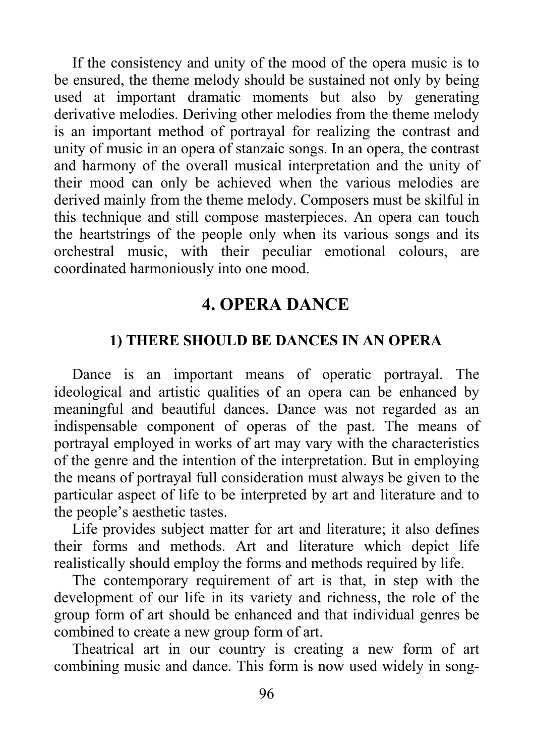If the consistency and unity of the mood of the opera music is to be ensured, the theme melody should be sustained not only by being used at important dramatic moments but also by generating derivative melodies. Deriving other melodies from the theme melody is an important method of portrayal for realizing the contrast and unity of music in an opera of stanzaic songs. In an opera, the contrast and harmony of the overall musical interpretation and the unity of their mood can only be achieved when the various melodies are derived mainly from the theme melody. Composers must be skilful in this technique and still compose masterpieces. An opera can touch the heartstrings of the people only when its various songs and its orchestral music, with their peculiar emotional colours, are coordinated harmoniously into one mood.

## 4. OPERA DANCE

### 1) THERE SHOULD BE DANCES IN AN OPERA

Dance is an important means of operatic portrayal. The ideological and artistic qualities of an opera can be enhanced by meaningful and beautiful dances. Dance was not regarded as an indispensable component of operas of the past. The means of portrayal employed in works of art may vary with the characteristics of the genre and the intention of the interpretation. But in employing the means of portrayal full consideration must always be given to the particular aspect of life to be interpreted by art and literature and to the people's aesthetic tastes.

Life provides subject matter for art and literature; it also defines their forms and methods. Art and literature which depict life realistically should employ the forms and methods required by life.

The contemporary requirement of art is that, in step with the development of our life in its variety and richness, the role of the group form of art should be enhanced and that individual genres be combined to create a new group form of art.

Theatrical art in our country is creating a new form of art combining music and dance. This form is now used widely in song-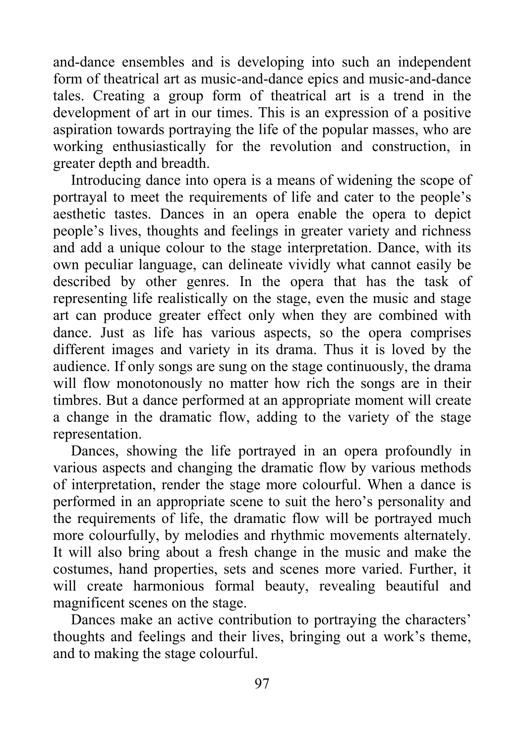and-dance ensembles and is developing into such an independent form of theatrical art as music-and-dance epics and music-and-dance tales. Creating a group form of theatrical art is a trend in the development of art in our times. This is an expression of a positive aspiration towards portraying the life of the popular masses, who are working enthusiastically for the revolution and construction, in greater depth and breadth.

Introducing dance into opera is a means of widening the scope of portrayal to meet the requirements of life and cater to the people's aesthetic tastes. Dances in an opera enable the opera to depict people's lives, thoughts and feelings in greater variety and richness and add a unique colour to the stage interpretation. Dance, with its own peculiar language, can delineate vividly what cannot easily be described by other genres. In the opera that has the task of representing life realistically on the stage, even the music and stage art can produce greater effect only when they are combined with dance. Just as life has various aspects, so the opera comprises different images and variety in its drama. Thus it is loved by the audience. If only songs are sung on the stage continuously, the drama will flow monotonously no matter how rich the songs are in their timbres. But a dance performed at an appropriate moment will create a change in the dramatic flow, adding to the variety of the stage representation.

Dances, showing the life portrayed in an opera profoundly in various aspects and changing the dramatic flow by various methods of interpretation, render the stage more colourful. When a dance is performed in an appropriate scene to suit the hero's personality and the requirements of life, the dramatic flow will be portrayed much more colourfully, by melodies and rhythmic movements alternately. It will also bring about a fresh change in the music and make the costumes, hand properties, sets and scenes more varied. Further, it will create harmonious formal beauty, revealing beautiful and magnificent scenes on the stage.

Dances make an active contribution to portraying the characters' thoughts and feelings and their lives, bringing out a work's theme, and to making the stage colourful.